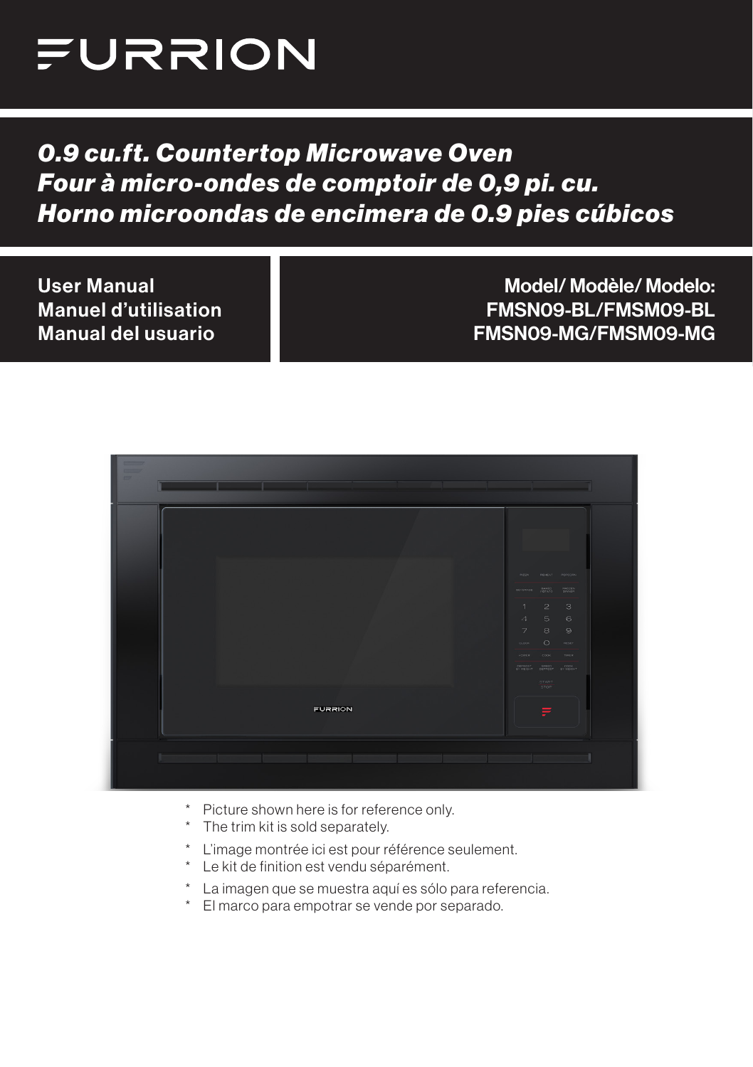# FURRION

## 0.9 cu.ft. Countertop Microwave Oven
## Four à micro-ondes de comptoir de 0,9 pi. cu.
## Horno microondas de encimera de 0.9 pies cúbicos

**User Manual**
**Manuel d'utilisation**
**Manual del usuario**

**Model/ Modèle/ Modelo:**
**FMSN09-BL/FMSM09-BL**
**FMSN09-MG/FMSM09-MG**

- * Picture shown here is for reference only.
- * The trim kit is sold separately.

- * L'image montrée ici est pour référence seulement.
- * Le kit de finition est vendu séparément.

- * La imagen que se muestra aquí es sólo para referencia.
- * El marco para empotrar se vende por separado.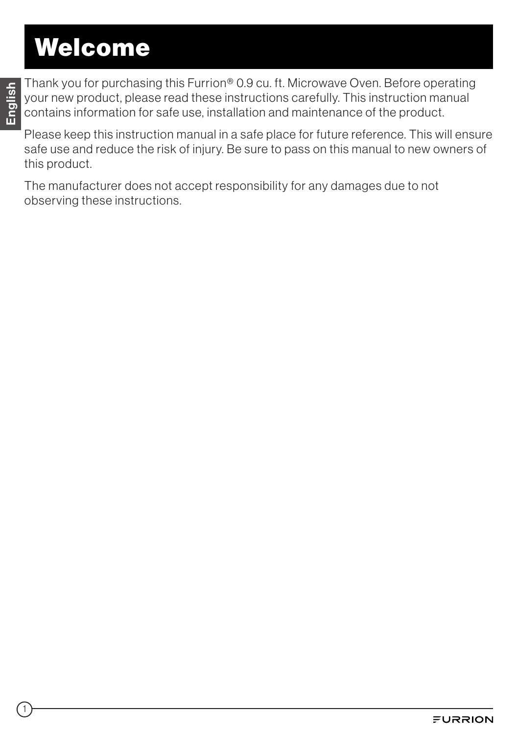# Welcome

Thank you for purchasing this Furrion® 0.9 cu. ft. Microwave Oven. Before operating your new product, please read these instructions carefully. This instruction manual contains information for safe use, installation and maintenance of the product.

Please keep this instruction manual in a safe place for future reference. This will ensure safe use and reduce the risk of injury. Be sure to pass on this manual to new owners of this product.

The manufacturer does not accept responsibility for any damages due to not observing these instructions.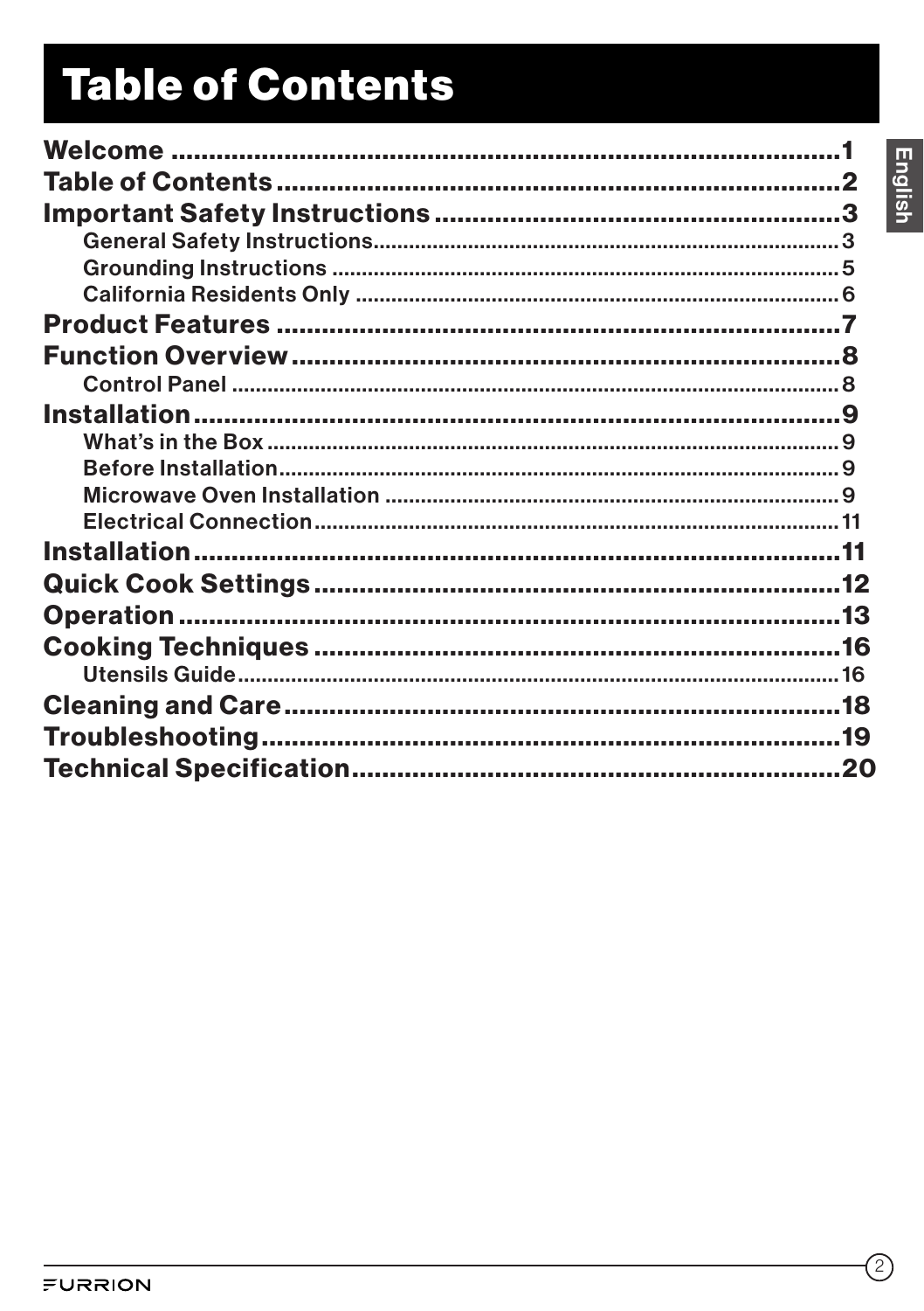# Table of Contents

**Welcome** .......................................................................................1
**Table of Contents** ..........................................................................2
**Important Safety Instructions** .........................................................3
- General Safety Instructions..............................................................3
- Grounding Instructions .....................................................................5
- California Residents Only .................................................................6

**Product Features** ..............................................................................7
**Function Overview** ............................................................................8
- Control Panel .....................................................................................8

**Installation** .........................................................................................9
- What's in the Box ...............................................................................9
- Before Installation..............................................................................9
- Microwave Oven Installation .............................................................9
- Electrical Connection........................................................................11

**Installation** .........................................................................................11
**Quick Cook Settings** ..........................................................................12
**Operation** ...........................................................................................13
**Cooking Techniques** ..........................................................................16
- Utensils Guide....................................................................................16

**Cleaning and Care** ..............................................................................18
**Troubleshooting** .................................................................................19
**Technical Specification**......................................................................20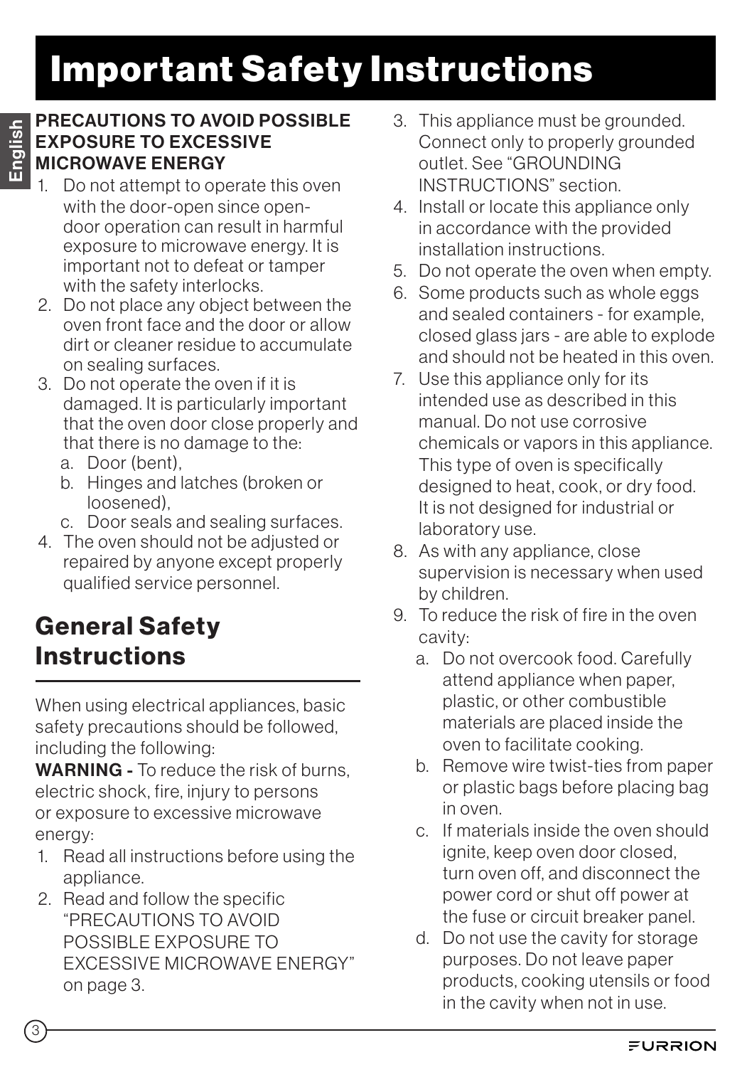# Important Safety Instructions

**PRECAUTIONS TO AVOID POSSIBLE EXPOSURE TO EXCESSIVE MICROWAVE ENERGY**

1. Do not attempt to operate this oven with the door-open since open-door operation can result in harmful exposure to microwave energy. It is important not to defeat or tamper with the safety interlocks.
2. Do not place any object between the oven front face and the door or allow dirt or cleaner residue to accumulate on sealing surfaces.
3. Do not operate the oven if it is damaged. It is particularly important that the oven door close properly and that there is no damage to the:
   a. Door (bent),
   b. Hinges and latches (broken or loosened),
   c. Door seals and sealing surfaces.
4. The oven should not be adjusted or repaired by anyone except properly qualified service personnel.

## General Safety Instructions

When using electrical appliances, basic safety precautions should be followed, including the following:

**WARNING -** To reduce the risk of burns, electric shock, fire, injury to persons or exposure to excessive microwave energy:

1. Read all instructions before using the appliance.
2. Read and follow the specific "PRECAUTIONS TO AVOID POSSIBLE EXPOSURE TO EXCESSIVE MICROWAVE ENERGY" on page 3.
3. This appliance must be grounded. Connect only to properly grounded outlet. See "GROUNDING INSTRUCTIONS" section.
4. Install or locate this appliance only in accordance with the provided installation instructions.
5. Do not operate the oven when empty.
6. Some products such as whole eggs and sealed containers - for example, closed glass jars - are able to explode and should not be heated in this oven.
7. Use this appliance only for its intended use as described in this manual. Do not use corrosive chemicals or vapors in this appliance. This type of oven is specifically designed to heat, cook, or dry food. It is not designed for industrial or laboratory use.
8. As with any appliance, close supervision is necessary when used by children.
9. To reduce the risk of fire in the oven cavity:
   a. Do not overcook food. Carefully attend appliance when paper, plastic, or other combustible materials are placed inside the oven to facilitate cooking.
   b. Remove wire twist-ties from paper or plastic bags before placing bag in oven.
   c. If materials inside the oven should ignite, keep oven door closed, turn oven off, and disconnect the power cord or shut off power at the fuse or circuit breaker panel.
   d. Do not use the cavity for storage purposes. Do not leave paper products, cooking utensils or food in the cavity when not in use.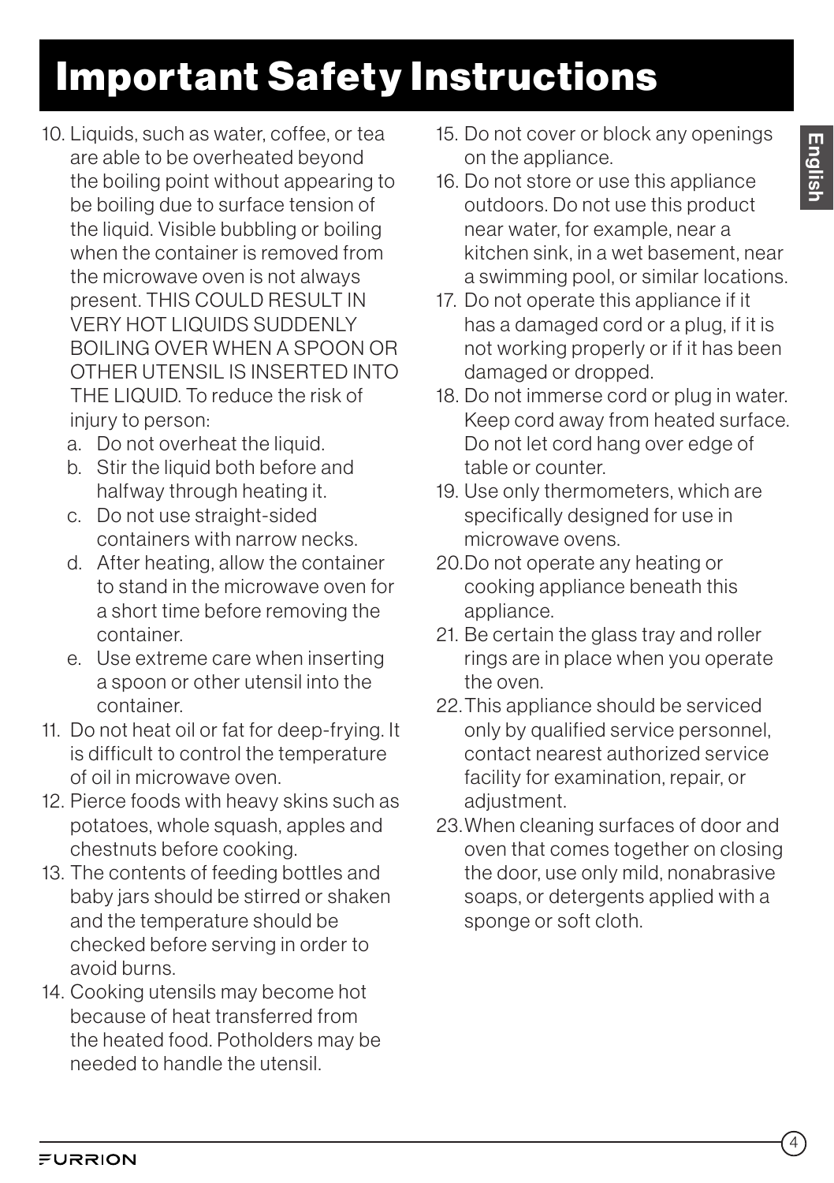# Important Safety Instructions

10. Liquids, such as water, coffee, or tea are able to be overheated beyond the boiling point without appearing to be boiling due to surface tension of the liquid. Visible bubbling or boiling when the container is removed from the microwave oven is not always present. THIS COULD RESULT IN VERY HOT LIQUIDS SUDDENLY BOILING OVER WHEN A SPOON OR OTHER UTENSIL IS INSERTED INTO THE LIQUID. To reduce the risk of injury to person:
    a. Do not overheat the liquid.
    b. Stir the liquid both before and halfway through heating it.
    c. Do not use straight-sided containers with narrow necks.
    d. After heating, allow the container to stand in the microwave oven for a short time before removing the container.
    e. Use extreme care when inserting a spoon or other utensil into the container.
11. Do not heat oil or fat for deep-frying. It is difficult to control the temperature of oil in microwave oven.
12. Pierce foods with heavy skins such as potatoes, whole squash, apples and chestnuts before cooking.
13. The contents of feeding bottles and baby jars should be stirred or shaken and the temperature should be checked before serving in order to avoid burns.
14. Cooking utensils may become hot because of heat transferred from the heated food. Potholders may be needed to handle the utensil.
15. Do not cover or block any openings on the appliance.
16. Do not store or use this appliance outdoors. Do not use this product near water, for example, near a kitchen sink, in a wet basement, near a swimming pool, or similar locations.
17. Do not operate this appliance if it has a damaged cord or a plug, if it is not working properly or if it has been damaged or dropped.
18. Do not immerse cord or plug in water. Keep cord away from heated surface. Do not let cord hang over edge of table or counter.
19. Use only thermometers, which are specifically designed for use in microwave ovens.
20. Do not operate any heating or cooking appliance beneath this appliance.
21. Be certain the glass tray and roller rings are in place when you operate the oven.
22. This appliance should be serviced only by qualified service personnel, contact nearest authorized service facility for examination, repair, or adjustment.
23. When cleaning surfaces of door and oven that comes together on closing the door, use only mild, nonabrasive soaps, or detergents applied with a sponge or soft cloth.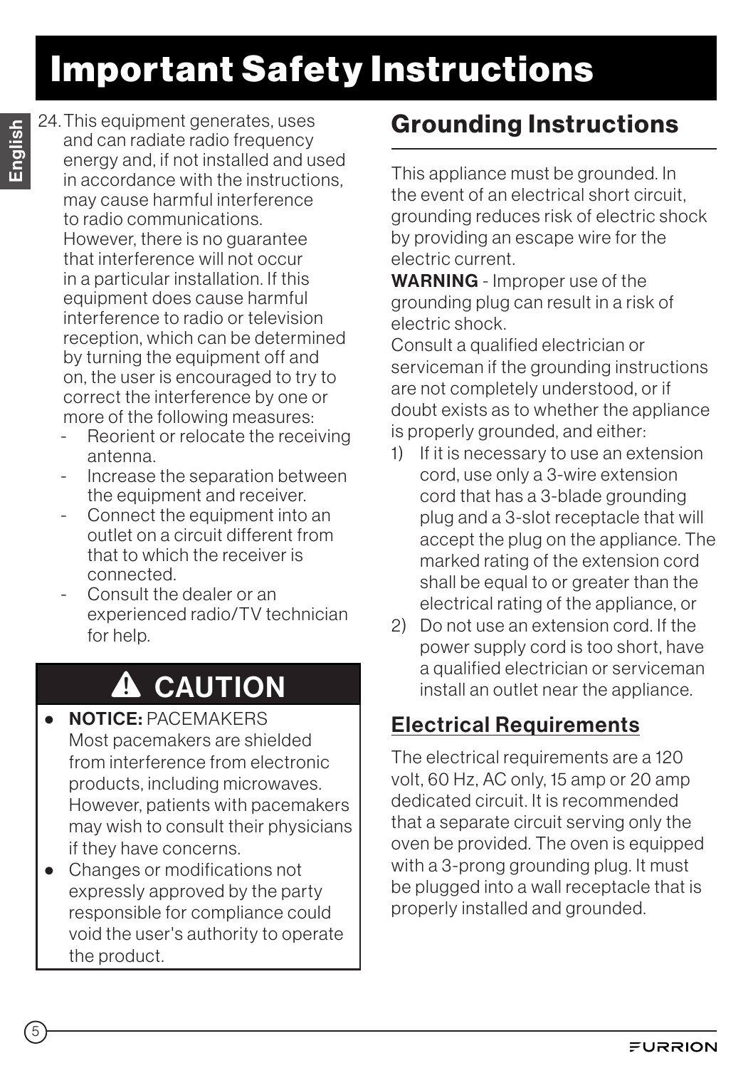# Important Safety Instructions

24. This equipment generates, uses and can radiate radio frequency energy and, if not installed and used in accordance with the instructions, may cause harmful interference to radio communications. However, there is no guarantee that interference will not occur in a particular installation. If this equipment does cause harmful interference to radio or television reception, which can be determined by turning the equipment off and on, the user is encouraged to try to correct the interference by one or more of the following measures:
    - Reorient or relocate the receiving antenna.
    - Increase the separation between the equipment and receiver.
    - Connect the equipment into an outlet on a circuit different from that to which the receiver is connected.
    - Consult the dealer or an experienced radio/TV technician for help.

## ⚠ CAUTION

- **NOTICE:** PACEMAKERS
  Most pacemakers are shielded from interference from electronic products, including microwaves. However, patients with pacemakers may wish to consult their physicians if they have concerns.
- Changes or modifications not expressly approved by the party responsible for compliance could void the user's authority to operate the product.

## Grounding Instructions

This appliance must be grounded. In the event of an electrical short circuit, grounding reduces risk of electric shock by providing an escape wire for the electric current.

**WARNING** - Improper use of the grounding plug can result in a risk of electric shock.

Consult a qualified electrician or serviceman if the grounding instructions are not completely understood, or if doubt exists as to whether the appliance is properly grounded, and either:

1) If it is necessary to use an extension cord, use only a 3-wire extension cord that has a 3-blade grounding plug and a 3-slot receptacle that will accept the plug on the appliance. The marked rating of the extension cord shall be equal to or greater than the electrical rating of the appliance, or
2) Do not use an extension cord. If the power supply cord is too short, have a qualified electrician or serviceman install an outlet near the appliance.

## Electrical Requirements

The electrical requirements are a 120 volt, 60 Hz, AC only, 15 amp or 20 amp dedicated circuit. It is recommended that a separate circuit serving only the oven be provided. The oven is equipped with a 3-prong grounding plug. It must be plugged into a wall receptacle that is properly installed and grounded.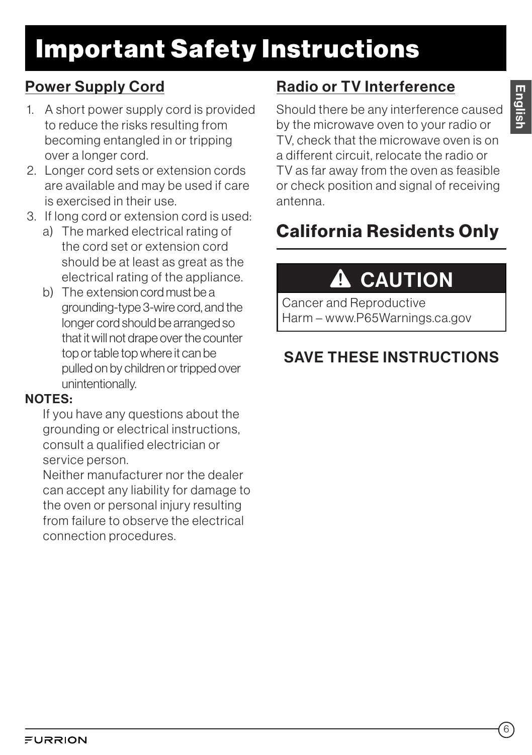# Important Safety Instructions

## Power Supply Cord

1. A short power supply cord is provided to reduce the risks resulting from becoming entangled in or tripping over a longer cord.
2. Longer cord sets or extension cords are available and may be used if care is exercised in their use.
3. If long cord or extension cord is used:
   a) The marked electrical rating of the cord set or extension cord should be at least as great as the electrical rating of the appliance.
   b) The extension cord must be a grounding-type 3-wire cord, and the longer cord should be arranged so that it will not drape over the counter top or table top where it can be pulled on by children or tripped over unintentionally.

**NOTES:**

If you have any questions about the grounding or electrical instructions, consult a qualified electrician or service person.

Neither manufacturer nor the dealer can accept any liability for damage to the oven or personal injury resulting from failure to observe the electrical connection procedures.

## Radio or TV Interference

Should there be any interference caused by the microwave oven to your radio or TV, check that the microwave oven is on a different circuit, relocate the radio or TV as far away from the oven as feasible or check position and signal of receiving antenna.

## California Residents Only

**⚠ CAUTION**

Cancer and Reproductive Harm – www.P65Warnings.ca.gov

**SAVE THESE INSTRUCTIONS**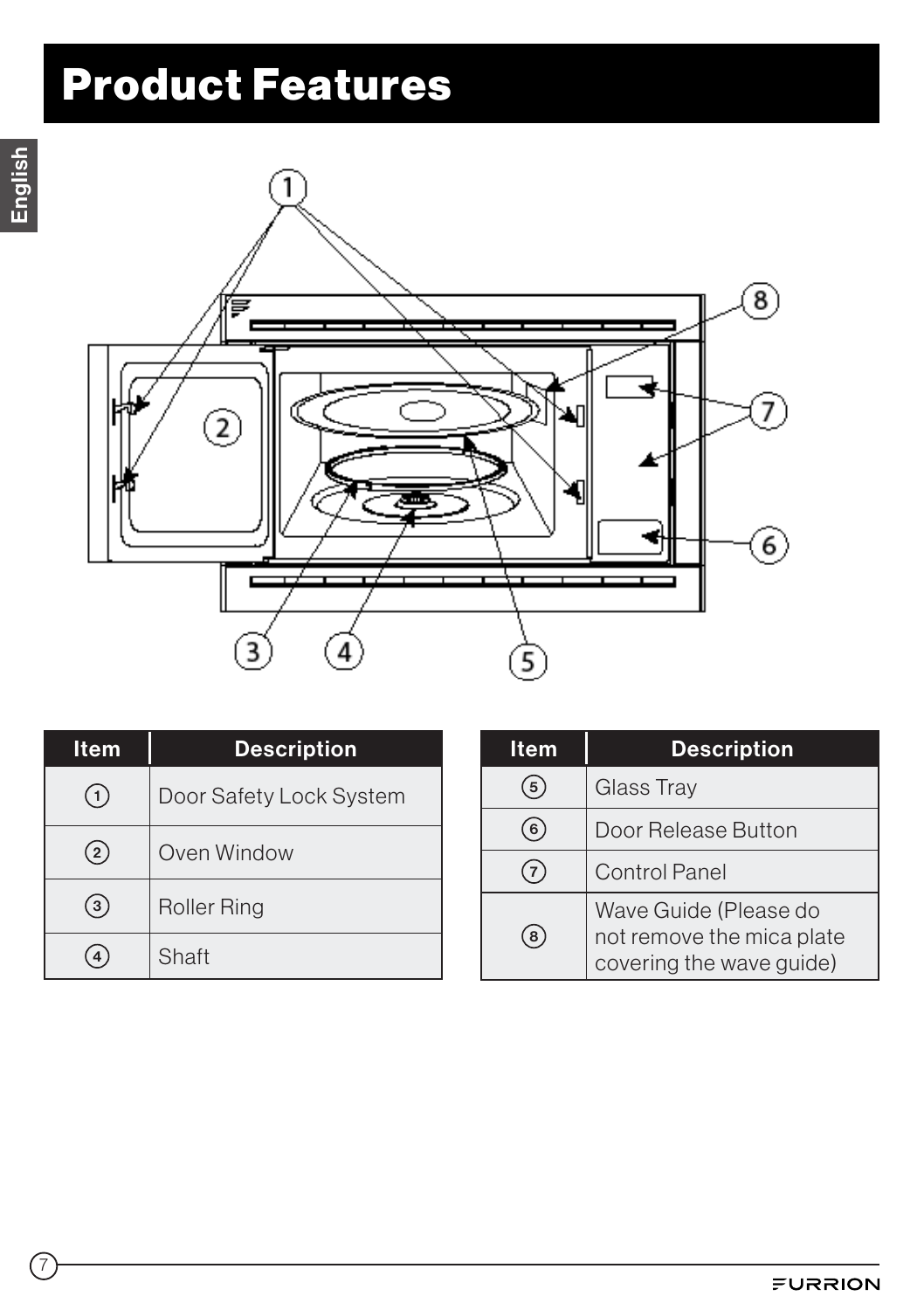# Product Features

| Item | Description |
|---|---|
| 1 | Door Safety Lock System |
| 2 | Oven Window |
| 3 | Roller Ring |
| 4 | Shaft |
| 5 | Glass Tray |
| 6 | Door Release Button |
| 7 | Control Panel |
| 8 | Wave Guide (Please do not remove the mica plate covering the wave guide) |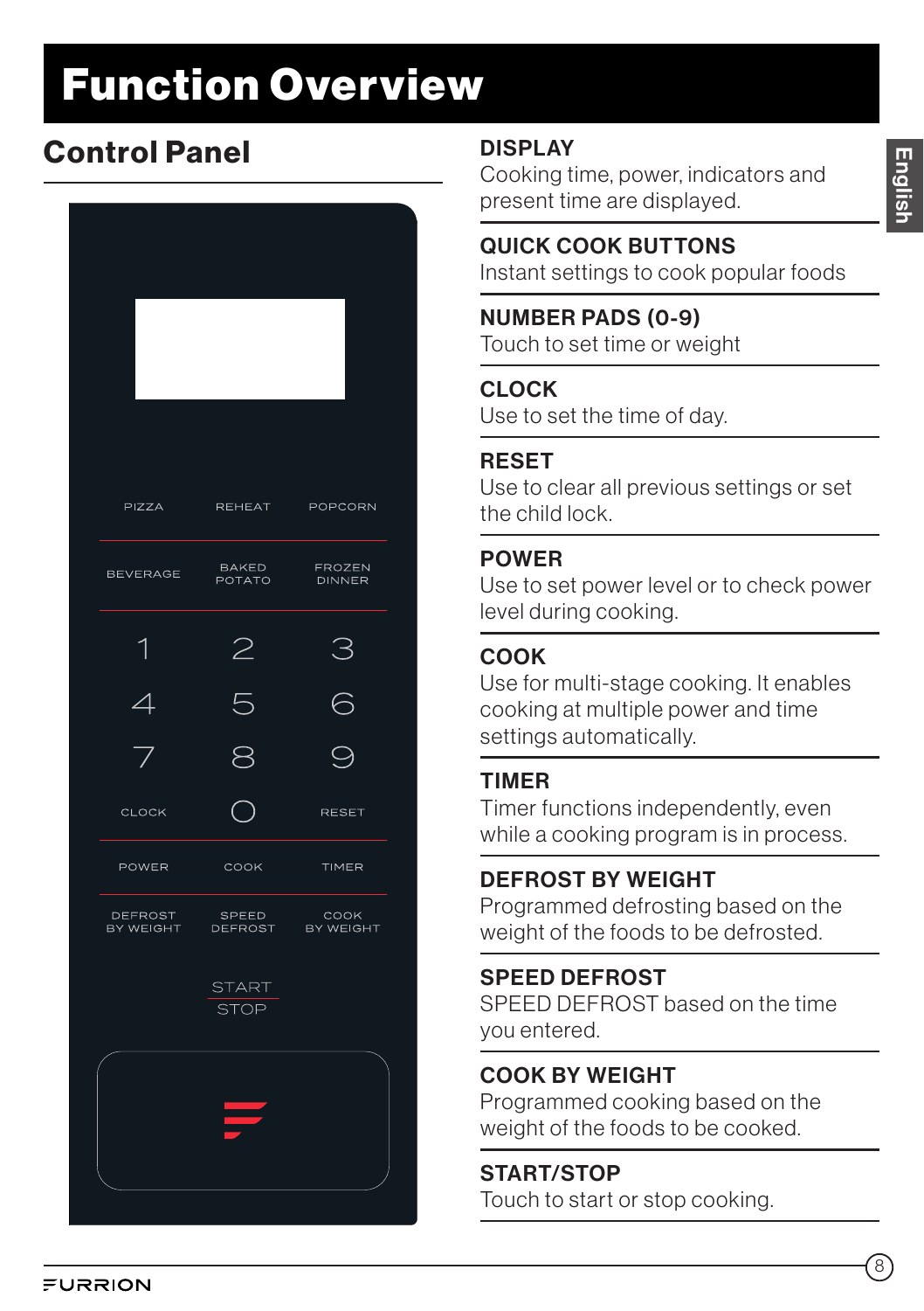# Function Overview

## Control Panel

PIZZA REHEAT POPCORN

BEVERAGE BAKED POTATO FROZEN DINNER

1 2 3

4 5 6

7 8 9

CLOCK 0 RESET

POWER COOK TIMER

DEFROST BY WEIGHT SPEED DEFROST COOK BY WEIGHT

START STOP

**DISPLAY**
Cooking time, power, indicators and present time are displayed.

**QUICK COOK BUTTONS**
Instant settings to cook popular foods

**NUMBER PADS (0-9)**
Touch to set time or weight

**CLOCK**
Use to set the time of day.

**RESET**
Use to clear all previous settings or set the child lock.

**POWER**
Use to set power level or to check power level during cooking.

**COOK**
Use for multi-stage cooking. It enables cooking at multiple power and time settings automatically.

**TIMER**
Timer functions independently, even while a cooking program is in process.

**DEFROST BY WEIGHT**
Programmed defrosting based on the weight of the foods to be defrosted.

**SPEED DEFROST**
SPEED DEFROST based on the time you entered.

**COOK BY WEIGHT**
Programmed cooking based on the weight of the foods to be cooked.

**START/STOP**
Touch to start or stop cooking.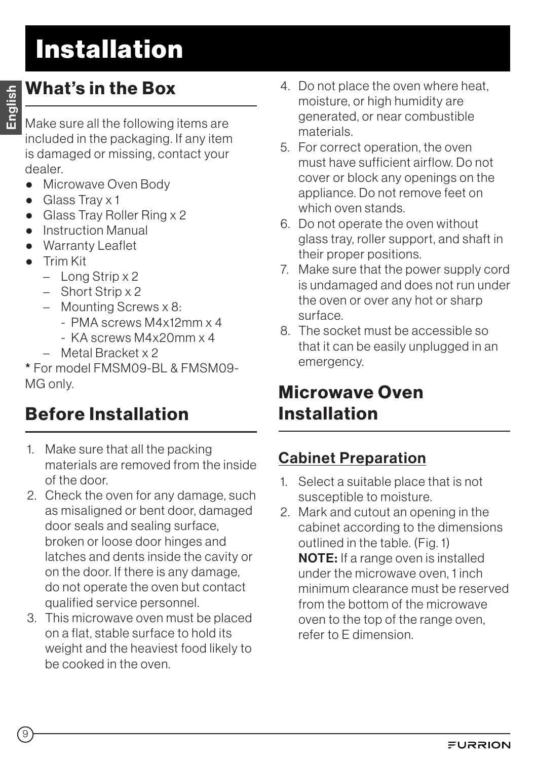# Installation

## What's in the Box

Make sure all the following items are included in the packaging. If any item is damaged or missing, contact your dealer.

- Microwave Oven Body
- Glass Tray x 1
- Glass Tray Roller Ring x 2
- Instruction Manual
- Warranty Leaflet
- Trim Kit
  - Long Strip x 2
  - Short Strip x 2
  - Mounting Screws x 8:
    - PMA screws M4x12mm x 4
    - KA screws M4x20mm x 4
  - Metal Bracket x 2

**\*** For model FMSM09-BL & FMSM09-MG only.

## Before Installation

1. Make sure that all the packing materials are removed from the inside of the door.
2. Check the oven for any damage, such as misaligned or bent door, damaged door seals and sealing surface, broken or loose door hinges and latches and dents inside the cavity or on the door. If there is any damage, do not operate the oven but contact qualified service personnel.
3. This microwave oven must be placed on a flat, stable surface to hold its weight and the heaviest food likely to be cooked in the oven.
4. Do not place the oven where heat, moisture, or high humidity are generated, or near combustible materials.
5. For correct operation, the oven must have sufficient airflow. Do not cover or block any openings on the appliance. Do not remove feet on which oven stands.
6. Do not operate the oven without glass tray, roller support, and shaft in their proper positions.
7. Make sure that the power supply cord is undamaged and does not run under the oven or over any hot or sharp surface.
8. The socket must be accessible so that it can be easily unplugged in an emergency.

## Microwave Oven Installation

### Cabinet Preparation

1. Select a suitable place that is not susceptible to moisture.
2. Mark and cutout an opening in the cabinet according to the dimensions outlined in the table. (Fig. 1)
   **NOTE:** If a range oven is installed under the microwave oven, 1 inch minimum clearance must be reserved from the bottom of the microwave oven to the top of the range oven, refer to E dimension.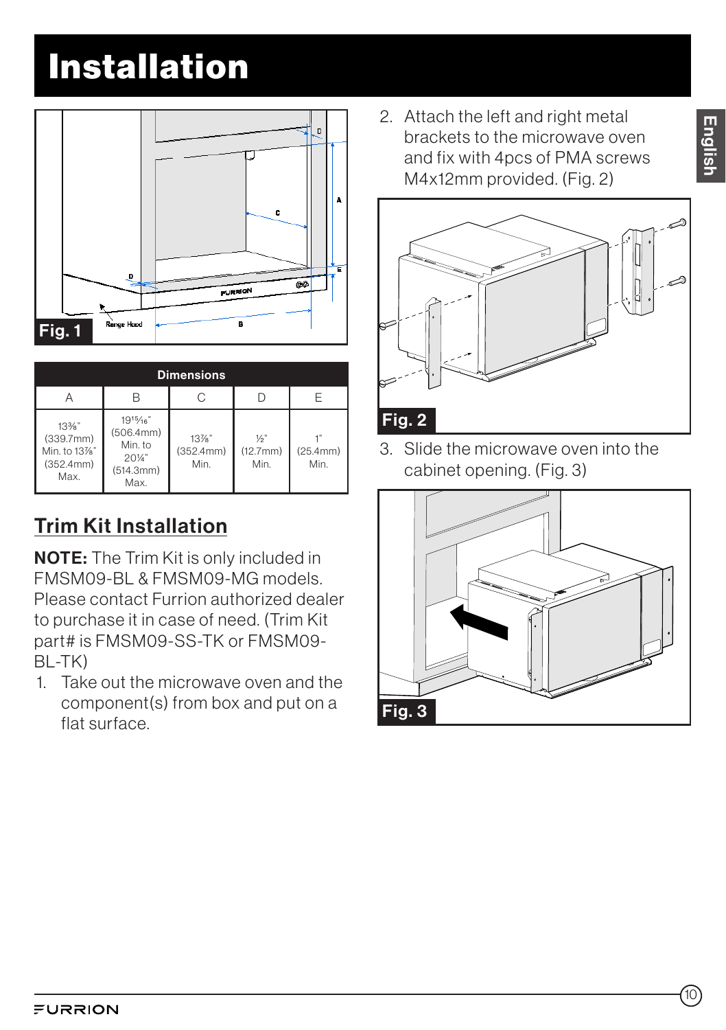# Installation

Fig. 1

| Dimensions | | | | |
|---|---|---|---|---|
| A | B | C | D | E |
| 13⅜" (339.7mm) Min. to 13⅞" (352.4mm) Max. | 19¹⁵⁄₁₆" (506.4mm) Min. to 20¼" (514.3mm) Max. | 13⅞" (352.4mm) Min. | ½" (12.7mm) Min. | 1" (25.4mm) Min. |

## Trim Kit Installation

**NOTE:** The Trim Kit is only included in FMSM09-BL & FMSM09-MG models. Please contact Furrion authorized dealer to purchase it in case of need. (Trim Kit part# is FMSM09-SS-TK or FMSM09-BL-TK)

1. Take out the microwave oven and the component(s) from box and put on a flat surface.
2. Attach the left and right metal brackets to the microwave oven and fix with 4pcs of PMA screws M4x12mm provided. (Fig. 2)

Fig. 2

3. Slide the microwave oven into the cabinet opening. (Fig. 3)

Fig. 3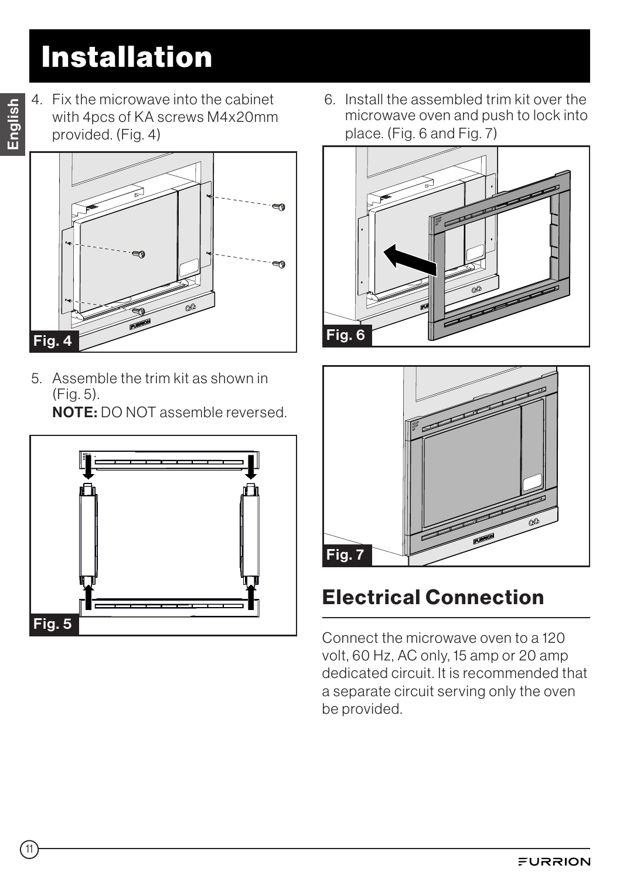# Installation

4. Fix the microwave into the cabinet with 4pcs of KA screws M4x20mm provided. (Fig. 4)

Fig. 4

5. Assemble the trim kit as shown in (Fig. 5).
   **NOTE:** DO NOT assemble reversed.

Fig. 5

6. Install the assembled trim kit over the microwave oven and push to lock into place. (Fig. 6 and Fig. 7)

Fig. 6

Fig. 7

## Electrical Connection

Connect the microwave oven to a 120 volt, 60 Hz, AC only, 15 amp or 20 amp dedicated circuit. It is recommended that a separate circuit serving only the oven be provided.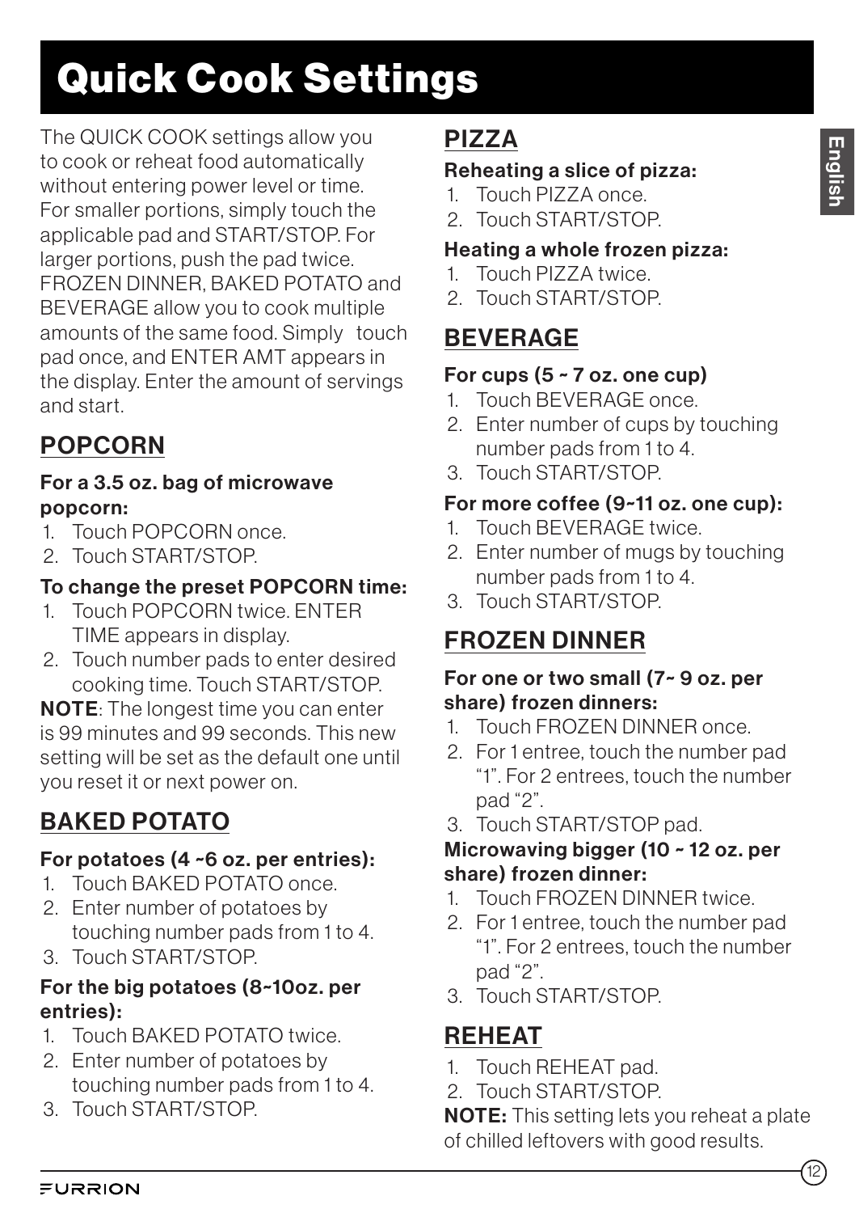# Quick Cook Settings

The QUICK COOK settings allow you to cook or reheat food automatically without entering power level or time. For smaller portions, simply touch the applicable pad and START/STOP. For larger portions, push the pad twice. FROZEN DINNER, BAKED POTATO and BEVERAGE allow you to cook multiple amounts of the same food. Simply touch pad once, and ENTER AMT appears in the display. Enter the amount of servings and start.

## POPCORN

**For a 3.5 oz. bag of microwave popcorn:**

1. Touch POPCORN once.
2. Touch START/STOP.

**To change the preset POPCORN time:**

1. Touch POPCORN twice. ENTER TIME appears in display.
2. Touch number pads to enter desired cooking time. Touch START/STOP.

**NOTE**: The longest time you can enter is 99 minutes and 99 seconds. This new setting will be set as the default one until you reset it or next power on.

## BAKED POTATO

**For potatoes (4 ~6 oz. per entries):**

1. Touch BAKED POTATO once.
2. Enter number of potatoes by touching number pads from 1 to 4.
3. Touch START/STOP.

**For the big potatoes (8~10oz. per entries):**

1. Touch BAKED POTATO twice.
2. Enter number of potatoes by touching number pads from 1 to 4.
3. Touch START/STOP.

## PIZZA

**Reheating a slice of pizza:**

1. Touch PIZZA once.
2. Touch START/STOP.

**Heating a whole frozen pizza:**

1. Touch PIZZA twice.
2. Touch START/STOP.

## BEVERAGE

**For cups (5 ~ 7 oz. one cup)**

1. Touch BEVERAGE once.
2. Enter number of cups by touching number pads from 1 to 4.
3. Touch START/STOP.

**For more coffee (9~11 oz. one cup):**

1. Touch BEVERAGE twice.
2. Enter number of mugs by touching number pads from 1 to 4.
3. Touch START/STOP.

## FROZEN DINNER

**For one or two small (7~ 9 oz. per share) frozen dinners:**

1. Touch FROZEN DINNER once.
2. For 1 entree, touch the number pad "1". For 2 entrees, touch the number pad "2".
3. Touch START/STOP pad.

**Microwaving bigger (10 ~ 12 oz. per share) frozen dinner:**

1. Touch FROZEN DINNER twice.
2. For 1 entree, touch the number pad "1". For 2 entrees, touch the number pad "2".
3. Touch START/STOP.

## REHEAT

1. Touch REHEAT pad.
2. Touch START/STOP.

**NOTE:** This setting lets you reheat a plate of chilled leftovers with good results.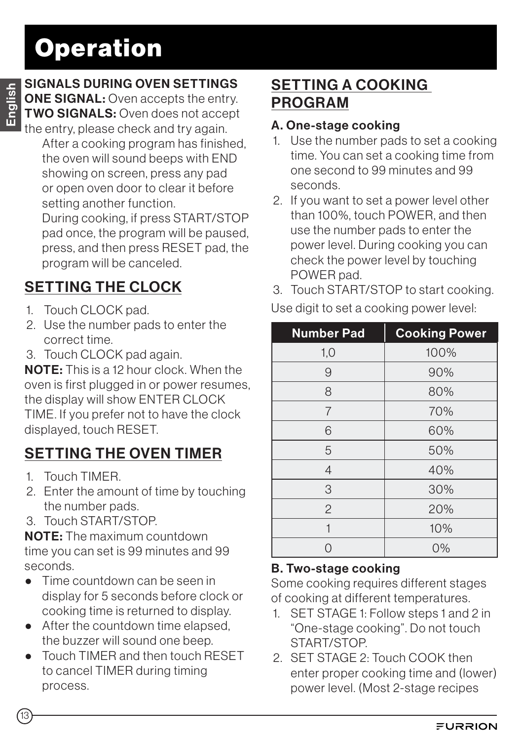# Operation

**SIGNALS DURING OVEN SETTINGS**

**ONE SIGNAL:** Oven accepts the entry.

**TWO SIGNALS:** Oven does not accept the entry, please check and try again.

After a cooking program has finished, the oven will sound beeps with END showing on screen, press any pad or open oven door to clear it before setting another function.

During cooking, if press START/STOP pad once, the program will be paused, press, and then press RESET pad, the program will be canceled.

## SETTING THE CLOCK

1. Touch CLOCK pad.
2. Use the number pads to enter the correct time.
3. Touch CLOCK pad again.

**NOTE:** This is a 12 hour clock. When the oven is first plugged in or power resumes, the display will show ENTER CLOCK TIME. If you prefer not to have the clock displayed, touch RESET.

## SETTING THE OVEN TIMER

1. Touch TIMER.
2. Enter the amount of time by touching the number pads.
3. Touch START/STOP.

**NOTE:** The maximum countdown time you can set is 99 minutes and 99 seconds.

- Time countdown can be seen in display for 5 seconds before clock or cooking time is returned to display.
- After the countdown time elapsed, the buzzer will sound one beep.
- Touch TIMER and then touch RESET to cancel TIMER during timing process.

## SETTING A COOKING PROGRAM

### A. One-stage cooking

1. Use the number pads to set a cooking time. You can set a cooking time from one second to 99 minutes and 99 seconds.
2. If you want to set a power level other than 100%, touch POWER, and then use the number pads to enter the power level. During cooking you can check the power level by touching POWER pad.
3. Touch START/STOP to start cooking.

Use digit to set a cooking power level:

| Number Pad | Cooking Power |
|---|---|
| 1,0 | 100% |
| 9 | 90% |
| 8 | 80% |
| 7 | 70% |
| 6 | 60% |
| 5 | 50% |
| 4 | 40% |
| 3 | 30% |
| 2 | 20% |
| 1 | 10% |
| 0 | 0% |

### B. Two-stage cooking

Some cooking requires different stages of cooking at different temperatures.

1. SET STAGE 1: Follow steps 1 and 2 in "One-stage cooking". Do not touch START/STOP.
2. SET STAGE 2: Touch COOK then enter proper cooking time and (lower) power level. (Most 2-stage recipes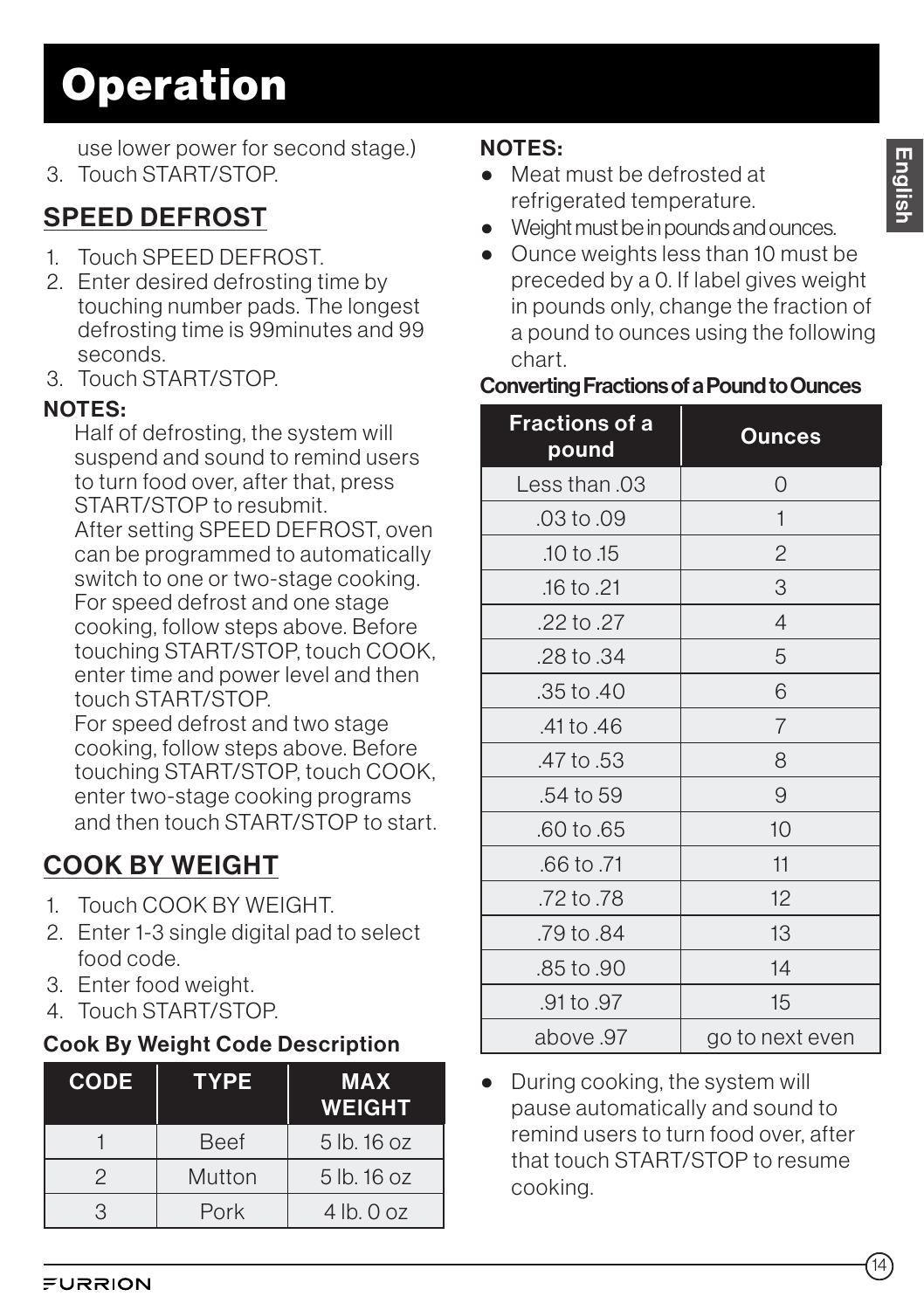# Operation

use lower power for second stage.)

3. Touch START/STOP.

## SPEED DEFROST

1. Touch SPEED DEFROST.
2. Enter desired defrosting time by touching number pads. The longest defrosting time is 99minutes and 99 seconds.
3. Touch START/STOP.

**NOTES:**

Half of defrosting, the system will suspend and sound to remind users to turn food over, after that, press START/STOP to resubmit.

After setting SPEED DEFROST, oven can be programmed to automatically switch to one or two-stage cooking.

For speed defrost and one stage cooking, follow steps above. Before touching START/STOP, touch COOK, enter time and power level and then touch START/STOP.

For speed defrost and two stage cooking, follow steps above. Before touching START/STOP, touch COOK, enter two-stage cooking programs and then touch START/STOP to start.

## COOK BY WEIGHT

1. Touch COOK BY WEIGHT.
2. Enter 1-3 single digital pad to select food code.
3. Enter food weight.
4. Touch START/STOP.

**Cook By Weight Code Description**

| CODE | TYPE | MAX WEIGHT |
|---|---|---|
| 1 | Beef | 5 lb. 16 oz |
| 2 | Mutton | 5 lb. 16 oz |
| 3 | Pork | 4 lb. 0 oz |

**NOTES:**

- Meat must be defrosted at refrigerated temperature.
- Weight must be in pounds and ounces.
- Ounce weights less than 10 must be preceded by a 0. If label gives weight in pounds only, change the fraction of a pound to ounces using the following chart.

**Converting Fractions of a Pound to Ounces**

| Fractions of a pound | Ounces |
|---|---|
| Less than .03 | 0 |
| .03 to .09 | 1 |
| .10 to .15 | 2 |
| .16 to .21 | 3 |
| .22 to .27 | 4 |
| .28 to .34 | 5 |
| .35 to .40 | 6 |
| .41 to .46 | 7 |
| .47 to .53 | 8 |
| .54 to 59 | 9 |
| .60 to .65 | 10 |
| .66 to .71 | 11 |
| .72 to .78 | 12 |
| .79 to .84 | 13 |
| .85 to .90 | 14 |
| .91 to .97 | 15 |
| above .97 | go to next even |

- During cooking, the system will pause automatically and sound to remind users to turn food over, after that touch START/STOP to resume cooking.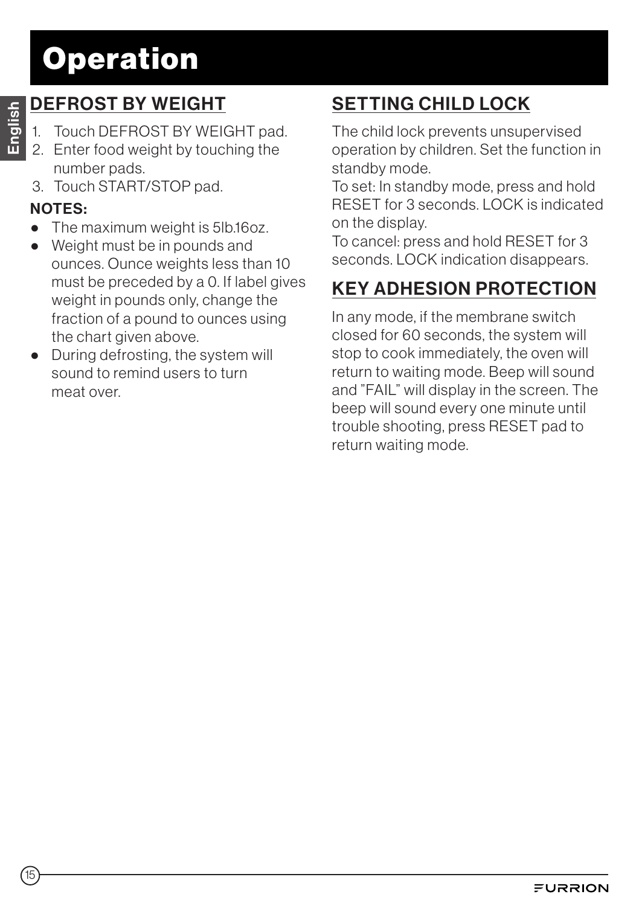# Operation

## DEFROST BY WEIGHT

1. Touch DEFROST BY WEIGHT pad.
2. Enter food weight by touching the number pads.
3. Touch START/STOP pad.

**NOTES:**

- The maximum weight is 5lb.16oz.
- Weight must be in pounds and ounces. Ounce weights less than 10 must be preceded by a 0. If label gives weight in pounds only, change the fraction of a pound to ounces using the chart given above.
- During defrosting, the system will sound to remind users to turn meat over.

## SETTING CHILD LOCK

The child lock prevents unsupervised operation by children. Set the function in standby mode.

To set: In standby mode, press and hold RESET for 3 seconds. LOCK is indicated on the display.

To cancel: press and hold RESET for 3 seconds. LOCK indication disappears.

## KEY ADHESION PROTECTION

In any mode, if the membrane switch closed for 60 seconds, the system will stop to cook immediately, the oven will return to waiting mode. Beep will sound and "FAIL" will display in the screen. The beep will sound every one minute until trouble shooting, press RESET pad to return waiting mode.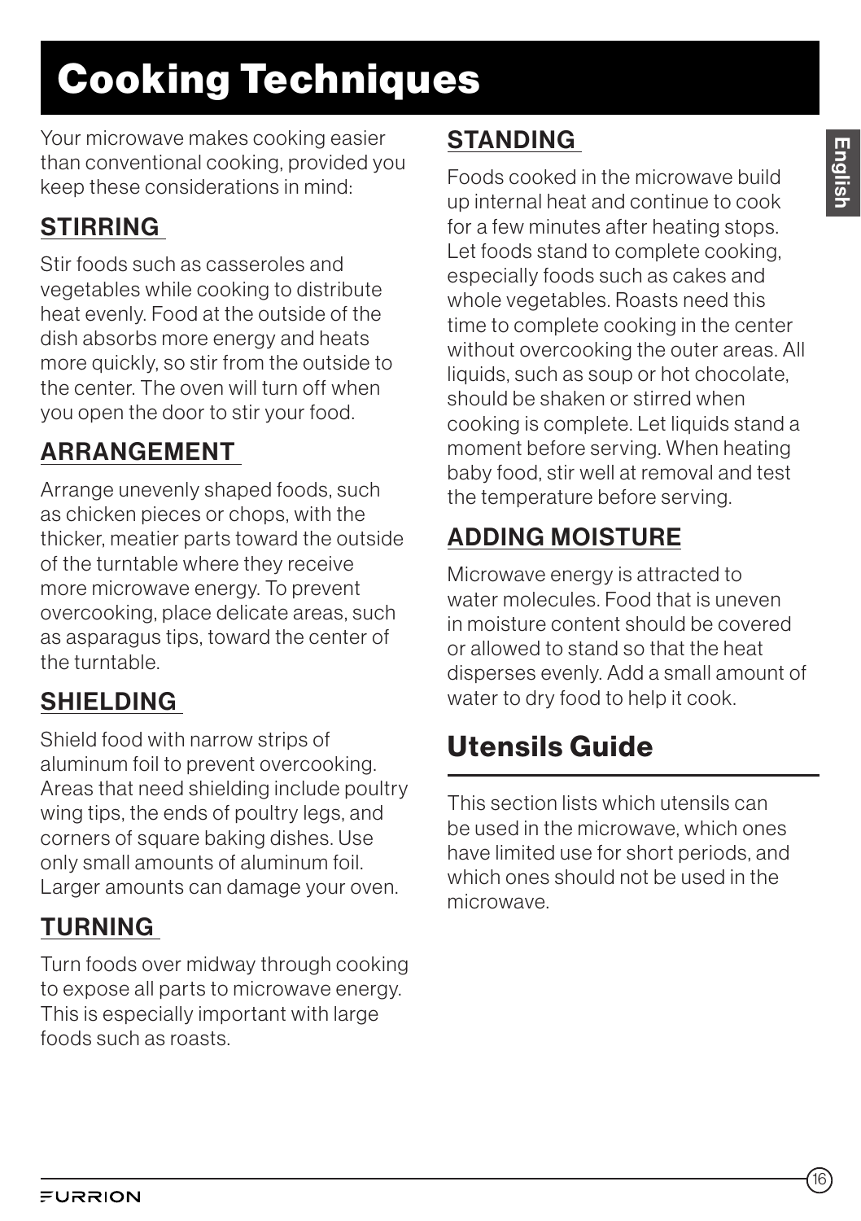# Cooking Techniques

Your microwave makes cooking easier than conventional cooking, provided you keep these considerations in mind:

### STIRRING

Stir foods such as casseroles and vegetables while cooking to distribute heat evenly. Food at the outside of the dish absorbs more energy and heats more quickly, so stir from the outside to the center. The oven will turn off when you open the door to stir your food.

### ARRANGEMENT

Arrange unevenly shaped foods, such as chicken pieces or chops, with the thicker, meatier parts toward the outside of the turntable where they receive more microwave energy. To prevent overcooking, place delicate areas, such as asparagus tips, toward the center of the turntable.

### SHIELDING

Shield food with narrow strips of aluminum foil to prevent overcooking. Areas that need shielding include poultry wing tips, the ends of poultry legs, and corners of square baking dishes. Use only small amounts of aluminum foil. Larger amounts can damage your oven.

### TURNING

Turn foods over midway through cooking to expose all parts to microwave energy. This is especially important with large foods such as roasts.

### STANDING

Foods cooked in the microwave build up internal heat and continue to cook for a few minutes after heating stops. Let foods stand to complete cooking, especially foods such as cakes and whole vegetables. Roasts need this time to complete cooking in the center without overcooking the outer areas. All liquids, such as soup or hot chocolate, should be shaken or stirred when cooking is complete. Let liquids stand a moment before serving. When heating baby food, stir well at removal and test the temperature before serving.

### ADDING MOISTURE

Microwave energy is attracted to water molecules. Food that is uneven in moisture content should be covered or allowed to stand so that the heat disperses evenly. Add a small amount of water to dry food to help it cook.

## Utensils Guide

This section lists which utensils can be used in the microwave, which ones have limited use for short periods, and which ones should not be used in the microwave.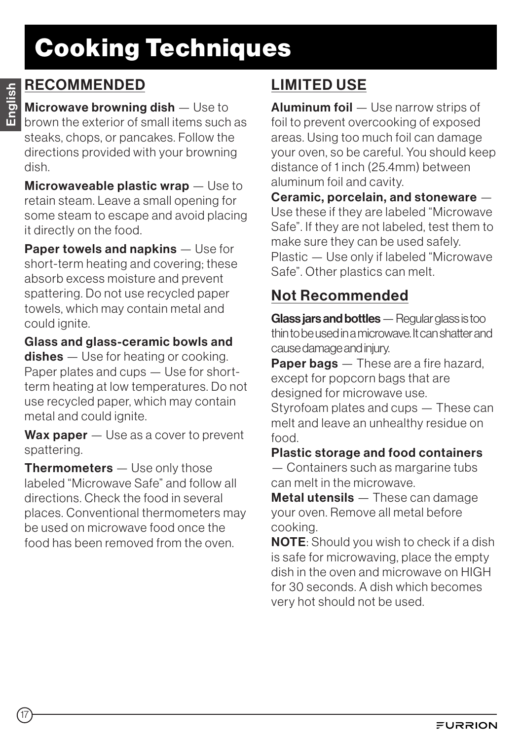# Cooking Techniques

## RECOMMENDED

**Microwave browning dish** — Use to brown the exterior of small items such as steaks, chops, or pancakes. Follow the directions provided with your browning dish.

**Microwaveable plastic wrap** — Use to retain steam. Leave a small opening for some steam to escape and avoid placing it directly on the food.

**Paper towels and napkins** — Use for short-term heating and covering; these absorb excess moisture and prevent spattering. Do not use recycled paper towels, which may contain metal and could ignite.

**Glass and glass-ceramic bowls and dishes** — Use for heating or cooking. Paper plates and cups — Use for short-term heating at low temperatures. Do not use recycled paper, which may contain metal and could ignite.

**Wax paper** — Use as a cover to prevent spattering.

**Thermometers** — Use only those labeled "Microwave Safe" and follow all directions. Check the food in several places. Conventional thermometers may be used on microwave food once the food has been removed from the oven.

## LIMITED USE

**Aluminum foil** — Use narrow strips of foil to prevent overcooking of exposed areas. Using too much foil can damage your oven, so be careful. You should keep distance of 1 inch (25.4mm) between aluminum foil and cavity.

**Ceramic, porcelain, and stoneware** — Use these if they are labeled "Microwave Safe". If they are not labeled, test them to make sure they can be used safely.

Plastic — Use only if labeled "Microwave Safe". Other plastics can melt.

## Not Recommended

**Glass jars and bottles** — Regular glass is too thin to be used in a microwave. It can shatter and cause damage and injury.

**Paper bags** — These are a fire hazard, except for popcorn bags that are designed for microwave use.

Styrofoam plates and cups — These can melt and leave an unhealthy residue on food.

**Plastic storage and food containers** — Containers such as margarine tubs can melt in the microwave.

**Metal utensils** — These can damage your oven. Remove all metal before cooking.

**NOTE**: Should you wish to check if a dish is safe for microwaving, place the empty dish in the oven and microwave on HIGH for 30 seconds. A dish which becomes very hot should not be used.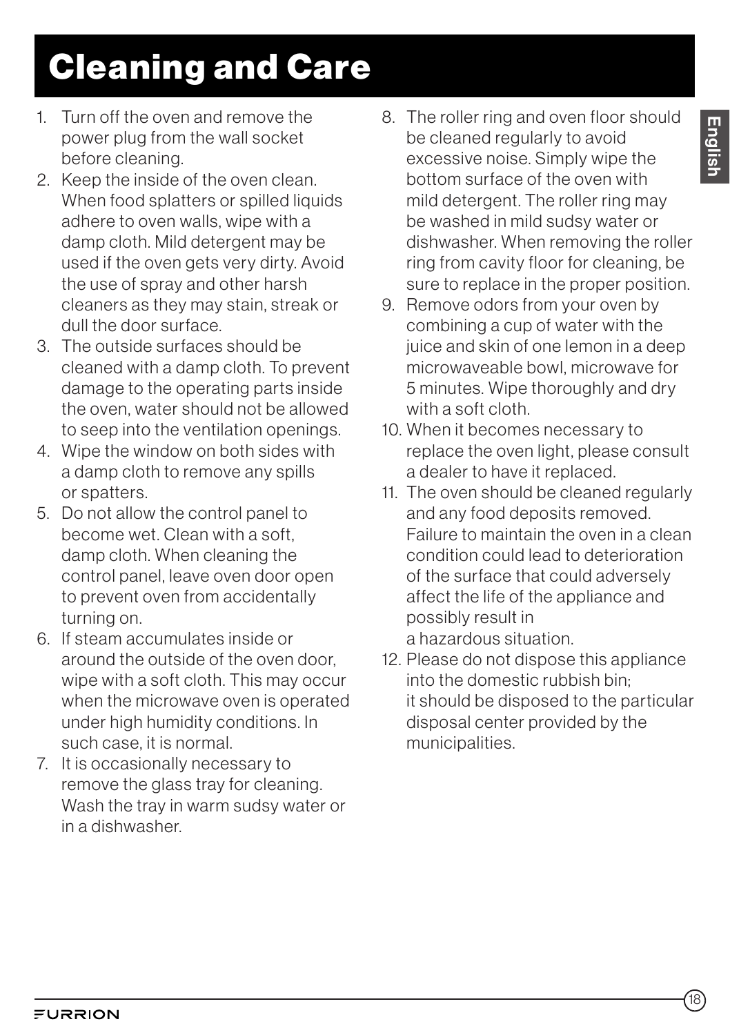# Cleaning and Care

1. Turn off the oven and remove the power plug from the wall socket before cleaning.
2. Keep the inside of the oven clean. When food splatters or spilled liquids adhere to oven walls, wipe with a damp cloth. Mild detergent may be used if the oven gets very dirty. Avoid the use of spray and other harsh cleaners as they may stain, streak or dull the door surface.
3. The outside surfaces should be cleaned with a damp cloth. To prevent damage to the operating parts inside the oven, water should not be allowed to seep into the ventilation openings.
4. Wipe the window on both sides with a damp cloth to remove any spills or spatters.
5. Do not allow the control panel to become wet. Clean with a soft, damp cloth. When cleaning the control panel, leave oven door open to prevent oven from accidentally turning on.
6. If steam accumulates inside or around the outside of the oven door, wipe with a soft cloth. This may occur when the microwave oven is operated under high humidity conditions. In such case, it is normal.
7. It is occasionally necessary to remove the glass tray for cleaning. Wash the tray in warm sudsy water or in a dishwasher.
8. The roller ring and oven floor should be cleaned regularly to avoid excessive noise. Simply wipe the bottom surface of the oven with mild detergent. The roller ring may be washed in mild sudsy water or dishwasher. When removing the roller ring from cavity floor for cleaning, be sure to replace in the proper position.
9. Remove odors from your oven by combining a cup of water with the juice and skin of one lemon in a deep microwaveable bowl, microwave for 5 minutes. Wipe thoroughly and dry with a soft cloth.
10. When it becomes necessary to replace the oven light, please consult a dealer to have it replaced.
11. The oven should be cleaned regularly and any food deposits removed. Failure to maintain the oven in a clean condition could lead to deterioration of the surface that could adversely affect the life of the appliance and possibly result in a hazardous situation.
12. Please do not dispose this appliance into the domestic rubbish bin; it should be disposed to the particular disposal center provided by the municipalities.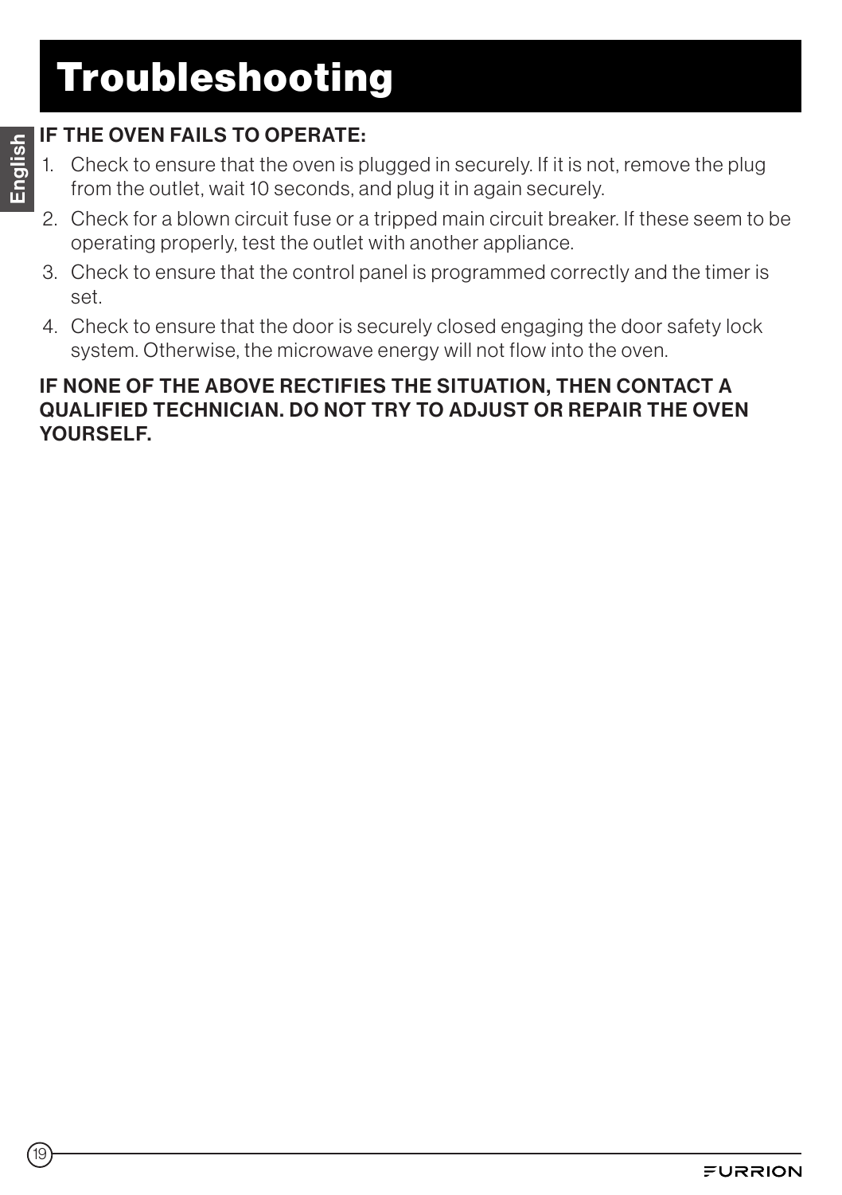# Troubleshooting

**IF THE OVEN FAILS TO OPERATE:**

1. Check to ensure that the oven is plugged in securely. If it is not, remove the plug from the outlet, wait 10 seconds, and plug it in again securely.
2. Check for a blown circuit fuse or a tripped main circuit breaker. If these seem to be operating properly, test the outlet with another appliance.
3. Check to ensure that the control panel is programmed correctly and the timer is set.
4. Check to ensure that the door is securely closed engaging the door safety lock system. Otherwise, the microwave energy will not flow into the oven.

**IF NONE OF THE ABOVE RECTIFIES THE SITUATION, THEN CONTACT A QUALIFIED TECHNICIAN. DO NOT TRY TO ADJUST OR REPAIR THE OVEN YOURSELF.**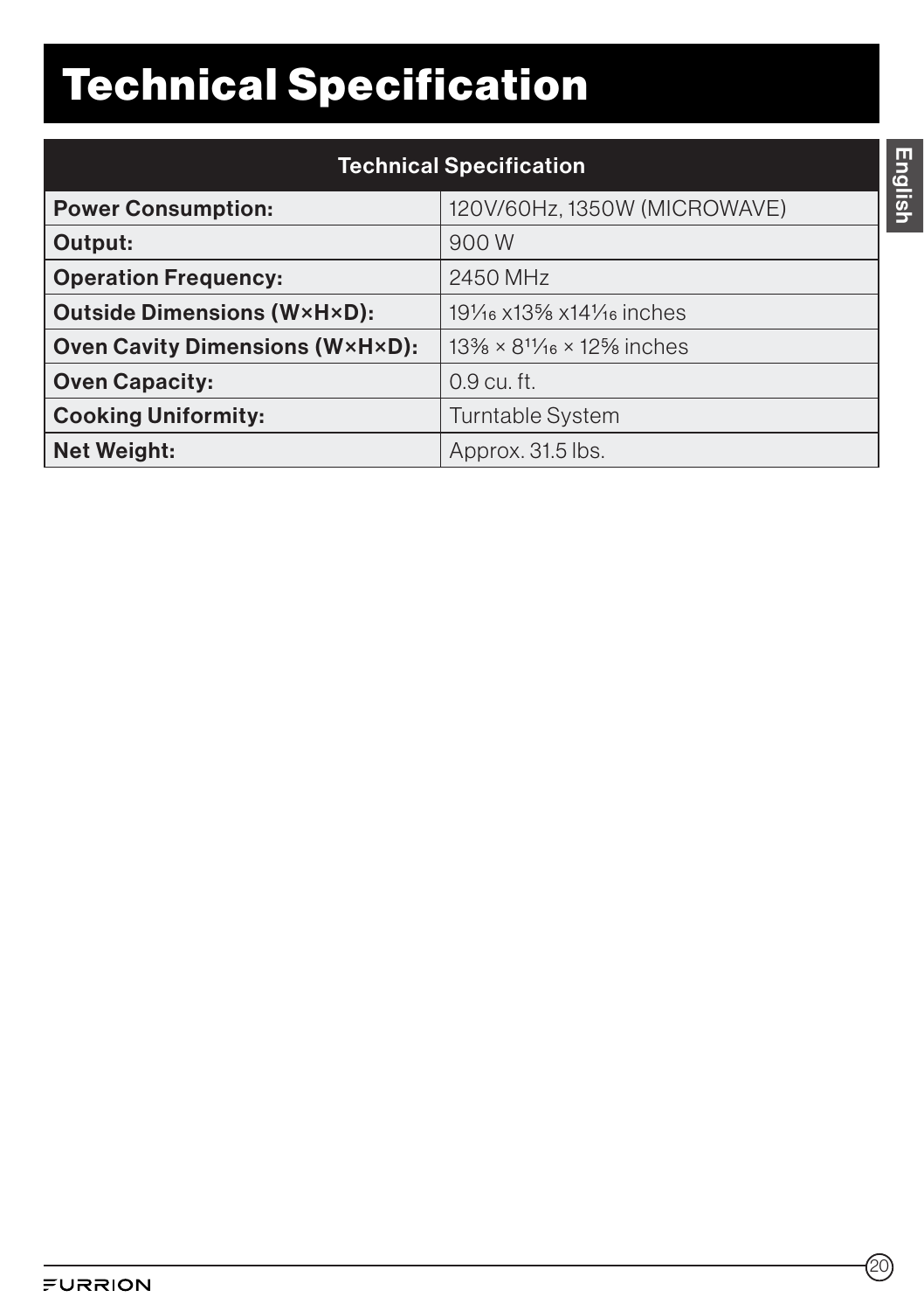# Technical Specification

| Technical Specification | |
|---|---|
| **Power Consumption:** | 120V/60Hz, 1350W (MICROWAVE) |
| **Output:** | 900 W |
| **Operation Frequency:** | 2450 MHz |
| **Outside Dimensions (W×H×D):** | 19¹⁄₁₆ x13⅝ x14¹⁄₁₆ inches |
| **Oven Cavity Dimensions (W×H×D):** | 13⅜ × 8¹¹⁄₁₆ × 12⅝ inches |
| **Oven Capacity:** | 0.9 cu. ft. |
| **Cooking Uniformity:** | Turntable System |
| **Net Weight:** | Approx. 31.5 lbs. |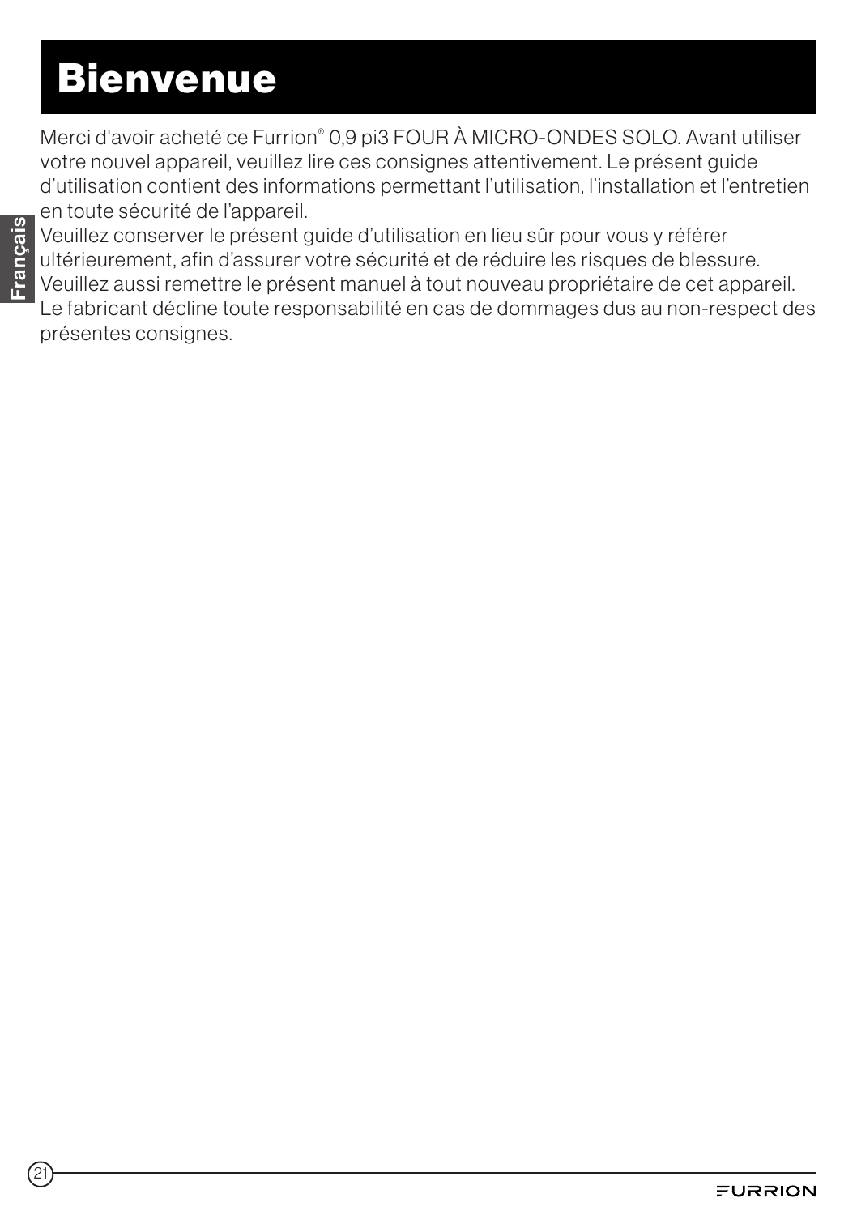# Bienvenue

Merci d'avoir acheté ce Furrion® 0,9 pi3 FOUR À MICRO-ONDES SOLO. Avant utiliser votre nouvel appareil, veuillez lire ces consignes attentivement. Le présent guide d'utilisation contient des informations permettant l'utilisation, l'installation et l'entretien en toute sécurité de l'appareil.
Veuillez conserver le présent guide d'utilisation en lieu sûr pour vous y référer ultérieurement, afin d'assurer votre sécurité et de réduire les risques de blessure.
Veuillez aussi remettre le présent manuel à tout nouveau propriétaire de cet appareil.
Le fabricant décline toute responsabilité en cas de dommages dus au non-respect des présentes consignes.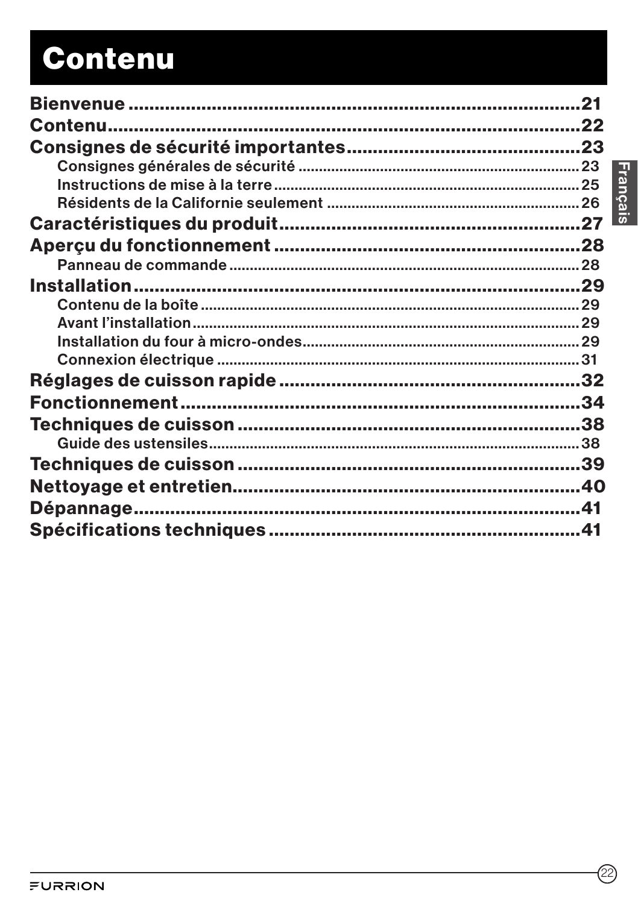# Contenu

**Bienvenue ........................................................................... 21**

**Contenu.............................................................................. 22**

**Consignes de sécurité importantes............................................ 23**

- Consignes générales de sécurité ............................................ 23
- Instructions de mise à la terre ............................................... 25
- Résidents de la Californie seulement ..................................... 26

**Caractéristiques du produit.......................................................... 27**

**Aperçu du fonctionnement ............................................................ 28**

- Panneau de commande ........................................................... 28

**Installation............................................................................. 29**

- Contenu de la boîte ................................................................ 29
- Avant l’installation ................................................................. 29
- Installation du four à micro-ondes........................................... 29
- Connexion électrique ............................................................. 31

**Réglages de cuisson rapide .......................................................... 32**

**Fonctionnement........................................................................ 34**

**Techniques de cuisson ............................................................... 38**

- Guide des ustensiles............................................................... 38

**Techniques de cuisson ............................................................... 39**

**Nettoyage et entretien................................................................. 40**

**Dépannage.............................................................................. 41**

**Spécifications techniques ........................................................... 41**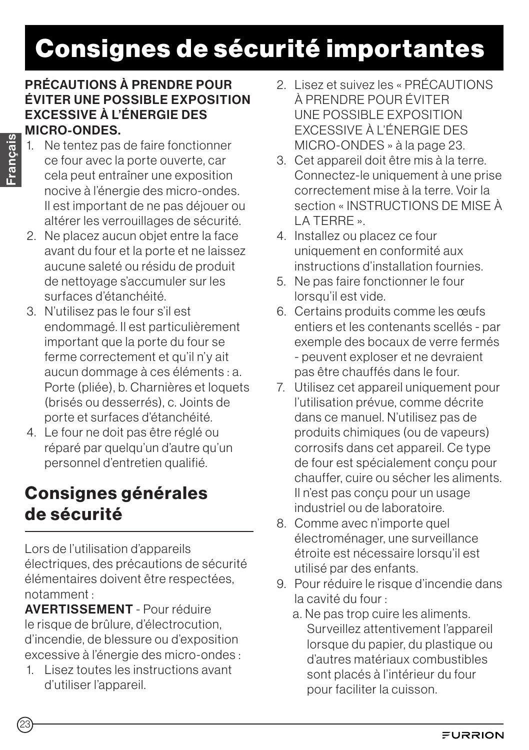# Consignes de sécurité importantes

**PRÉCAUTIONS À PRENDRE POUR ÉVITER UNE POSSIBLE EXPOSITION EXCESSIVE À L'ÉNERGIE DES MICRO-ONDES.**

1. Ne tentez pas de faire fonctionner ce four avec la porte ouverte, car cela peut entraîner une exposition nocive à l'énergie des micro-ondes. Il est important de ne pas déjouer ou altérer les verrouillages de sécurité.
2. Ne placez aucun objet entre la face avant du four et la porte et ne laissez aucune saleté ou résidu de produit de nettoyage s'accumuler sur les surfaces d'étanchéité.
3. N'utilisez pas le four s'il est endommagé. Il est particulièrement important que la porte du four se ferme correctement et qu'il n'y ait aucun dommage à ces éléments : a. Porte (pliée), b. Charnières et loquets (brisés ou desserrés), c. Joints de porte et surfaces d'étanchéité.
4. Le four ne doit pas être réglé ou réparé par quelqu'un d'autre qu'un personnel d'entretien qualifié.

## Consignes générales de sécurité

Lors de l'utilisation d'appareils électriques, des précautions de sécurité élémentaires doivent être respectées, notamment :

**AVERTISSEMENT** - Pour réduire le risque de brûlure, d'électrocution, d'incendie, de blessure ou d'exposition excessive à l'énergie des micro-ondes :

1. Lisez toutes les instructions avant d'utiliser l'appareil.
2. Lisez et suivez les « PRÉCAUTIONS À PRENDRE POUR ÉVITER UNE POSSIBLE EXPOSITION EXCESSIVE À L'ÉNERGIE DES MICRO-ONDES » à la page 23.
3. Cet appareil doit être mis à la terre. Connectez-le uniquement à une prise correctement mise à la terre. Voir la section « INSTRUCTIONS DE MISE À LA TERRE ».
4. Installez ou placez ce four uniquement en conformité aux instructions d'installation fournies.
5. Ne pas faire fonctionner le four lorsqu'il est vide.
6. Certains produits comme les œufs entiers et les contenants scellés - par exemple des bocaux de verre fermés - peuvent exploser et ne devraient pas être chauffés dans le four.
7. Utilisez cet appareil uniquement pour l'utilisation prévue, comme décrite dans ce manuel. N'utilisez pas de produits chimiques (ou de vapeurs) corrosifs dans cet appareil. Ce type de four est spécialement conçu pour chauffer, cuire ou sécher les aliments. Il n'est pas conçu pour un usage industriel ou de laboratoire.
8. Comme avec n'importe quel électroménager, une surveillance étroite est nécessaire lorsqu'il est utilisé par des enfants.
9. Pour réduire le risque d'incendie dans la cavité du four :
   a. Ne pas trop cuire les aliments. Surveillez attentivement l'appareil lorsque du papier, du plastique ou d'autres matériaux combustibles sont placés à l'intérieur du four pour faciliter la cuisson.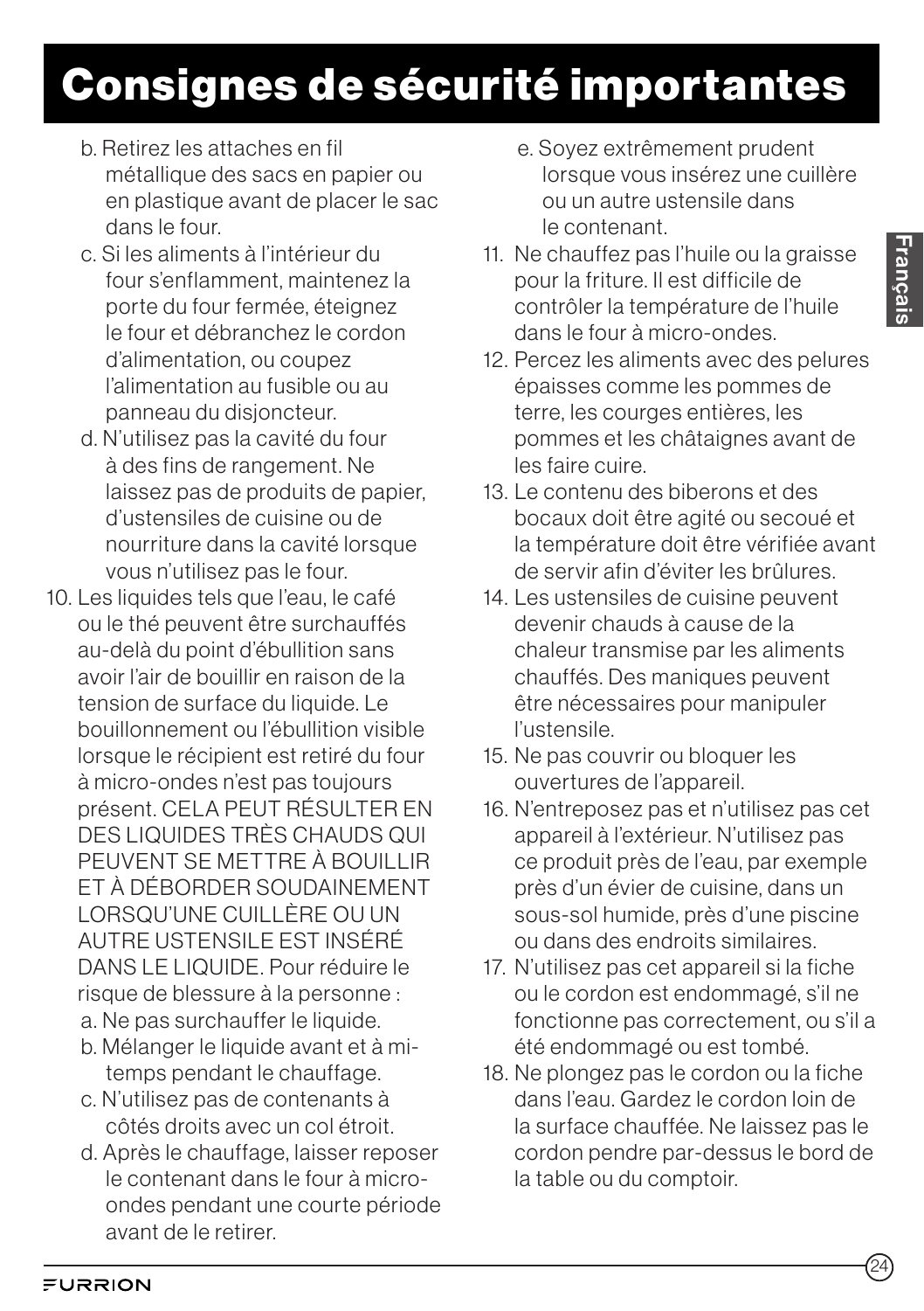# Consignes de sécurité importantes

b. Retirez les attaches en fil métallique des sacs en papier ou en plastique avant de placer le sac dans le four.

c. Si les aliments à l'intérieur du four s'enflamment, maintenez la porte du four fermée, éteignez le four et débranchez le cordon d'alimentation, ou coupez l'alimentation au fusible ou au panneau du disjoncteur.

d. N'utilisez pas la cavité du four à des fins de rangement. Ne laissez pas de produits de papier, d'ustensiles de cuisine ou de nourriture dans la cavité lorsque vous n'utilisez pas le four.

10. Les liquides tels que l'eau, le café ou le thé peuvent être surchauffés au-delà du point d'ébullition sans avoir l'air de bouillir en raison de la tension de surface du liquide. Le bouillonnement ou l'ébullition visible lorsque le récipient est retiré du four à micro-ondes n'est pas toujours présent. CELA PEUT RÉSULTER EN DES LIQUIDES TRÈS CHAUDS QUI PEUVENT SE METTRE À BOUILLIR ET À DÉBORDER SOUDAINEMENT LORSQU'UNE CUILLÈRE OU UN AUTRE USTENSILE EST INSÉRÉ DANS LE LIQUIDE. Pour réduire le risque de blessure à la personne :
    a. Ne pas surchauffer le liquide.
    b. Mélanger le liquide avant et à mi-temps pendant le chauffage.
    c. N'utilisez pas de contenants à côtés droits avec un col étroit.
    d. Après le chauffage, laisser reposer le contenant dans le four à micro-ondes pendant une courte période avant de le retirer.
    e. Soyez extrêmement prudent lorsque vous insérez une cuillère ou un autre ustensile dans le contenant.
11. Ne chauffez pas l'huile ou la graisse pour la friture. Il est difficile de contrôler la température de l'huile dans le four à micro-ondes.
12. Percez les aliments avec des pelures épaisses comme les pommes de terre, les courges entières, les pommes et les châtaignes avant de les faire cuire.
13. Le contenu des biberons et des bocaux doit être agité ou secoué et la température doit être vérifiée avant de servir afin d'éviter les brûlures.
14. Les ustensiles de cuisine peuvent devenir chauds à cause de la chaleur transmise par les aliments chauffés. Des maniques peuvent être nécessaires pour manipuler l'ustensile.
15. Ne pas couvrir ou bloquer les ouvertures de l'appareil.
16. N'entreposez pas et n'utilisez pas cet appareil à l'extérieur. N'utilisez pas ce produit près de l'eau, par exemple près d'un évier de cuisine, dans un sous-sol humide, près d'une piscine ou dans des endroits similaires.
17. N'utilisez pas cet appareil si la fiche ou le cordon est endommagé, s'il ne fonctionne pas correctement, ou s'il a été endommagé ou est tombé.
18. Ne plongez pas le cordon ou la fiche dans l'eau. Gardez le cordon loin de la surface chauffée. Ne laissez pas le cordon pendre par-dessus le bord de la table ou du comptoir.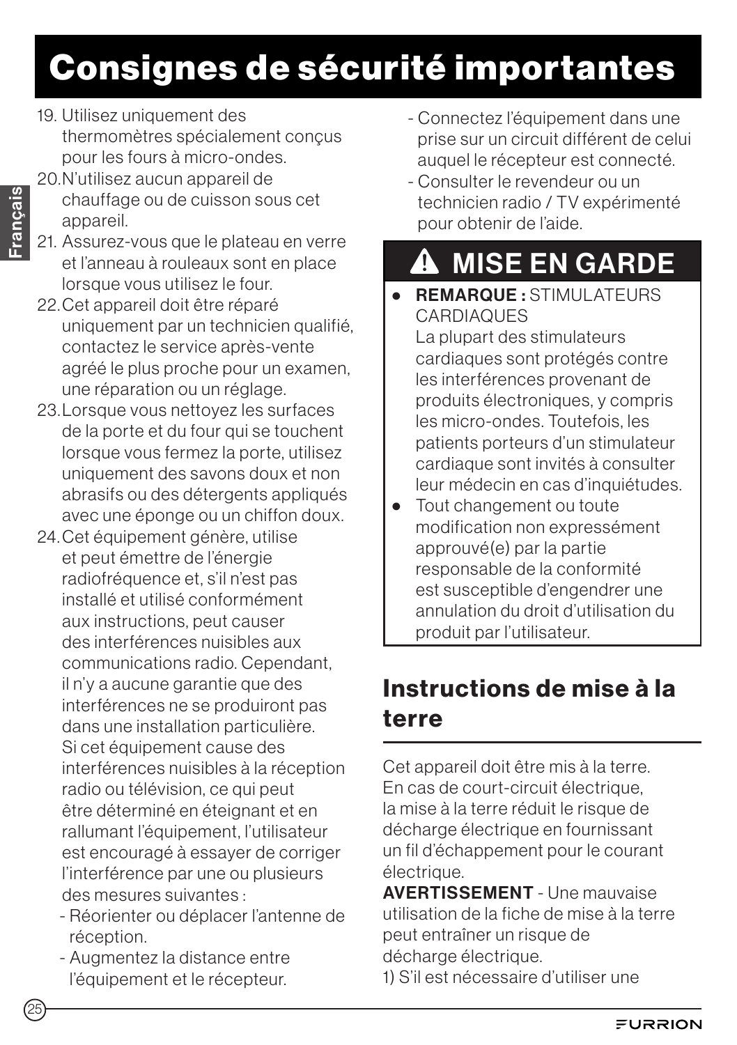# Consignes de sécurité importantes

19. Utilisez uniquement des thermomètres spécialement conçus pour les fours à micro-ondes.
20. N'utilisez aucun appareil de chauffage ou de cuisson sous cet appareil.
21. Assurez-vous que le plateau en verre et l'anneau à rouleaux sont en place lorsque vous utilisez le four.
22. Cet appareil doit être réparé uniquement par un technicien qualifié, contactez le service après-vente agréé le plus proche pour un examen, une réparation ou un réglage.
23. Lorsque vous nettoyez les surfaces de la porte et du four qui se touchent lorsque vous fermez la porte, utilisez uniquement des savons doux et non abrasifs ou des détergents appliqués avec une éponge ou un chiffon doux.
24. Cet équipement génère, utilise et peut émettre de l'énergie radiofréquence et, s'il n'est pas installé et utilisé conformément aux instructions, peut causer des interférences nuisibles aux communications radio. Cependant, il n'y a aucune garantie que des interférences ne se produiront pas dans une installation particulière. Si cet équipement cause des interférences nuisibles à la réception radio ou télévision, ce qui peut être déterminé en éteignant et en rallumant l'équipement, l'utilisateur est encouragé à essayer de corriger l'interférence par une ou plusieurs des mesures suivantes :
    - Réorienter ou déplacer l'antenne de réception.
    - Augmentez la distance entre l'équipement et le récepteur.
    - Connectez l'équipement dans une prise sur un circuit différent de celui auquel le récepteur est connecté.
    - Consulter le revendeur ou un technicien radio / TV expérimenté pour obtenir de l'aide.

## ⚠ MISE EN GARDE

- **REMARQUE :** STIMULATEURS CARDIAQUES
  La plupart des stimulateurs cardiaques sont protégés contre les interférences provenant de produits électroniques, y compris les micro-ondes. Toutefois, les patients porteurs d'un stimulateur cardiaque sont invités à consulter leur médecin en cas d'inquiétudes.
- Tout changement ou toute modification non expressément approuvé(e) par la partie responsable de la conformité est susceptible d'engendrer une annulation du droit d'utilisation du produit par l'utilisateur.

## Instructions de mise à la terre

Cet appareil doit être mis à la terre. En cas de court-circuit électrique, la mise à la terre réduit le risque de décharge électrique en fournissant un fil d'échappement pour le courant électrique.

**AVERTISSEMENT** - Une mauvaise utilisation de la fiche de mise à la terre peut entraîner un risque de décharge électrique.

1) S'il est nécessaire d'utiliser une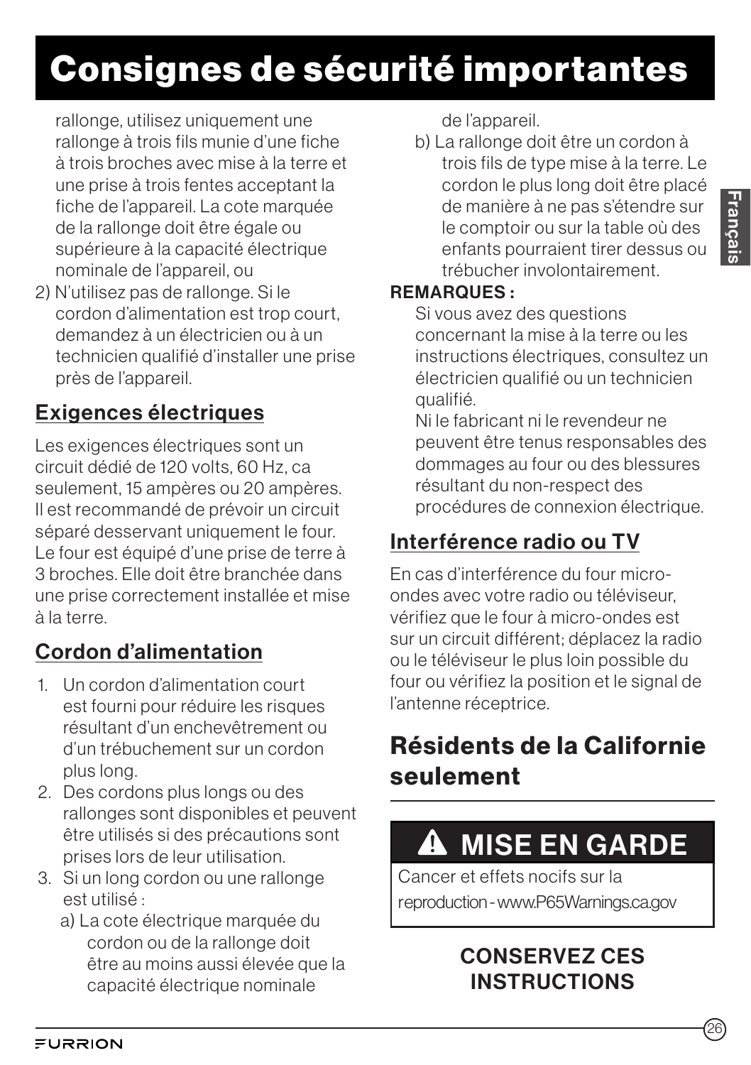# Consignes de sécurité importantes

rallonge, utilisez uniquement une rallonge à trois fils munie d'une fiche à trois broches avec mise à la terre et une prise à trois fentes acceptant la fiche de l'appareil. La cote marquée de la rallonge doit être égale ou supérieure à la capacité électrique nominale de l'appareil, ou

2) N'utilisez pas de rallonge. Si le cordon d'alimentation est trop court, demandez à un électricien ou à un technicien qualifié d'installer une prise près de l'appareil.

## Exigences électriques

Les exigences électriques sont un circuit dédié de 120 volts, 60 Hz, ca seulement, 15 ampères ou 20 ampères. Il est recommandé de prévoir un circuit séparé desservant uniquement le four. Le four est équipé d'une prise de terre à 3 broches. Elle doit être branchée dans une prise correctement installée et mise à la terre.

## Cordon d'alimentation

1. Un cordon d'alimentation court est fourni pour réduire les risques résultant d'un enchevêtrement ou d'un trébuchement sur un cordon plus long.
2. Des cordons plus longs ou des rallonges sont disponibles et peuvent être utilisés si des précautions sont prises lors de leur utilisation.
3. Si un long cordon ou une rallonge est utilisé :
   a) La cote électrique marquée du cordon ou de la rallonge doit être au moins aussi élevée que la capacité électrique nominale de l'appareil.
   b) La rallonge doit être un cordon à trois fils de type mise à la terre. Le cordon le plus long doit être placé de manière à ne pas s'étendre sur le comptoir ou sur la table où des enfants pourraient tirer dessus ou trébucher involontairement.

**REMARQUES :**

Si vous avez des questions concernant la mise à la terre ou les instructions électriques, consultez un électricien qualifié ou un technicien qualifié.

Ni le fabricant ni le revendeur ne peuvent être tenus responsables des dommages au four ou des blessures résultant du non-respect des procédures de connexion électrique.

## Interférence radio ou TV

En cas d'interférence du four micro-ondes avec votre radio ou téléviseur, vérifiez que le four à micro-ondes est sur un circuit différent; déplacez la radio ou le téléviseur le plus loin possible du four ou vérifiez la position et le signal de l'antenne réceptrice.

## Résidents de la Californie seulement

**⚠ MISE EN GARDE**

Cancer et effets nocifs sur la reproduction - www.P65Warnings.ca.gov

**CONSERVEZ CES INSTRUCTIONS**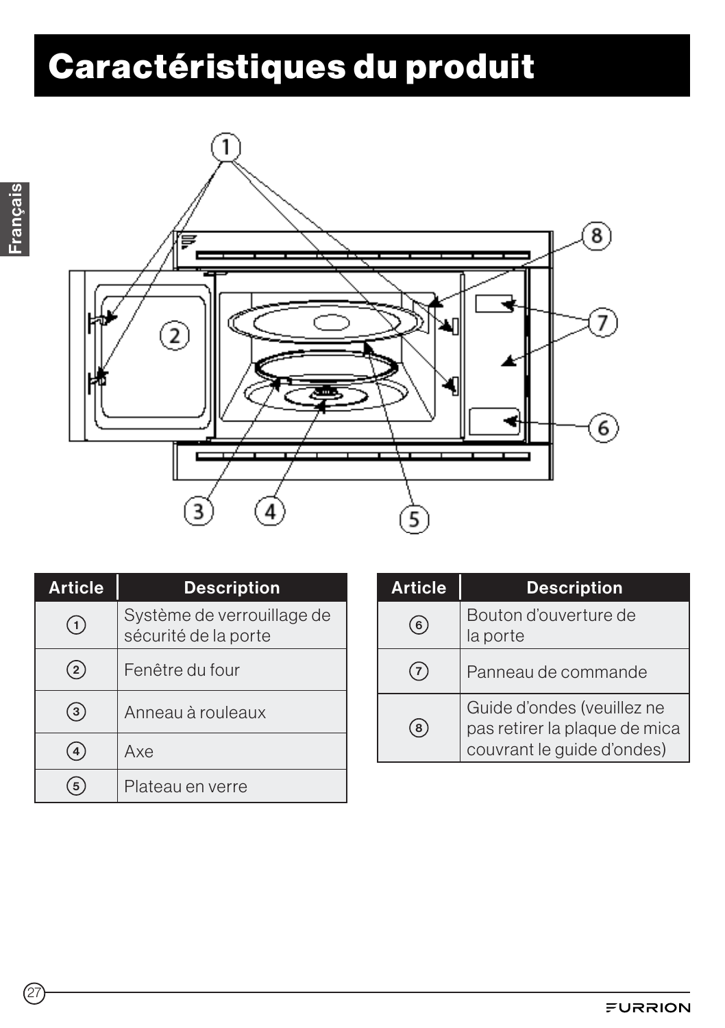# Caractéristiques du produit

| Article | Description |
|---|---|
| ① | Système de verrouillage de sécurité de la porte |
| ② | Fenêtre du four |
| ③ | Anneau à rouleaux |
| ④ | Axe |
| ⑤ | Plateau en verre |

| Article | Description |
|---|---|
| ⑥ | Bouton d'ouverture de la porte |
| ⑦ | Panneau de commande |
| ⑧ | Guide d'ondes (veuillez ne pas retirer la plaque de mica couvrant le guide d'ondes) |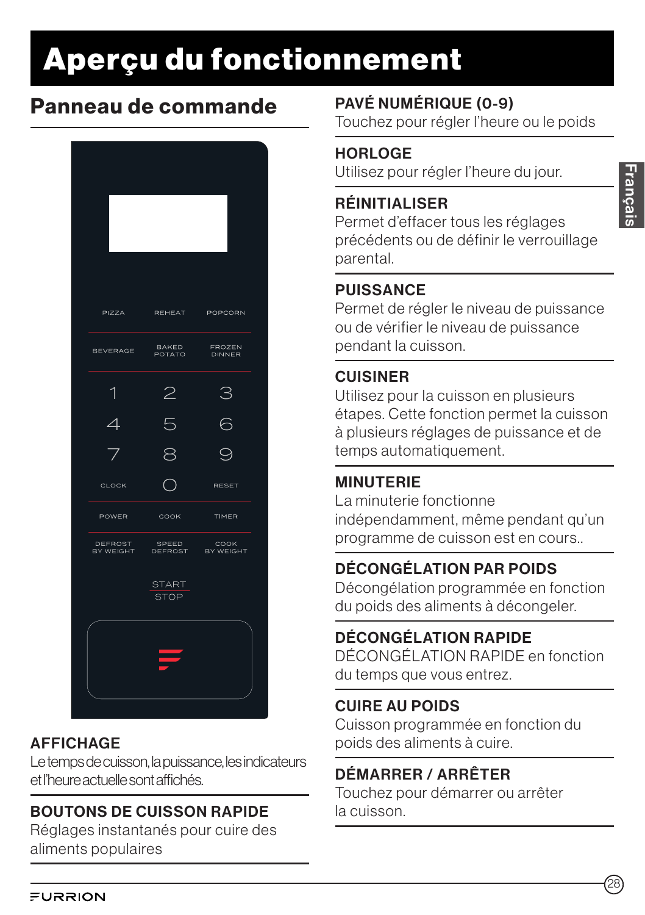# Aperçu du fonctionnement

## Panneau de commande

PIZZA | REHEAT | POPCORN

BEVERAGE | BAKED POTATO | FROZEN DINNER

1 2 3
4 5 6
7 8 9
CLOCK 0 RESET

POWER | COOK | TIMER

DEFROST BY WEIGHT | SPEED DEFROST | COOK BY WEIGHT

START
STOP

### AFFICHAGE

Le temps de cuisson, la puissance, les indicateurs et l'heure actuelle sont affichés.

### BOUTONS DE CUISSON RAPIDE

Réglages instantanés pour cuire des aliments populaires

### PAVÉ NUMÉRIQUE (0-9)

Touchez pour régler l'heure ou le poids

### HORLOGE

Utilisez pour régler l'heure du jour.

### RÉINITIALISER

Permet d'effacer tous les réglages précédents ou de définir le verrouillage parental.

### PUISSANCE

Permet de régler le niveau de puissance ou de vérifier le niveau de puissance pendant la cuisson.

### CUISINER

Utilisez pour la cuisson en plusieurs étapes. Cette fonction permet la cuisson à plusieurs réglages de puissance et de temps automatiquement.

### MINUTERIE

La minuterie fonctionne indépendamment, même pendant qu'un programme de cuisson est en cours..

### DÉCONGÉLATION PAR POIDS

Décongélation programmée en fonction du poids des aliments à décongeler.

### DÉCONGÉLATION RAPIDE

DÉCONGÉLATION RAPIDE en fonction du temps que vous entrez.

### CUIRE AU POIDS

Cuisson programmée en fonction du poids des aliments à cuire.

### DÉMARRER / ARRÊTER

Touchez pour démarrer ou arrêter la cuisson.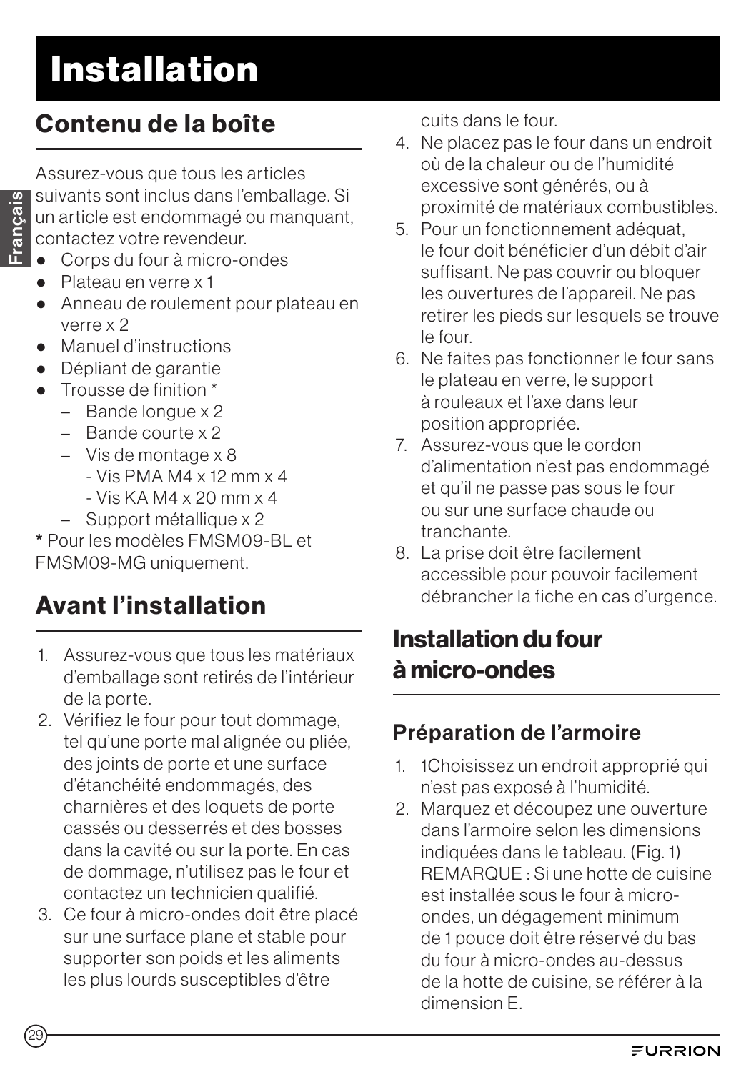# Installation

## Contenu de la boîte

Assurez-vous que tous les articles suivants sont inclus dans l'emballage. Si un article est endommagé ou manquant, contactez votre revendeur.

- Corps du four à micro-ondes
- Plateau en verre x 1
- Anneau de roulement pour plateau en verre x 2
- Manuel d'instructions
- Dépliant de garantie
- Trousse de finition *
  - Bande longue x 2
  - Bande courte x 2
  - Vis de montage x 8
    - Vis PMA M4 x 12 mm x 4
    - Vis KA M4 x 20 mm x 4
  - Support métallique x 2

**\*** Pour les modèles FMSM09-BL et FMSM09-MG uniquement.

## Avant l'installation

1. Assurez-vous que tous les matériaux d'emballage sont retirés de l'intérieur de la porte.
2. Vérifiez le four pour tout dommage, tel qu'une porte mal alignée ou pliée, des joints de porte et une surface d'étanchéité endommagés, des charnières et des loquets de porte cassés ou desserrés et des bosses dans la cavité ou sur la porte. En cas de dommage, n'utilisez pas le four et contactez un technicien qualifié.
3. Ce four à micro-ondes doit être placé sur une surface plane et stable pour supporter son poids et les aliments les plus lourds susceptibles d'être cuits dans le four.
4. Ne placez pas le four dans un endroit où de la chaleur ou de l'humidité excessive sont générés, ou à proximité de matériaux combustibles.
5. Pour un fonctionnement adéquat, le four doit bénéficier d'un débit d'air suffisant. Ne pas couvrir ou bloquer les ouvertures de l'appareil. Ne pas retirer les pieds sur lesquels se trouve le four.
6. Ne faites pas fonctionner le four sans le plateau en verre, le support à rouleaux et l'axe dans leur position appropriée.
7. Assurez-vous que le cordon d'alimentation n'est pas endommagé et qu'il ne passe pas sous le four ou sur une surface chaude ou tranchante.
8. La prise doit être facilement accessible pour pouvoir facilement débrancher la fiche en cas d'urgence.

## Installation du four à micro-ondes

### Préparation de l'armoire

1. 1Choisissez un endroit approprié qui n'est pas exposé à l'humidité.
2. Marquez et découpez une ouverture dans l'armoire selon les dimensions indiquées dans le tableau. (Fig. 1)
   REMARQUE : Si une hotte de cuisine est installée sous le four à micro-ondes, un dégagement minimum de 1 pouce doit être réservé du bas du four à micro-ondes au-dessus de la hotte de cuisine, se référer à la dimension E.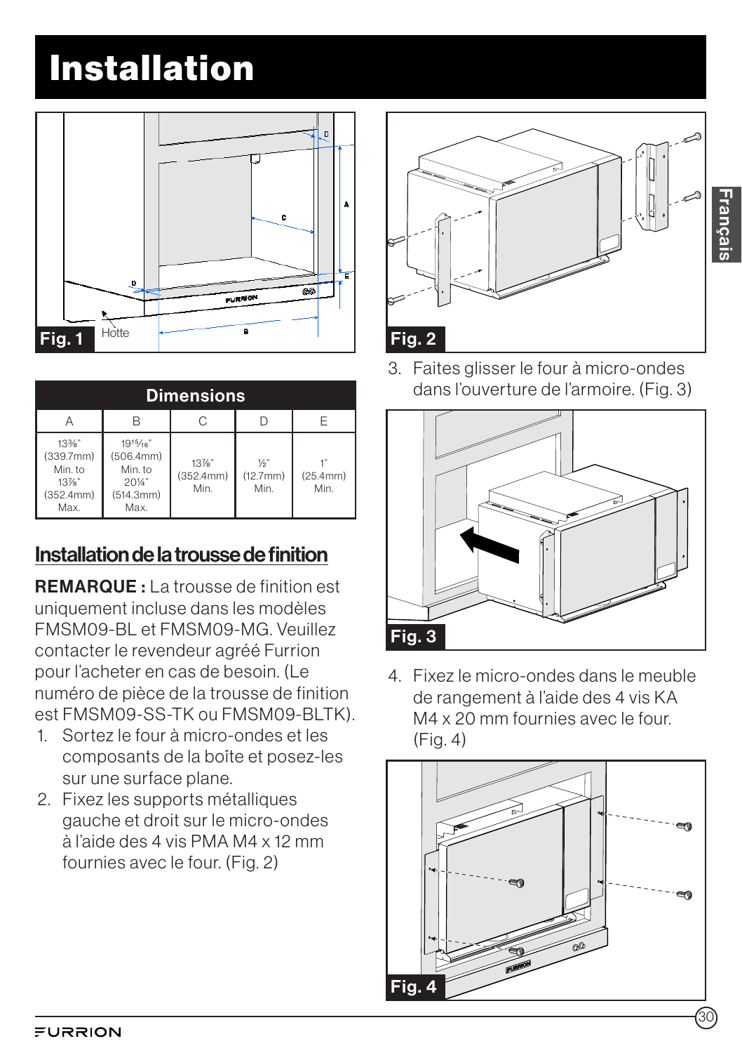# Installation

Fig. 1

Hotte

| Dimensions | | | | |
|---|---|---|---|---|
| A | B | C | D | E |
| 13⅜" (339.7mm) Min. to 13⅞" (352.4mm) Max. | 19¹⁵⁄₁₆" (506.4mm) Min. to 20¼" (514.3mm) Max. | 13⅞" (352.4mm) Min. | ½" (12.7mm) Min. | 1" (25.4mm) Min. |

## Installation de la trousse de finition

**REMARQUE :** La trousse de finition est uniquement incluse dans les modèles FMSM09-BL et FMSM09-MG. Veuillez contacter le revendeur agréé Furrion pour l'acheter en cas de besoin. (Le numéro de pièce de la trousse de finition est FMSM09-SS-TK ou FMSM09-BLTK).

1. Sortez le four à micro-ondes et les composants de la boîte et posez-les sur une surface plane.
2. Fixez les supports métalliques gauche et droit sur le micro-ondes à l'aide des 4 vis PMA M4 x 12 mm fournies avec le four. (Fig. 2)

Fig. 2

3. Faites glisser le four à micro-ondes dans l'ouverture de l'armoire. (Fig. 3)

Fig. 3

4. Fixez le micro-ondes dans le meuble de rangement à l'aide des 4 vis KA M4 x 20 mm fournies avec le four. (Fig. 4)

Fig. 4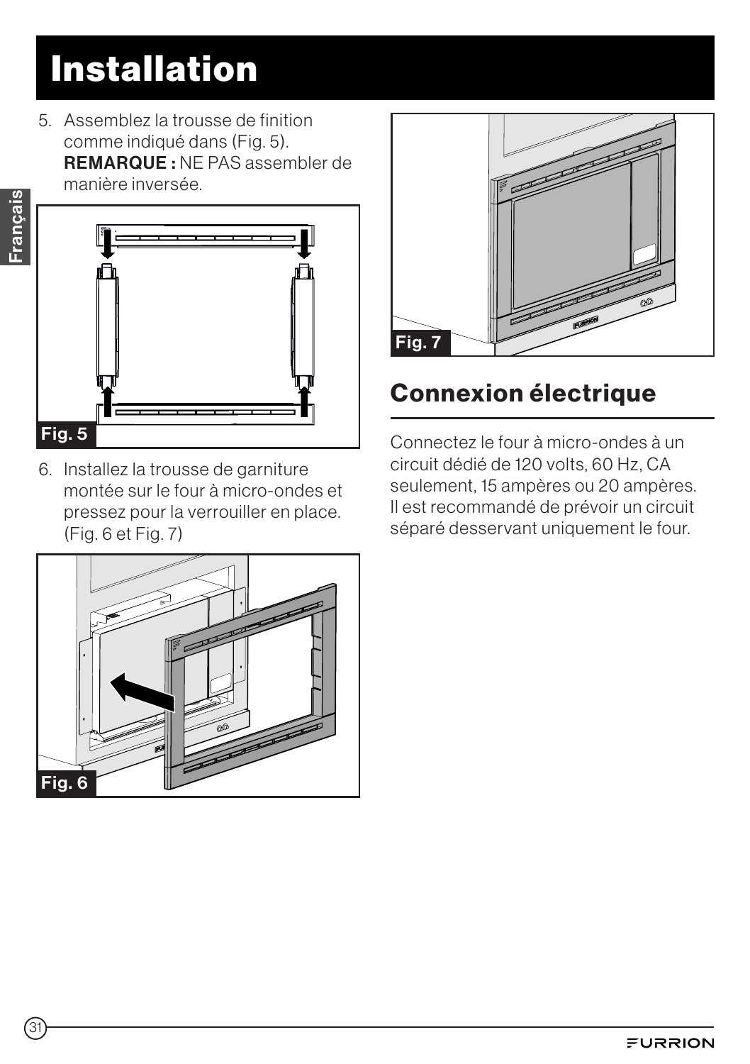# Installation

5. Assemblez la trousse de finition comme indiqué dans (Fig. 5).
   **REMARQUE :** NE PAS assembler de manière inversée.

Fig. 5

6. Installez la trousse de garniture montée sur le four à micro-ondes et pressez pour la verrouiller en place. (Fig. 6 et Fig. 7)

Fig. 6

Fig. 7

## Connexion électrique

Connectez le four à micro-ondes à un circuit dédié de 120 volts, 60 Hz, CA seulement, 15 ampères ou 20 ampères. Il est recommandé de prévoir un circuit séparé desservant uniquement le four.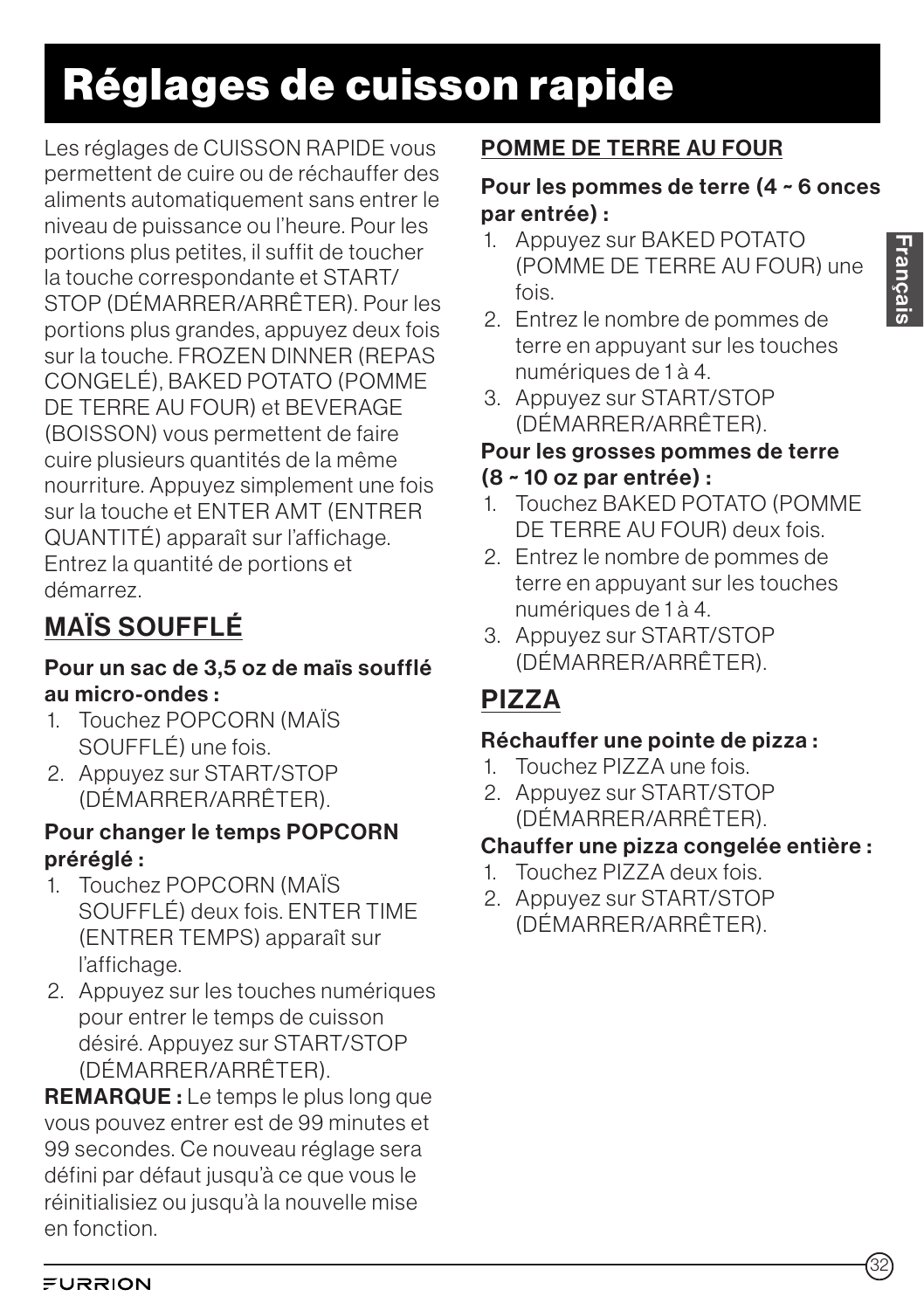# Réglages de cuisson rapide

Les réglages de CUISSON RAPIDE vous permettent de cuire ou de réchauffer des aliments automatiquement sans entrer le niveau de puissance ou l'heure. Pour les portions plus petites, il suffit de toucher la touche correspondante et START/ STOP (DÉMARRER/ARRÊTER). Pour les portions plus grandes, appuyez deux fois sur la touche. FROZEN DINNER (REPAS CONGELÉ), BAKED POTATO (POMME DE TERRE AU FOUR) et BEVERAGE (BOISSON) vous permettent de faire cuire plusieurs quantités de la même nourriture. Appuyez simplement une fois sur la touche et ENTER AMT (ENTRER QUANTITÉ) apparaît sur l'affichage. Entrez la quantité de portions et démarrez.

## MAÏS SOUFFLÉ

**Pour un sac de 3,5 oz de maïs soufflé au micro-ondes :**

1. Touchez POPCORN (MAÏS SOUFFLÉ) une fois.
2. Appuyez sur START/STOP (DÉMARRER/ARRÊTER).

**Pour changer le temps POPCORN préréglé :**

1. Touchez POPCORN (MAÏS SOUFFLÉ) deux fois. ENTER TIME (ENTRER TEMPS) apparaît sur l'affichage.
2. Appuyez sur les touches numériques pour entrer le temps de cuisson désiré. Appuyez sur START/STOP (DÉMARRER/ARRÊTER).

**REMARQUE :** Le temps le plus long que vous pouvez entrer est de 99 minutes et 99 secondes. Ce nouveau réglage sera défini par défaut jusqu'à ce que vous le réinitialisiez ou jusqu'à la nouvelle mise en fonction.

## POMME DE TERRE AU FOUR

**Pour les pommes de terre (4 ~ 6 onces par entrée) :**

1. Appuyez sur BAKED POTATO (POMME DE TERRE AU FOUR) une fois.
2. Entrez le nombre de pommes de terre en appuyant sur les touches numériques de 1 à 4.
3. Appuyez sur START/STOP (DÉMARRER/ARRÊTER).

**Pour les grosses pommes de terre (8 ~ 10 oz par entrée) :**

1. Touchez BAKED POTATO (POMME DE TERRE AU FOUR) deux fois.
2. Entrez le nombre de pommes de terre en appuyant sur les touches numériques de 1 à 4.
3. Appuyez sur START/STOP (DÉMARRER/ARRÊTER).

## PIZZA

**Réchauffer une pointe de pizza :**

1. Touchez PIZZA une fois.
2. Appuyez sur START/STOP (DÉMARRER/ARRÊTER).

**Chauffer une pizza congelée entière :**

1. Touchez PIZZA deux fois.
2. Appuyez sur START/STOP (DÉMARRER/ARRÊTER).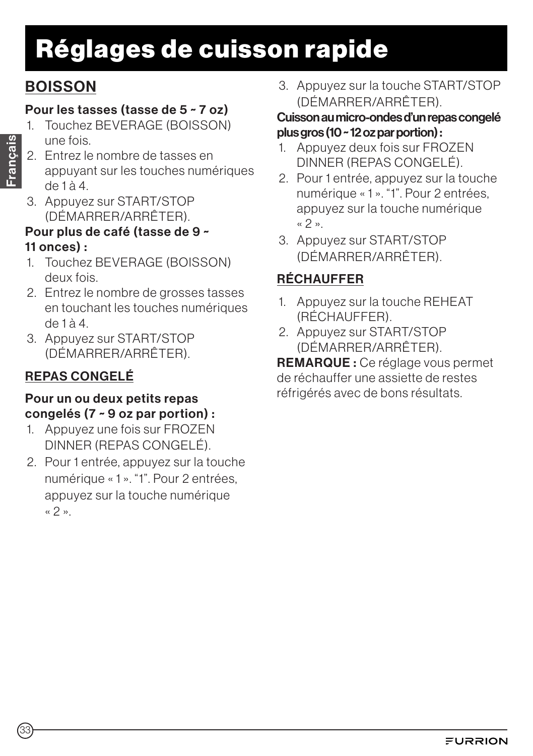# Réglages de cuisson rapide

## BOISSON

**Pour les tasses (tasse de 5 ~ 7 oz)**

1. Touchez BEVERAGE (BOISSON) une fois.
2. Entrez le nombre de tasses en appuyant sur les touches numériques de 1 à 4.
3. Appuyez sur START/STOP (DÉMARRER/ARRÊTER).

**Pour plus de café (tasse de 9 ~ 11 onces) :**

1. Touchez BEVERAGE (BOISSON) deux fois.
2. Entrez le nombre de grosses tasses en touchant les touches numériques de 1 à 4.
3. Appuyez sur START/STOP (DÉMARRER/ARRÊTER).

## REPAS CONGELÉ

**Pour un ou deux petits repas congelés (7 ~ 9 oz par portion) :**

1. Appuyez une fois sur FROZEN DINNER (REPAS CONGELÉ).
2. Pour 1 entrée, appuyez sur la touche numérique « 1 ». “1”. Pour 2 entrées, appuyez sur la touche numérique « 2 ».
3. Appuyez sur la touche START/STOP (DÉMARRER/ARRÊTER).

**Cuisson au micro-ondes d’un repas congelé plus gros (10 ~ 12 oz par portion) :**

1. Appuyez deux fois sur FROZEN DINNER (REPAS CONGELÉ).
2. Pour 1 entrée, appuyez sur la touche numérique « 1 ». “1”. Pour 2 entrées, appuyez sur la touche numérique « 2 ».
3. Appuyez sur START/STOP (DÉMARRER/ARRÊTER).

## RÉCHAUFFER

1. Appuyez sur la touche REHEAT (RÉCHAUFFER).
2. Appuyez sur START/STOP (DÉMARRER/ARRÊTER).

**REMARQUE :** Ce réglage vous permet de réchauffer une assiette de restes réfrigérés avec de bons résultats.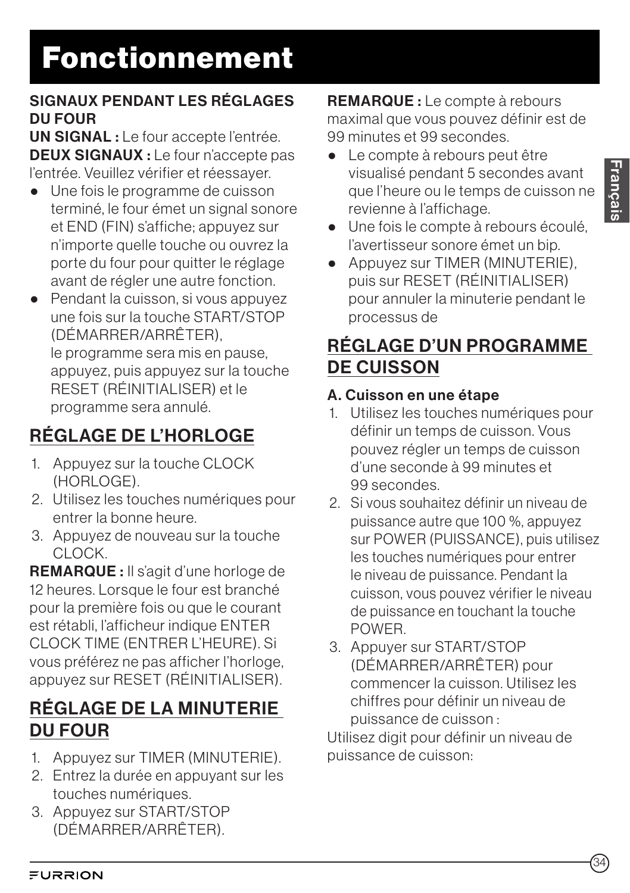# Fonctionnement

**SIGNAUX PENDANT LES RÉGLAGES DU FOUR**

**UN SIGNAL :** Le four accepte l'entrée.
**DEUX SIGNAUX :** Le four n'accepte pas l'entrée. Veuillez vérifier et réessayer.

- Une fois le programme de cuisson terminé, le four émet un signal sonore et END (FIN) s'affiche; appuyez sur n'importe quelle touche ou ouvrez la porte du four pour quitter le réglage avant de régler une autre fonction.
- Pendant la cuisson, si vous appuyez une fois sur la touche START/STOP (DÉMARRER/ARRÊTER), le programme sera mis en pause, appuyez, puis appuyez sur la touche RESET (RÉINITIALISER) et le programme sera annulé.

## RÉGLAGE DE L'HORLOGE

1. Appuyez sur la touche CLOCK (HORLOGE).
2. Utilisez les touches numériques pour entrer la bonne heure.
3. Appuyez de nouveau sur la touche CLOCK.

**REMARQUE :** Il s'agit d'une horloge de 12 heures. Lorsque le four est branché pour la première fois ou que le courant est rétabli, l'afficheur indique ENTER CLOCK TIME (ENTRER L'HEURE). Si vous préférez ne pas afficher l'horloge, appuyez sur RESET (RÉINITIALISER).

## RÉGLAGE DE LA MINUTERIE DU FOUR

1. Appuyez sur TIMER (MINUTERIE).
2. Entrez la durée en appuyant sur les touches numériques.
3. Appuyez sur START/STOP (DÉMARRER/ARRÊTER).

**REMARQUE :** Le compte à rebours maximal que vous pouvez définir est de 99 minutes et 99 secondes.

- Le compte à rebours peut être visualisé pendant 5 secondes avant que l'heure ou le temps de cuisson ne revienne à l'affichage.
- Une fois le compte à rebours écoulé, l'avertisseur sonore émet un bip.
- Appuyez sur TIMER (MINUTERIE), puis sur RESET (RÉINITIALISER) pour annuler la minuterie pendant le processus de

## RÉGLAGE D'UN PROGRAMME DE CUISSON

**A. Cuisson en une étape**

1. Utilisez les touches numériques pour définir un temps de cuisson. Vous pouvez régler un temps de cuisson d'une seconde à 99 minutes et 99 secondes.
2. Si vous souhaitez définir un niveau de puissance autre que 100 %, appuyez sur POWER (PUISSANCE), puis utilisez les touches numériques pour entrer le niveau de puissance. Pendant la cuisson, vous pouvez vérifier le niveau de puissance en touchant la touche POWER.
3. Appuyer sur START/STOP (DÉMARRER/ARRÊTER) pour commencer la cuisson. Utilisez les chiffres pour définir un niveau de puissance de cuisson :

Utilisez digit pour définir un niveau de puissance de cuisson: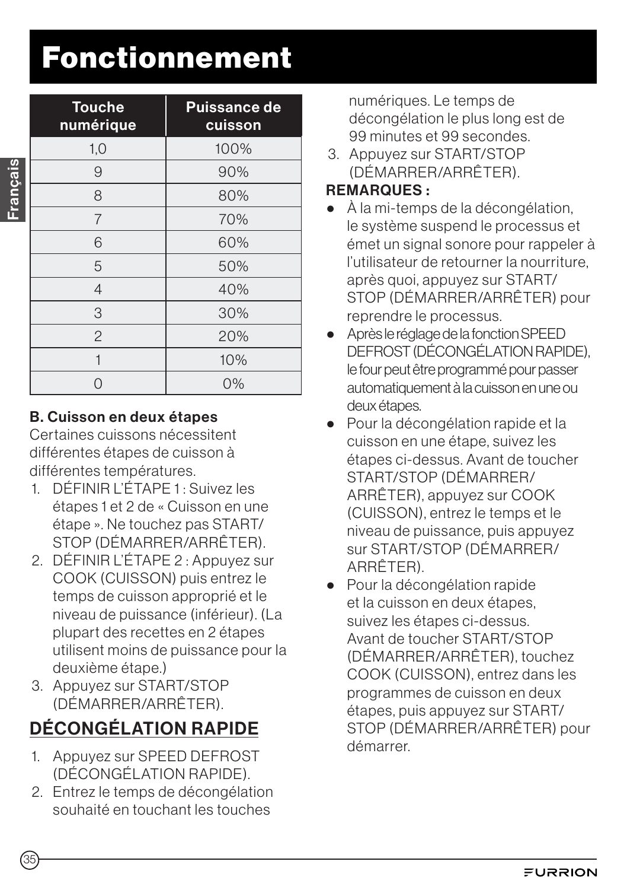# Fonctionnement

| Touche numérique | Puissance de cuisson |
|---|---|
| 1,0 | 100% |
| 9 | 90% |
| 8 | 80% |
| 7 | 70% |
| 6 | 60% |
| 5 | 50% |
| 4 | 40% |
| 3 | 30% |
| 2 | 20% |
| 1 | 10% |
| 0 | 0% |

**B. Cuisson en deux étapes**

Certaines cuissons nécessitent différentes étapes de cuisson à différentes températures.

1. DÉFINIR L'ÉTAPE 1 : Suivez les étapes 1 et 2 de « Cuisson en une étape ». Ne touchez pas START/STOP (DÉMARRER/ARRÊTER).
2. DÉFINIR L'ÉTAPE 2 : Appuyez sur COOK (CUISSON) puis entrez le temps de cuisson approprié et le niveau de puissance (inférieur). (La plupart des recettes en 2 étapes utilisent moins de puissance pour la deuxième étape.)
3. Appuyez sur START/STOP (DÉMARRER/ARRÊTER).

## DÉCONGÉLATION RAPIDE

1. Appuyez sur SPEED DEFROST (DÉCONGÉLATION RAPIDE).
2. Entrez le temps de décongélation souhaité en touchant les touches numériques. Le temps de décongélation le plus long est de 99 minutes et 99 secondes.
3. Appuyez sur START/STOP (DÉMARRER/ARRÊTER).

**REMARQUES :**

- À la mi-temps de la décongélation, le système suspend le processus et émet un signal sonore pour rappeler à l'utilisateur de retourner la nourriture, après quoi, appuyez sur START/STOP (DÉMARRER/ARRÊTER) pour reprendre le processus.
- Après le réglage de la fonction SPEED DEFROST (DÉCONGÉLATION RAPIDE), le four peut être programmé pour passer automatiquement à la cuisson en une ou deux étapes.
- Pour la décongélation rapide et la cuisson en une étape, suivez les étapes ci-dessus. Avant de toucher START/STOP (DÉMARRER/ARRÊTER), appuyez sur COOK (CUISSON), entrez le temps et le niveau de puissance, puis appuyez sur START/STOP (DÉMARRER/ARRÊTER).
- Pour la décongélation rapide et la cuisson en deux étapes, suivez les étapes ci-dessus. Avant de toucher START/STOP (DÉMARRER/ARRÊTER), touchez COOK (CUISSON), entrez dans les programmes de cuisson en deux étapes, puis appuyez sur START/STOP (DÉMARRER/ARRÊTER) pour démarrer.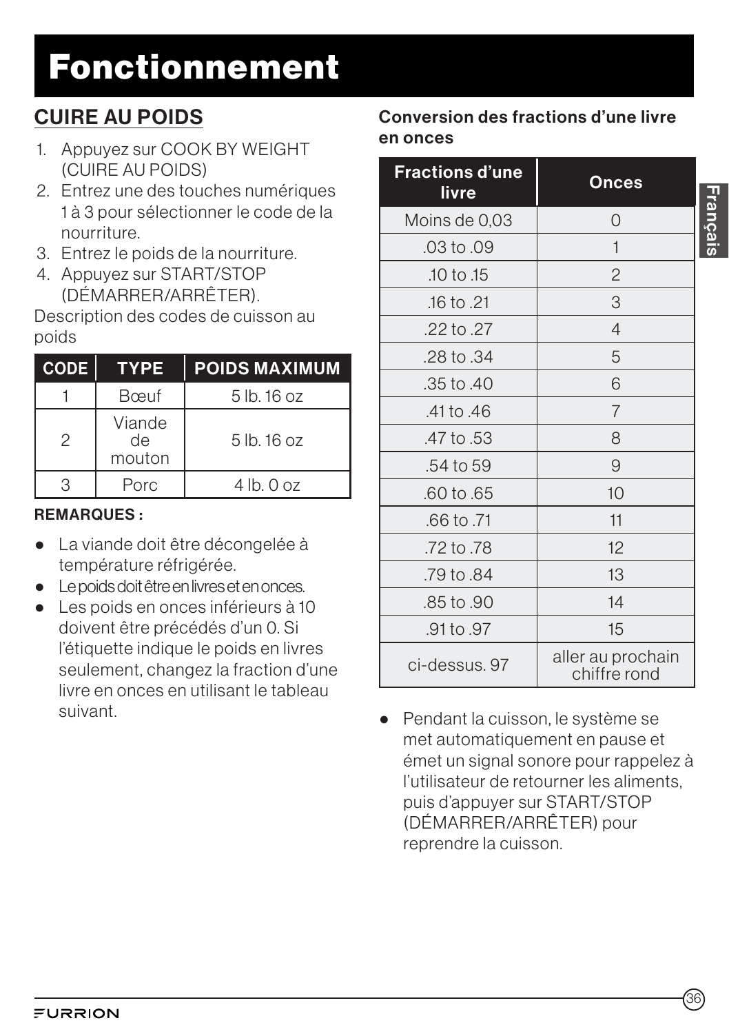# Fonctionnement

## CUIRE AU POIDS

1. Appuyez sur COOK BY WEIGHT (CUIRE AU POIDS)
2. Entrez une des touches numériques 1 à 3 pour sélectionner le code de la nourriture.
3. Entrez le poids de la nourriture.
4. Appuyez sur START/STOP (DÉMARRER/ARRÊTER).

Description des codes de cuisson au poids

| CODE | TYPE | POIDS MAXIMUM |
|---|---|---|
| 1 | Bœuf | 5 lb. 16 oz |
| 2 | Viande de mouton | 5 lb. 16 oz |
| 3 | Porc | 4 lb. 0 oz |

**REMARQUES :**

- La viande doit être décongelée à température réfrigérée.
- Le poids doit être en livres et en onces.
- Les poids en onces inférieurs à 10 doivent être précédés d'un 0. Si l'étiquette indique le poids en livres seulement, changez la fraction d'une livre en onces en utilisant le tableau suivant.

**Conversion des fractions d'une livre en onces**

| Fractions d'une livre | Onces |
|---|---|
| Moins de 0,03 | 0 |
| .03 to .09 | 1 |
| .10 to .15 | 2 |
| .16 to .21 | 3 |
| .22 to .27 | 4 |
| .28 to .34 | 5 |
| .35 to .40 | 6 |
| .41 to .46 | 7 |
| .47 to .53 | 8 |
| .54 to 59 | 9 |
| .60 to .65 | 10 |
| .66 to .71 | 11 |
| .72 to .78 | 12 |
| .79 to .84 | 13 |
| .85 to .90 | 14 |
| .91 to .97 | 15 |
| ci-dessus. 97 | aller au prochain chiffre rond |

- Pendant la cuisson, le système se met automatiquement en pause et émet un signal sonore pour rappelez à l'utilisateur de retourner les aliments, puis d'appuyer sur START/STOP (DÉMARRER/ARRÊTER) pour reprendre la cuisson.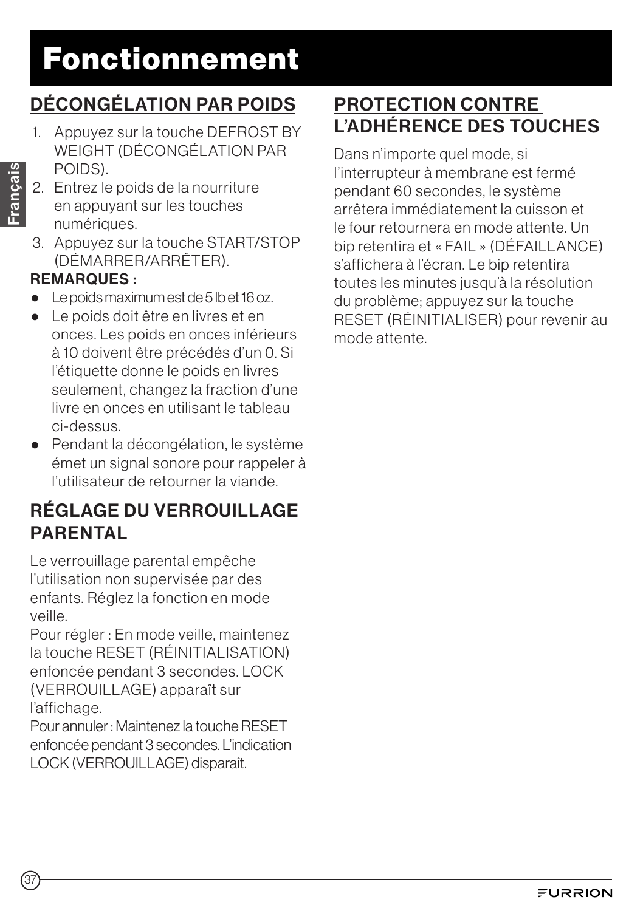# Fonctionnement

## DÉCONGÉLATION PAR POIDS

1. Appuyez sur la touche DEFROST BY WEIGHT (DÉCONGÉLATION PAR POIDS).
2. Entrez le poids de la nourriture en appuyant sur les touches numériques.
3. Appuyez sur la touche START/STOP (DÉMARRER/ARRÊTER).

**REMARQUES :**

- Le poids maximum est de 5 lb et 16 oz.
- Le poids doit être en livres et en onces. Les poids en onces inférieurs à 10 doivent être précédés d'un 0. Si l'étiquette donne le poids en livres seulement, changez la fraction d'une livre en onces en utilisant le tableau ci-dessus.
- Pendant la décongélation, le système émet un signal sonore pour rappeler à l'utilisateur de retourner la viande.

## RÉGLAGE DU VERROUILLAGE PARENTAL

Le verrouillage parental empêche l'utilisation non supervisée par des enfants. Réglez la fonction en mode veille.

Pour régler : En mode veille, maintenez la touche RESET (RÉINITIALISATION) enfoncée pendant 3 secondes. LOCK (VERROUILLAGE) apparaît sur l'affichage.

Pour annuler : Maintenez la touche RESET enfoncée pendant 3 secondes. L'indication LOCK (VERROUILLAGE) disparaît.

## PROTECTION CONTRE L'ADHÉRENCE DES TOUCHES

Dans n'importe quel mode, si l'interrupteur à membrane est fermé pendant 60 secondes, le système arrêtera immédiatement la cuisson et le four retournera en mode attente. Un bip retentira et « FAIL » (DÉFAILLANCE) s'affichera à l'écran. Le bip retentira toutes les minutes jusqu'à la résolution du problème; appuyez sur la touche RESET (RÉINITIALISER) pour revenir au mode attente.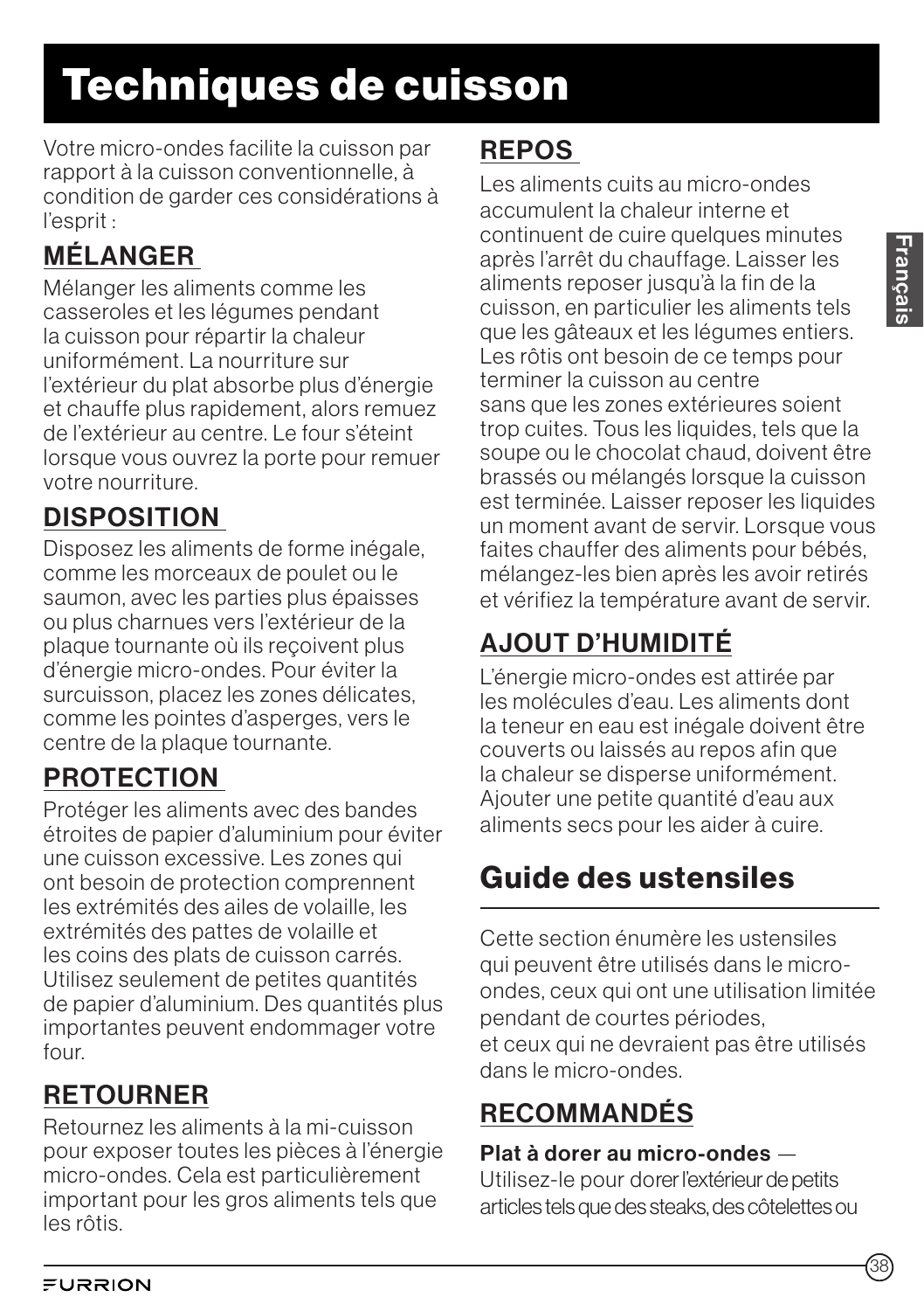# Techniques de cuisson

Votre micro-ondes facilite la cuisson par rapport à la cuisson conventionnelle, à condition de garder ces considérations à l'esprit :

## MÉLANGER

Mélanger les aliments comme les casseroles et les légumes pendant la cuisson pour répartir la chaleur uniformément. La nourriture sur l'extérieur du plat absorbe plus d'énergie et chauffe plus rapidement, alors remuez de l'extérieur au centre. Le four s'éteint lorsque vous ouvrez la porte pour remuer votre nourriture.

## DISPOSITION

Disposez les aliments de forme inégale, comme les morceaux de poulet ou le saumon, avec les parties plus épaisses ou plus charnues vers l'extérieur de la plaque tournante où ils reçoivent plus d'énergie micro-ondes. Pour éviter la surcuisson, placez les zones délicates, comme les pointes d'asperges, vers le centre de la plaque tournante.

## PROTECTION

Protéger les aliments avec des bandes étroites de papier d'aluminium pour éviter une cuisson excessive. Les zones qui ont besoin de protection comprennent les extrémités des ailes de volaille, les extrémités des pattes de volaille et les coins des plats de cuisson carrés. Utilisez seulement de petites quantités de papier d'aluminium. Des quantités plus importantes peuvent endommager votre four.

## RETOURNER

Retournez les aliments à la mi-cuisson pour exposer toutes les pièces à l'énergie micro-ondes. Cela est particulièrement important pour les gros aliments tels que les rôtis.

## REPOS

Les aliments cuits au micro-ondes accumulent la chaleur interne et continuent de cuire quelques minutes après l'arrêt du chauffage. Laisser les aliments reposer jusqu'à la fin de la cuisson, en particulier les aliments tels que les gâteaux et les légumes entiers. Les rôtis ont besoin de ce temps pour terminer la cuisson au centre sans que les zones extérieures soient trop cuites. Tous les liquides, tels que la soupe ou le chocolat chaud, doivent être brassés ou mélangés lorsque la cuisson est terminée. Laisser reposer les liquides un moment avant de servir. Lorsque vous faites chauffer des aliments pour bébés, mélangez-les bien après les avoir retirés et vérifiez la température avant de servir.

## AJOUT D'HUMIDITÉ

L'énergie micro-ondes est attirée par les molécules d'eau. Les aliments dont la teneur en eau est inégale doivent être couverts ou laissés au repos afin que la chaleur se disperse uniformément. Ajouter une petite quantité d'eau aux aliments secs pour les aider à cuire.

# Guide des ustensiles

Cette section énumère les ustensiles qui peuvent être utilisés dans le micro-ondes, ceux qui ont une utilisation limitée pendant de courtes périodes, et ceux qui ne devraient pas être utilisés dans le micro-ondes.

## RECOMMANDÉS

**Plat à dorer au micro-ondes** — Utilisez-le pour dorer l'extérieur de petits articles tels que des steaks, des côtelettes ou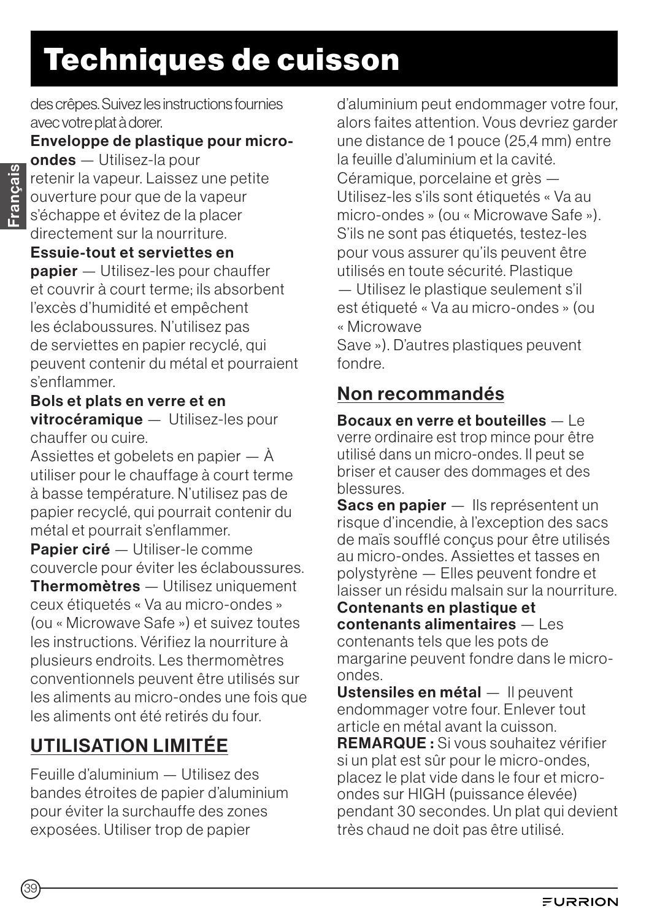# Techniques de cuisson

des crêpes. Suivez les instructions fournies avec votre plat à dorer.

**Enveloppe de plastique pour micro-ondes** — Utilisez-la pour retenir la vapeur. Laissez une petite ouverture pour que de la vapeur s'échappe et évitez de la placer directement sur la nourriture.

**Essuie-tout et serviettes en papier** — Utilisez-les pour chauffer et couvrir à court terme; ils absorbent l'excès d'humidité et empêchent les éclaboussures. N'utilisez pas de serviettes en papier recyclé, qui peuvent contenir du métal et pourraient s'enflammer.

**Bols et plats en verre et en vitrocéramique** — Utilisez-les pour chauffer ou cuire.

Assiettes et gobelets en papier — À utiliser pour le chauffage à court terme à basse température. N'utilisez pas de papier recyclé, qui pourrait contenir du métal et pourrait s'enflammer.

**Papier ciré** — Utiliser-le comme couvercle pour éviter les éclaboussures.

**Thermomètres** — Utilisez uniquement ceux étiquetés « Va au micro-ondes » (ou « Microwave Safe ») et suivez toutes les instructions. Vérifiez la nourriture à plusieurs endroits. Les thermomètres conventionnels peuvent être utilisés sur les aliments au micro-ondes une fois que les aliments ont été retirés du four.

## UTILISATION LIMITÉE

Feuille d'aluminium — Utilisez des bandes étroites de papier d'aluminium pour éviter la surchauffe des zones exposées. Utiliser trop de papier d'aluminium peut endommager votre four, alors faites attention. Vous devriez garder une distance de 1 pouce (25,4 mm) entre la feuille d'aluminium et la cavité.

Céramique, porcelaine et grès — Utilisez-les s'ils sont étiquetés « Va au micro-ondes » (ou « Microwave Safe »). S'ils ne sont pas étiquetés, testez-les pour vous assurer qu'ils peuvent être utilisés en toute sécurité. Plastique — Utilisez le plastique seulement s'il est étiqueté « Va au micro-ondes » (ou « Microwave Save »). D'autres plastiques peuvent fondre.

## Non recommandés

**Bocaux en verre et bouteilles** — Le verre ordinaire est trop mince pour être utilisé dans un micro-ondes. Il peut se briser et causer des dommages et des blessures.

**Sacs en papier** — Ils représentent un risque d'incendie, à l'exception des sacs de maïs soufflé conçus pour être utilisés au micro-ondes. Assiettes et tasses en polystyrène — Elles peuvent fondre et laisser un résidu malsain sur la nourriture.

**Contenants en plastique et contenants alimentaires** — Les contenants tels que les pots de margarine peuvent fondre dans le micro-ondes.

**Ustensiles en métal** — Il peuvent endommager votre four. Enlever tout article en métal avant la cuisson.

**REMARQUE :** Si vous souhaitez vérifier si un plat est sûr pour le micro-ondes, placez le plat vide dans le four et micro-ondes sur HIGH (puissance élevée) pendant 30 secondes. Un plat qui devient très chaud ne doit pas être utilisé.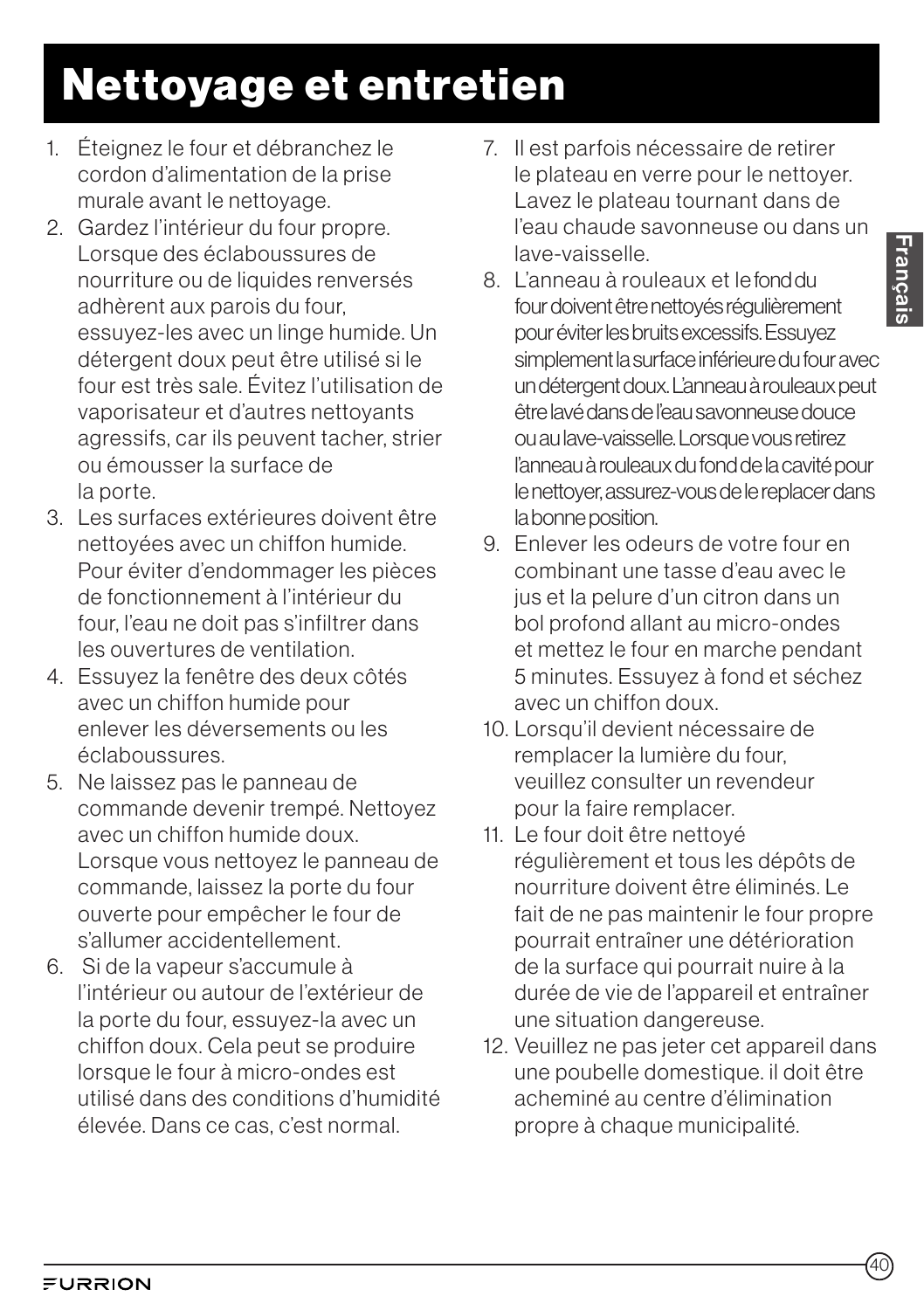# Nettoyage et entretien

1. Éteignez le four et débranchez le cordon d'alimentation de la prise murale avant le nettoyage.
2. Gardez l'intérieur du four propre. Lorsque des éclaboussures de nourriture ou de liquides renversés adhèrent aux parois du four, essuyez-les avec un linge humide. Un détergent doux peut être utilisé si le four est très sale. Évitez l'utilisation de vaporisateur et d'autres nettoyants agressifs, car ils peuvent tacher, strier ou émousser la surface de la porte.
3. Les surfaces extérieures doivent être nettoyées avec un chiffon humide. Pour éviter d'endommager les pièces de fonctionnement à l'intérieur du four, l'eau ne doit pas s'infiltrer dans les ouvertures de ventilation.
4. Essuyez la fenêtre des deux côtés avec un chiffon humide pour enlever les déversements ou les éclaboussures.
5. Ne laissez pas le panneau de commande devenir trempé. Nettoyez avec un chiffon humide doux. Lorsque vous nettoyez le panneau de commande, laissez la porte du four ouverte pour empêcher le four de s'allumer accidentellement.
6. Si de la vapeur s'accumule à l'intérieur ou autour de l'extérieur de la porte du four, essuyez-la avec un chiffon doux. Cela peut se produire lorsque le four à micro-ondes est utilisé dans des conditions d'humidité élevée. Dans ce cas, c'est normal.
7. Il est parfois nécessaire de retirer le plateau en verre pour le nettoyer. Lavez le plateau tournant dans de l'eau chaude savonneuse ou dans un lave-vaisselle.
8. L'anneau à rouleaux et le fond du four doivent être nettoyés régulièrement pour éviter les bruits excessifs. Essuyez simplement la surface inférieure du four avec un détergent doux. L'anneau à rouleaux peut être lavé dans de l'eau savonneuse douce ou au lave-vaisselle. Lorsque vous retirez l'anneau à rouleaux du fond de la cavité pour le nettoyer, assurez-vous de le replacer dans la bonne position.
9. Enlever les odeurs de votre four en combinant une tasse d'eau avec le jus et la pelure d'un citron dans un bol profond allant au micro-ondes et mettez le four en marche pendant 5 minutes. Essuyez à fond et séchez avec un chiffon doux.
10. Lorsqu'il devient nécessaire de remplacer la lumière du four, veuillez consulter un revendeur pour la faire remplacer.
11. Le four doit être nettoyé régulièrement et tous les dépôts de nourriture doivent être éliminés. Le fait de ne pas maintenir le four propre pourrait entraîner une détérioration de la surface qui pourrait nuire à la durée de vie de l'appareil et entraîner une situation dangereuse.
12. Veuillez ne pas jeter cet appareil dans une poubelle domestique. il doit être acheminé au centre d'élimination propre à chaque municipalité.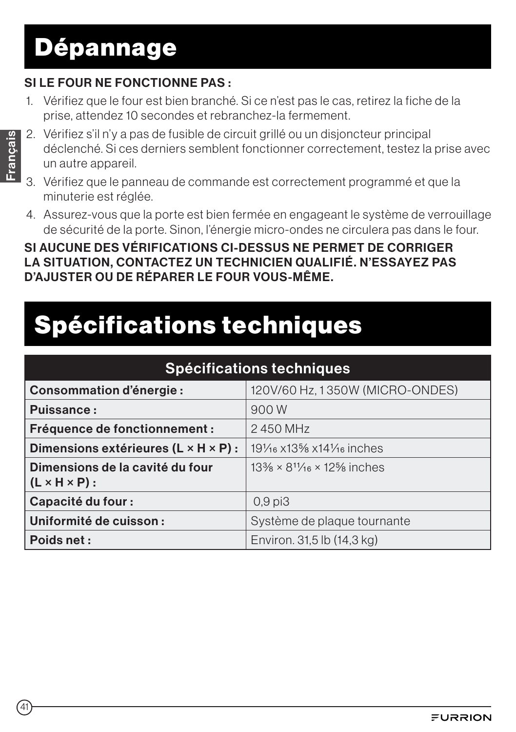# Dépannage

**SI LE FOUR NE FONCTIONNE PAS :**

1. Vérifiez que le four est bien branché. Si ce n'est pas le cas, retirez la fiche de la prise, attendez 10 secondes et rebranchez-la fermement.
2. Vérifiez s'il n'y a pas de fusible de circuit grillé ou un disjoncteur principal déclenché. Si ces derniers semblent fonctionner correctement, testez la prise avec un autre appareil.
3. Vérifiez que le panneau de commande est correctement programmé et que la minuterie est réglée.
4. Assurez-vous que la porte est bien fermée en engageant le système de verrouillage de sécurité de la porte. Sinon, l'énergie micro-ondes ne circulera pas dans le four.

**SI AUCUNE DES VÉRIFICATIONS CI-DESSUS NE PERMET DE CORRIGER LA SITUATION, CONTACTEZ UN TECHNICIEN QUALIFIÉ. N'ESSAYEZ PAS D'AJUSTER OU DE RÉPARER LE FOUR VOUS-MÊME.**

# Spécifications techniques

| Spécifications techniques | |
|---|---|
| **Consommation d'énergie :** | 120V/60 Hz, 1 350W (MICRO-ONDES) |
| **Puissance :** | 900 W |
| **Fréquence de fonctionnement :** | 2 450 MHz |
| **Dimensions extérieures (L × H × P) :** | 19¹⁄₁₆ x13⅝ x14¹⁄₁₆ inches |
| **Dimensions de la cavité du four (L × H × P) :** | 13⅜ × 8¹¹⁄₁₆ × 12⅝ inches |
| **Capacité du four :** | 0,9 pi3 |
| **Uniformité de cuisson :** | Système de plaque tournante |
| **Poids net :** | Environ. 31,5 lb (14,3 kg) |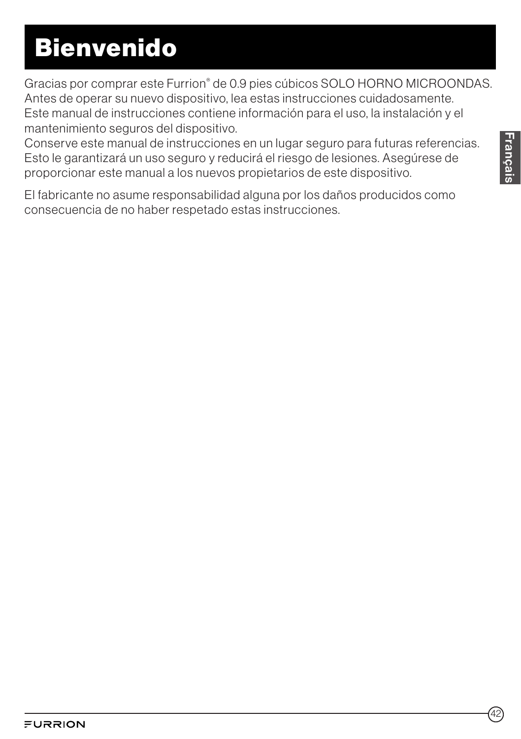# Bienvenido

Gracias por comprar este Furrion® de 0.9 pies cúbicos SOLO HORNO MICROONDAS. Antes de operar su nuevo dispositivo, lea estas instrucciones cuidadosamente. Este manual de instrucciones contiene información para el uso, la instalación y el mantenimiento seguros del dispositivo.
Conserve este manual de instrucciones en un lugar seguro para futuras referencias. Esto le garantizará un uso seguro y reducirá el riesgo de lesiones. Asegúrese de proporcionar este manual a los nuevos propietarios de este dispositivo.

El fabricante no asume responsabilidad alguna por los daños producidos como consecuencia de no haber respetado estas instrucciones.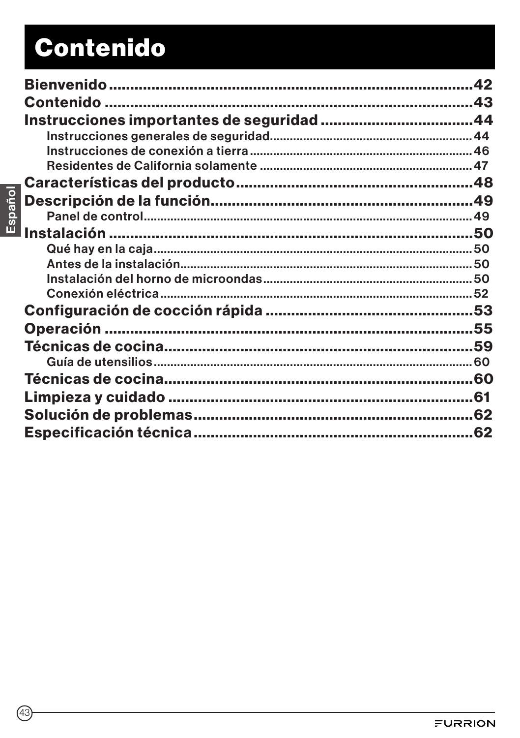# Contenido

**Bienvenido** .......................................................................... **42**

**Contenido** .......................................................................... **43**

**Instrucciones importantes de seguridad** .................................... **44**

- Instrucciones generales de seguridad............................................. 44
- Instrucciones de conexión a tierra.................................................. 46
- Residentes de California solamente ............................................... 47

**Características del producto**........................................................ **48**

**Descripción de la función**.............................................................. **49**

- Panel de control............................................................................. 49

**Instalación** .......................................................................... **50**

- Qué hay en la caja........................................................................... 50
- Antes de la instalación..................................................................... 50
- Instalación del horno de microondas............................................... 50
- Conexión eléctrica........................................................................... 52

**Configuración de cocción rápida** ................................................. **53**

**Operación** .......................................................................... **55**

**Técnicas de cocina**.......................................................................... **59**

- Guía de utensilios............................................................................ 60

**Técnicas de cocina**.......................................................................... **60**

**Limpieza y cuidado** ......................................................................... **61**

**Solución de problemas**.................................................................... **62**

**Especificación técnica**..................................................................... **62**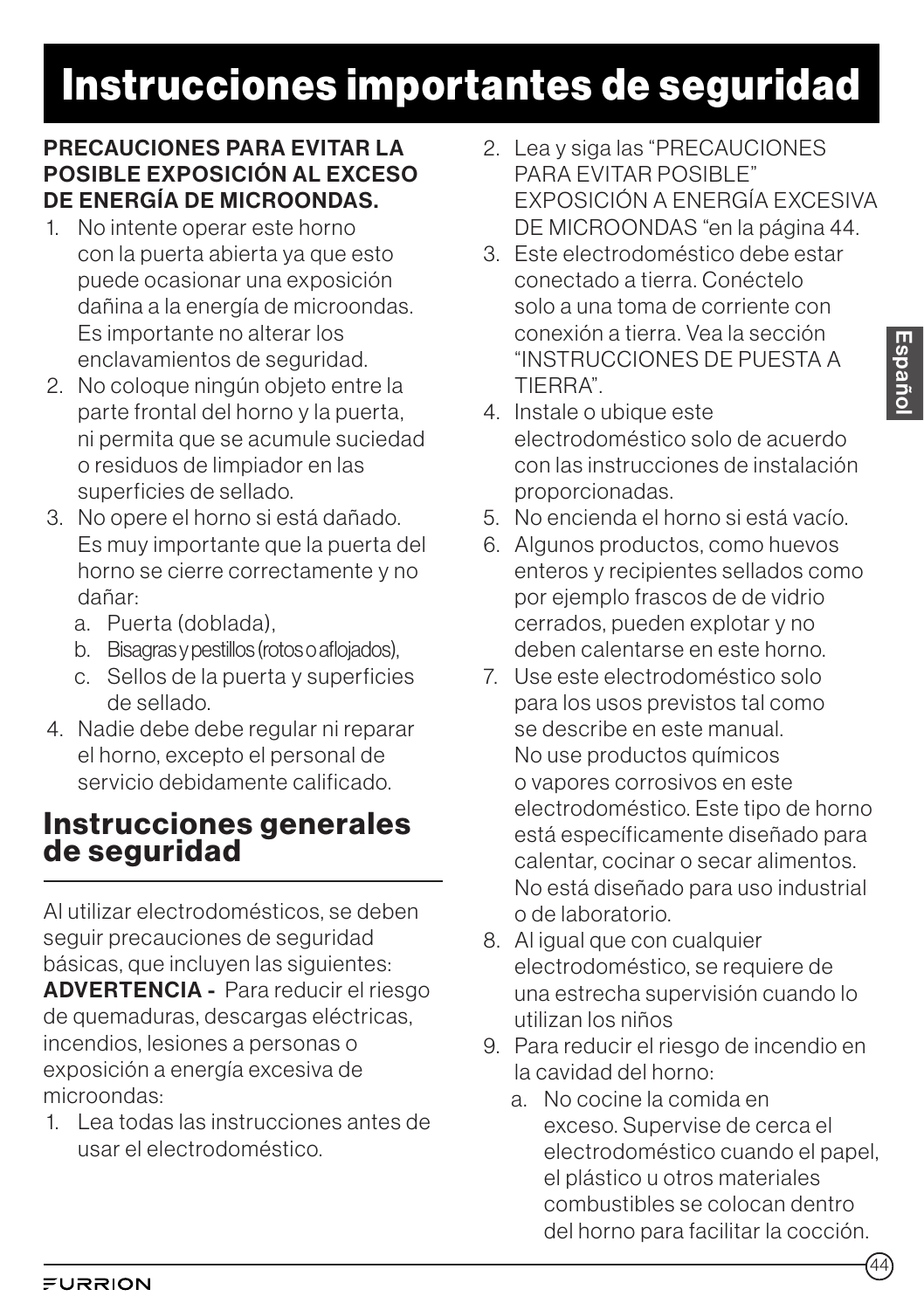# Instrucciones importantes de seguridad

**PRECAUCIONES PARA EVITAR LA POSIBLE EXPOSICIÓN AL EXCESO DE ENERGÍA DE MICROONDAS.**

1. No intente operar este horno con la puerta abierta ya que esto puede ocasionar una exposición dañina a la energía de microondas. Es importante no alterar los enclavamientos de seguridad.
2. No coloque ningún objeto entre la parte frontal del horno y la puerta, ni permita que se acumule suciedad o residuos de limpiador en las superficies de sellado.
3. No opere el horno si está dañado. Es muy importante que la puerta del horno se cierre correctamente y no dañar:
   a. Puerta (doblada),
   b. Bisagras y pestillos (rotos o aflojados),
   c. Sellos de la puerta y superficies de sellado.
4. Nadie debe debe regular ni reparar el horno, excepto el personal de servicio debidamente calificado.

## Instrucciones generales de seguridad

Al utilizar electrodomésticos, se deben seguir precauciones de seguridad básicas, que incluyen las siguientes:
**ADVERTENCIA -** Para reducir el riesgo de quemaduras, descargas eléctricas, incendios, lesiones a personas o exposición a energía excesiva de microondas:

1. Lea todas las instrucciones antes de usar el electrodoméstico.
2. Lea y siga las "PRECAUCIONES PARA EVITAR POSIBLE" EXPOSICIÓN A ENERGÍA EXCESIVA DE MICROONDAS "en la página 44.
3. Este electrodoméstico debe estar conectado a tierra. Conéctelo solo a una toma de corriente con conexión a tierra. Vea la sección "INSTRUCCIONES DE PUESTA A TIERRA".
4. Instale o ubique este electrodoméstico solo de acuerdo con las instrucciones de instalación proporcionadas.
5. No encienda el horno si está vacío.
6. Algunos productos, como huevos enteros y recipientes sellados como por ejemplo frascos de de vidrio cerrados, pueden explotar y no deben calentarse en este horno.
7. Use este electrodoméstico solo para los usos previstos tal como se describe en este manual. No use productos químicos o vapores corrosivos en este electrodoméstico. Este tipo de horno está específicamente diseñado para calentar, cocinar o secar alimentos. No está diseñado para uso industrial o de laboratorio.
8. Al igual que con cualquier electrodoméstico, se requiere de una estrecha supervisión cuando lo utilizan los niños
9. Para reducir el riesgo de incendio en la cavidad del horno:
   a. No cocine la comida en exceso. Supervise de cerca el electrodoméstico cuando el papel, el plástico u otros materiales combustibles se colocan dentro del horno para facilitar la cocción.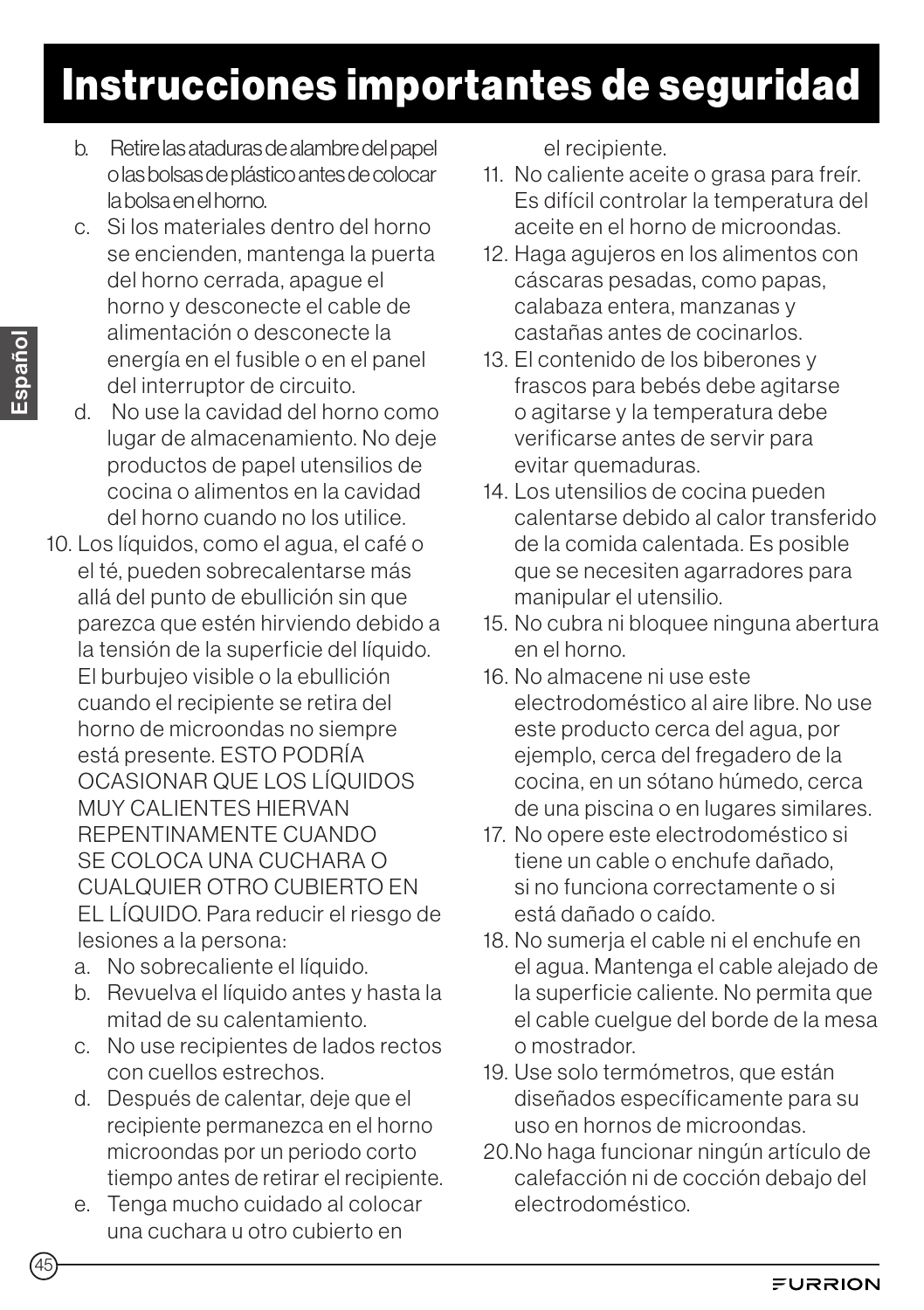# Instrucciones importantes de seguridad

b. Retire las ataduras de alambre del papel o las bolsas de plástico antes de colocar la bolsa en el horno.
c. Si los materiales dentro del horno se encienden, mantenga la puerta del horno cerrada, apague el horno y desconecte el cable de alimentación o desconecte la energía en el fusible o en el panel del interruptor de circuito.
d. No use la cavidad del horno como lugar de almacenamiento. No deje productos de papel utensilios de cocina o alimentos en la cavidad del horno cuando no los utilice.

10. Los líquidos, como el agua, el café o el té, pueden sobrecalentarse más allá del punto de ebullición sin que parezca que estén hirviendo debido a la tensión de la superficie del líquido. El burbujeo visible o la ebullición cuando el recipiente se retira del horno de microondas no siempre está presente. ESTO PODRÍA OCASIONAR QUE LOS LÍQUIDOS MUY CALIENTES HIERVAN REPENTINAMENTE CUANDO SE COLOCA UNA CUCHARA O CUALQUIER OTRO CUBIERTO EN EL LÍQUIDO. Para reducir el riesgo de lesiones a la persona:
    a. No sobrecaliente el líquido.
    b. Revuelva el líquido antes y hasta la mitad de su calentamiento.
    c. No use recipientes de lados rectos con cuellos estrechos.
    d. Después de calentar, deje que el recipiente permanezca en el horno microondas por un periodo corto tiempo antes de retirar el recipiente.
    e. Tenga mucho cuidado al colocar una cuchara u otro cubierto en el recipiente.
11. No caliente aceite o grasa para freír. Es difícil controlar la temperatura del aceite en el horno de microondas.
12. Haga agujeros en los alimentos con cáscaras pesadas, como papas, calabaza entera, manzanas y castañas antes de cocinarlos.
13. El contenido de los biberones y frascos para bebés debe agitarse o agitarse y la temperatura debe verificarse antes de servir para evitar quemaduras.
14. Los utensilios de cocina pueden calentarse debido al calor transferido de la comida calentada. Es posible que se necesiten agarradores para manipular el utensilio.
15. No cubra ni bloquee ninguna abertura en el horno.
16. No almacene ni use este electrodoméstico al aire libre. No use este producto cerca del agua, por ejemplo, cerca del fregadero de la cocina, en un sótano húmedo, cerca de una piscina o en lugares similares.
17. No opere este electrodoméstico si tiene un cable o enchufe dañado, si no funciona correctamente o si está dañado o caído.
18. No sumerja el cable ni el enchufe en el agua. Mantenga el cable alejado de la superficie caliente. No permita que el cable cuelgue del borde de la mesa o mostrador.
19. Use solo termómetros, que están diseñados específicamente para su uso en hornos de microondas.
20. No haga funcionar ningún artículo de calefacción ni de cocción debajo del electrodoméstico.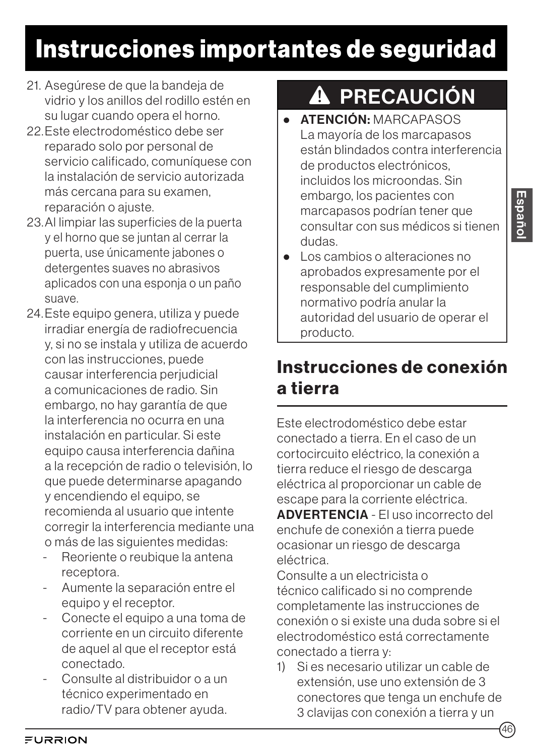# Instrucciones importantes de seguridad

21. Asegúrese de que la bandeja de vidrio y los anillos del rodillo estén en su lugar cuando opera el horno.
22. Este electrodoméstico debe ser reparado solo por personal de servicio calificado, comuníquese con la instalación de servicio autorizada más cercana para su examen, reparación o ajuste.
23. Al limpiar las superficies de la puerta y el horno que se juntan al cerrar la puerta, use únicamente jabones o detergentes suaves no abrasivos aplicados con una esponja o un paño suave.
24. Este equipo genera, utiliza y puede irradiar energía de radiofrecuencia y, si no se instala y utiliza de acuerdo con las instrucciones, puede causar interferencia perjudicial a comunicaciones de radio. Sin embargo, no hay garantía de que la interferencia no ocurra en una instalación en particular. Si este equipo causa interferencia dañina a la recepción de radio o televisión, lo que puede determinarse apagando y encendiendo el equipo, se recomienda al usuario que intente corregir la interferencia mediante una o más de las siguientes medidas:
    - Reoriente o reubique la antena receptora.
    - Aumente la separación entre el equipo y el receptor.
    - Conecte el equipo a una toma de corriente en un circuito diferente de aquel al que el receptor está conectado.
    - Consulte al distribuidor o a un técnico experimentado en radio/TV para obtener ayuda.

## ⚠ PRECAUCIÓN

- **ATENCIÓN:** MARCAPASOS
  La mayoría de los marcapasos están blindados contra interferencia de productos electrónicos, incluidos los microondas. Sin embargo, los pacientes con marcapasos podrían tener que consultar con sus médicos si tienen dudas.
- Los cambios o alteraciones no aprobados expresamente por el responsable del cumplimiento normativo podría anular la autoridad del usuario de operar el producto.

## Instrucciones de conexión a tierra

Este electrodoméstico debe estar conectado a tierra. En el caso de un cortocircuito eléctrico, la conexión a tierra reduce el riesgo de descarga eléctrica al proporcionar un cable de escape para la corriente eléctrica.

**ADVERTENCIA** - El uso incorrecto del enchufe de conexión a tierra puede ocasionar un riesgo de descarga eléctrica.

Consulte a un electricista o técnico calificado si no comprende completamente las instrucciones de conexión o si existe una duda sobre si el electrodoméstico está correctamente conectado a tierra y:

1) Si es necesario utilizar un cable de extensión, use uno extensión de 3 conectores que tenga un enchufe de 3 clavijas con conexión a tierra y un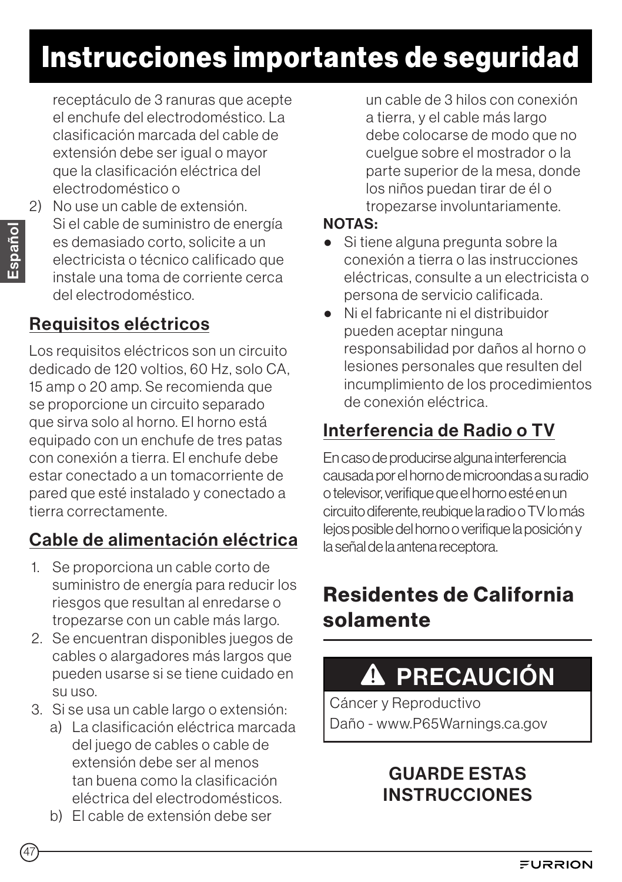# Instrucciones importantes de seguridad

receptáculo de 3 ranuras que acepte el enchufe del electrodoméstico. La clasificación marcada del cable de extensión debe ser igual o mayor que la clasificación eléctrica del electrodoméstico o

2) No use un cable de extensión. Si el cable de suministro de energía es demasiado corto, solicite a un electricista o técnico calificado que instale una toma de corriente cerca del electrodoméstico.

## Requisitos eléctricos

Los requisitos eléctricos son un circuito dedicado de 120 voltios, 60 Hz, solo CA, 15 amp o 20 amp. Se recomienda que se proporcione un circuito separado que sirva solo al horno. El horno está equipado con un enchufe de tres patas con conexión a tierra. El enchufe debe estar conectado a un tomacorriente de pared que esté instalado y conectado a tierra correctamente.

## Cable de alimentación eléctrica

1. Se proporciona un cable corto de suministro de energía para reducir los riesgos que resultan al enredarse o tropezarse con un cable más largo.
2. Se encuentran disponibles juegos de cables o alargadores más largos que pueden usarse si se tiene cuidado en su uso.
3. Si se usa un cable largo o extensión:
   a) La clasificación eléctrica marcada del juego de cables o cable de extensión debe ser al menos tan buena como la clasificación eléctrica del electrodomésticos.
   b) El cable de extensión debe ser un cable de 3 hilos con conexión a tierra, y el cable más largo debe colocarse de modo que no cuelgue sobre el mostrador o la parte superior de la mesa, donde los niños puedan tirar de él o tropezarse involuntariamente.

**NOTAS:**

- Si tiene alguna pregunta sobre la conexión a tierra o las instrucciones eléctricas, consulte a un electricista o persona de servicio calificada.
- Ni el fabricante ni el distribuidor pueden aceptar ninguna responsabilidad por daños al horno o lesiones personales que resulten del incumplimiento de los procedimientos de conexión eléctrica.

## Interferencia de Radio o TV

En caso de producirse alguna interferencia causada por el horno de microondas a su radio o televisor, verifique que el horno esté en un circuito diferente, reubique la radio o TV lo más lejos posible del horno o verifique la posición y la señal de la antena receptora.

## Residentes de California solamente

**⚠ PRECAUCIÓN**

Cáncer y Reproductivo
Daño - www.P65Warnings.ca.gov

**GUARDE ESTAS INSTRUCCIONES**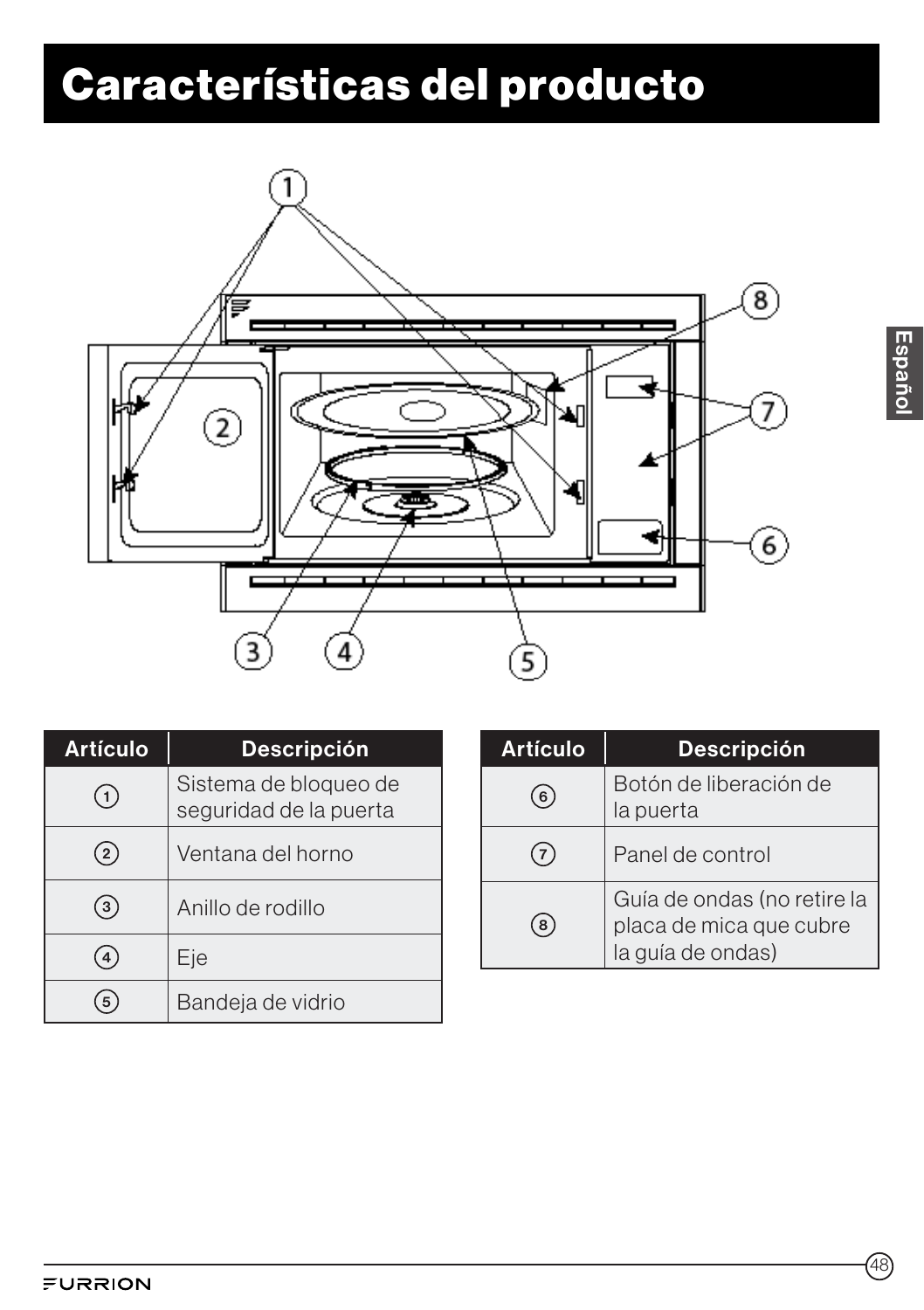# Características del producto

| Artículo | Descripción |
| --- | --- |
| ① | Sistema de bloqueo de seguridad de la puerta |
| ② | Ventana del horno |
| ③ | Anillo de rodillo |
| ④ | Eje |
| ⑤ | Bandeja de vidrio |

| Artículo | Descripción |
| --- | --- |
| ⑥ | Botón de liberación de la puerta |
| ⑦ | Panel de control |
| ⑧ | Guía de ondas (no retire la placa de mica que cubre la guía de ondas) |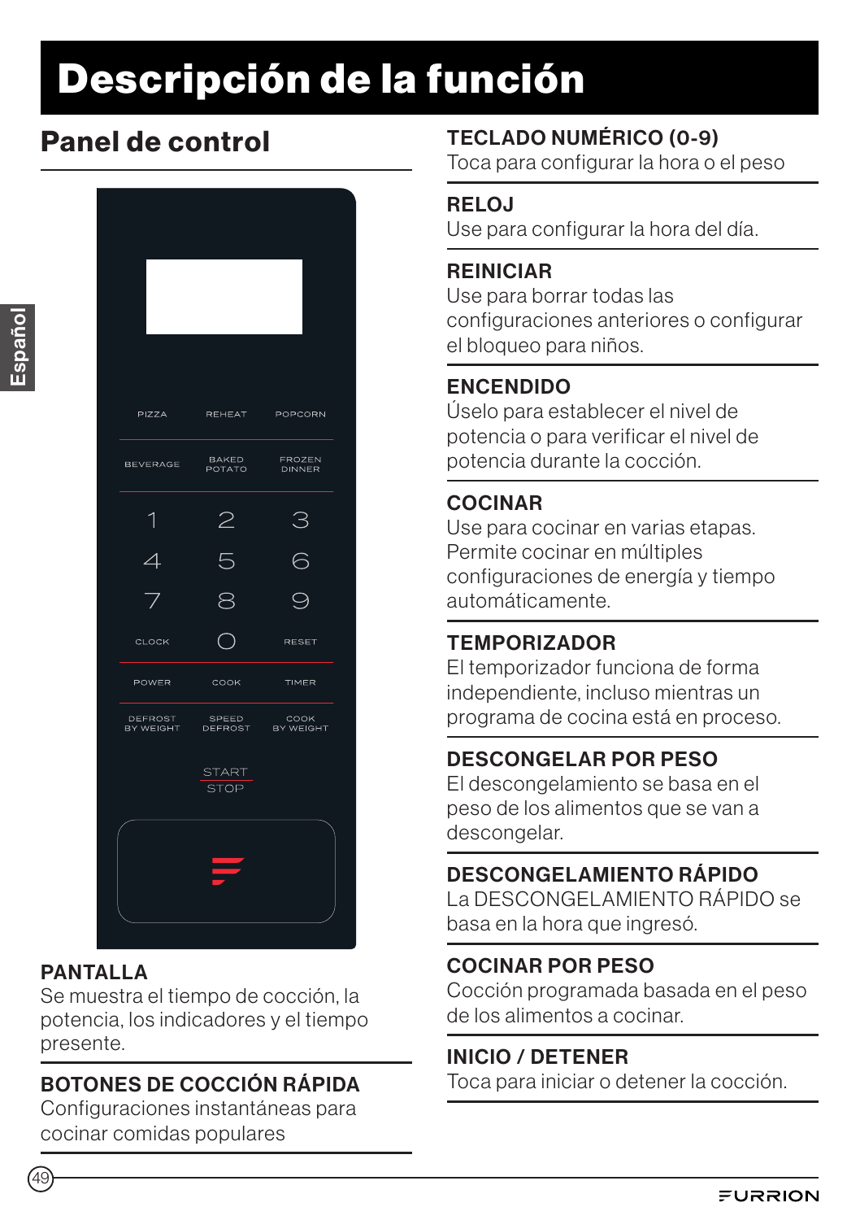# Descripción de la función

## Panel de control

PIZZA REHEAT POPCORN
BEVERAGE BAKED POTATO FROZEN DINNER
1 2 3
4 5 6
7 8 9
CLOCK 0 RESET
POWER COOK TIMER
DEFROST BY WEIGHT SPEED DEFROST COOK BY WEIGHT
START STOP

**PANTALLA**
Se muestra el tiempo de cocción, la potencia, los indicadores y el tiempo presente.

**BOTONES DE COCCIÓN RÁPIDA**
Configuraciones instantáneas para cocinar comidas populares

**TECLADO NUMÉRICO (0-9)**
Toca para configurar la hora o el peso

**RELOJ**
Use para configurar la hora del día.

**REINICIAR**
Use para borrar todas las configuraciones anteriores o configurar el bloqueo para niños.

**ENCENDIDO**
Úselo para establecer el nivel de potencia o para verificar el nivel de potencia durante la cocción.

**COCINAR**
Use para cocinar en varias etapas. Permite cocinar en múltiples configuraciones de energía y tiempo automáticamente.

**TEMPORIZADOR**
El temporizador funciona de forma independiente, incluso mientras un programa de cocina está en proceso.

**DESCONGELAR POR PESO**
El descongelamiento se basa en el peso de los alimentos que se van a descongelar.

**DESCONGELAMIENTO RÁPIDO**
La DESCONGELAMIENTO RÁPIDO se basa en la hora que ingresó.

**COCINAR POR PESO**
Cocción programada basada en el peso de los alimentos a cocinar.

**INICIO / DETENER**
Toca para iniciar o detener la cocción.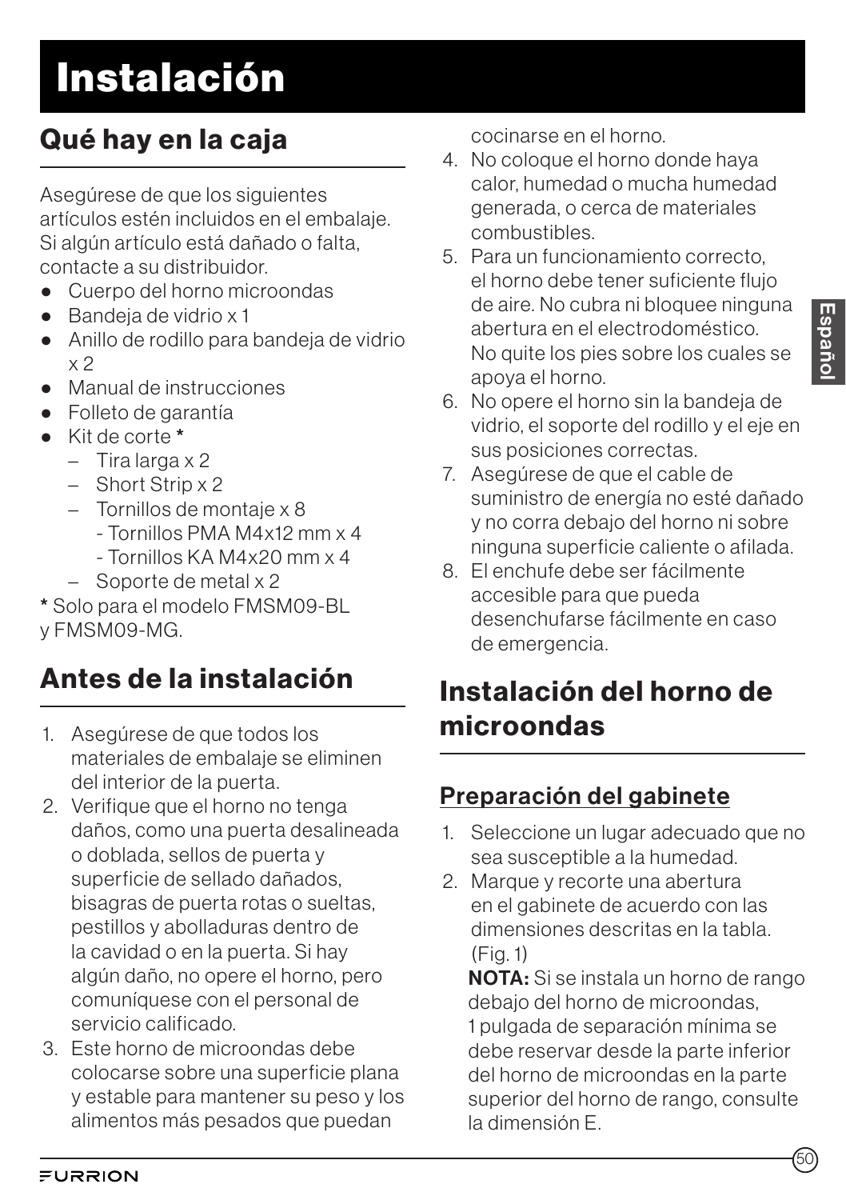# Instalación

## Qué hay en la caja

Asegúrese de que los siguientes artículos estén incluidos en el embalaje. Si algún artículo está dañado o falta, contacte a su distribuidor.

- Cuerpo del horno microondas
- Bandeja de vidrio x 1
- Anillo de rodillo para bandeja de vidrio x 2
- Manual de instrucciones
- Folleto de garantía
- Kit de corte *
  - Tira larga x 2
  - Short Strip x 2
  - Tornillos de montaje x 8
    - Tornillos PMA M4x12 mm x 4
    - Tornillos KA M4x20 mm x 4
  - Soporte de metal x 2

**\*** Solo para el modelo FMSM09-BL y FMSM09-MG.

## Antes de la instalación

1. Asegúrese de que todos los materiales de embalaje se eliminen del interior de la puerta.
2. Verifique que el horno no tenga daños, como una puerta desalineada o doblada, sellos de puerta y superficie de sellado dañados, bisagras de puerta rotas o sueltas, pestillos y abolladuras dentro de la cavidad o en la puerta. Si hay algún daño, no opere el horno, pero comuníquese con el personal de servicio calificado.
3. Este horno de microondas debe colocarse sobre una superficie plana y estable para mantener su peso y los alimentos más pesados que puedan cocinarse en el horno.
4. No coloque el horno donde haya calor, humedad o mucha humedad generada, o cerca de materiales combustibles.
5. Para un funcionamiento correcto, el horno debe tener suficiente flujo de aire. No cubra ni bloquee ninguna abertura en el electrodoméstico. No quite los pies sobre los cuales se apoya el horno.
6. No opere el horno sin la bandeja de vidrio, el soporte del rodillo y el eje en sus posiciones correctas.
7. Asegúrese de que el cable de suministro de energía no esté dañado y no corra debajo del horno ni sobre ninguna superficie caliente o afilada.
8. El enchufe debe ser fácilmente accesible para que pueda desenchufarse fácilmente en caso de emergencia.

## Instalación del horno de microondas

### Preparación del gabinete

1. Seleccione un lugar adecuado que no sea susceptible a la humedad.
2. Marque y recorte una abertura en el gabinete de acuerdo con las dimensiones descritas en la tabla. (Fig. 1)

   **NOTA:** Si se instala un horno de rango debajo del horno de microondas, 1 pulgada de separación mínima se debe reservar desde la parte inferior del horno de microondas en la parte superior del horno de rango, consulte la dimensión E.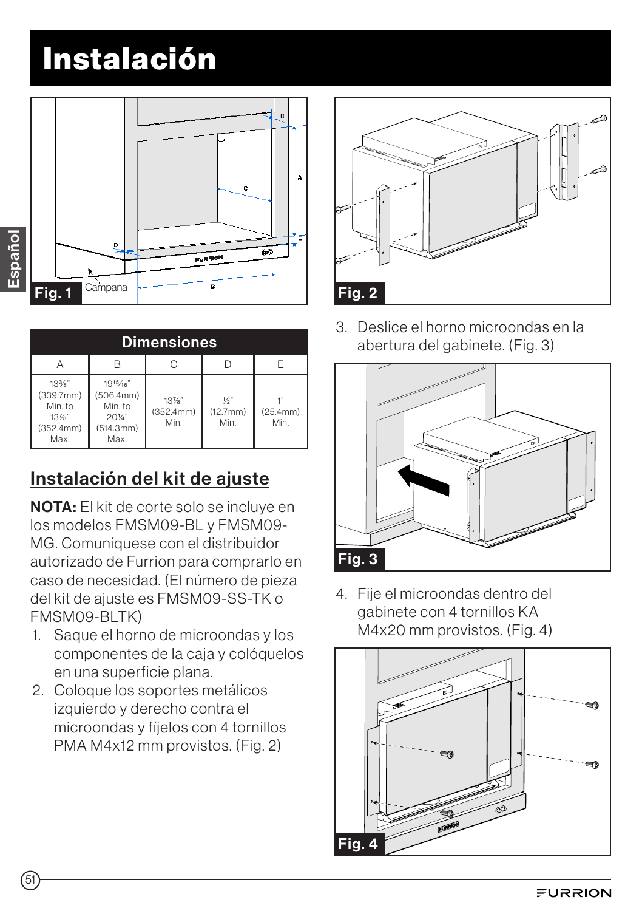# Instalación

Fig. 1

Campana

| Dimensiones | | | | |
|---|---|---|---|---|
| A | B | C | D | E |
| 13⅜" (339.7mm) Min. to 13⅞" (352.4mm) Max. | 19¹⁵⁄₁₆" (506.4mm) Min. to 20¼" (514.3mm) Max. | 13⅞" (352.4mm) Min. | ½" (12.7mm) Min. | 1" (25.4mm) Min. |

## Instalación del kit de ajuste

**NOTA:** El kit de corte solo se incluye en los modelos FMSM09-BL y FMSM09-MG. Comuníquese con el distribuidor autorizado de Furrion para comprarlo en caso de necesidad. (El número de pieza del kit de ajuste es FMSM09-SS-TK o FMSM09-BLTK)

1. Saque el horno de microondas y los componentes de la caja y colóquelos en una superficie plana.
2. Coloque los soportes metálicos izquierdo y derecho contra el microondas y fíjelos con 4 tornillos PMA M4x12 mm provistos. (Fig. 2)

Fig. 2

3. Deslice el horno microondas en la abertura del gabinete. (Fig. 3)

Fig. 3

4. Fije el microondas dentro del gabinete con 4 tornillos KA M4x20 mm provistos. (Fig. 4)

Fig. 4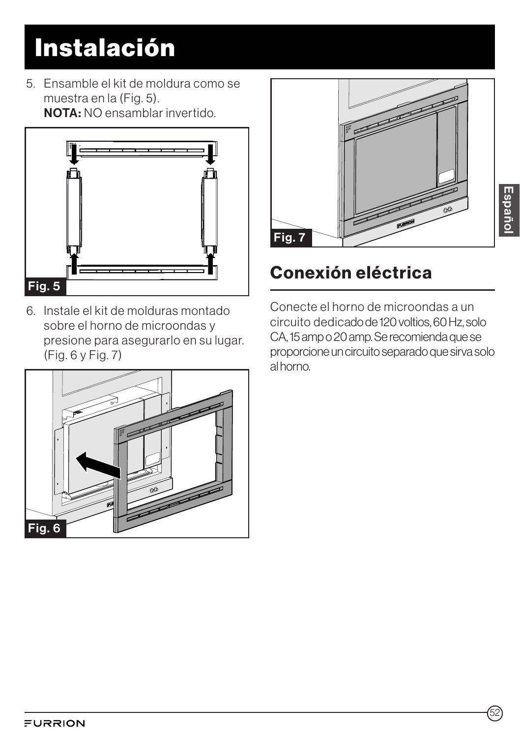# Instalación

5. Ensamble el kit de moldura como se muestra en la (Fig. 5).
   **NOTA:** NO ensamblar invertido.

Fig. 5

6. Instale el kit de molduras montado sobre el horno de microondas y presione para asegurarlo en su lugar. (Fig. 6 y Fig. 7)

Fig. 6

Fig. 7

## Conexión eléctrica

Conecte el horno de microondas a un circuito dedicado de 120 voltios, 60 Hz, solo CA, 15 amp o 20 amp. Se recomienda que se proporcione un circuito separado que sirva solo al horno.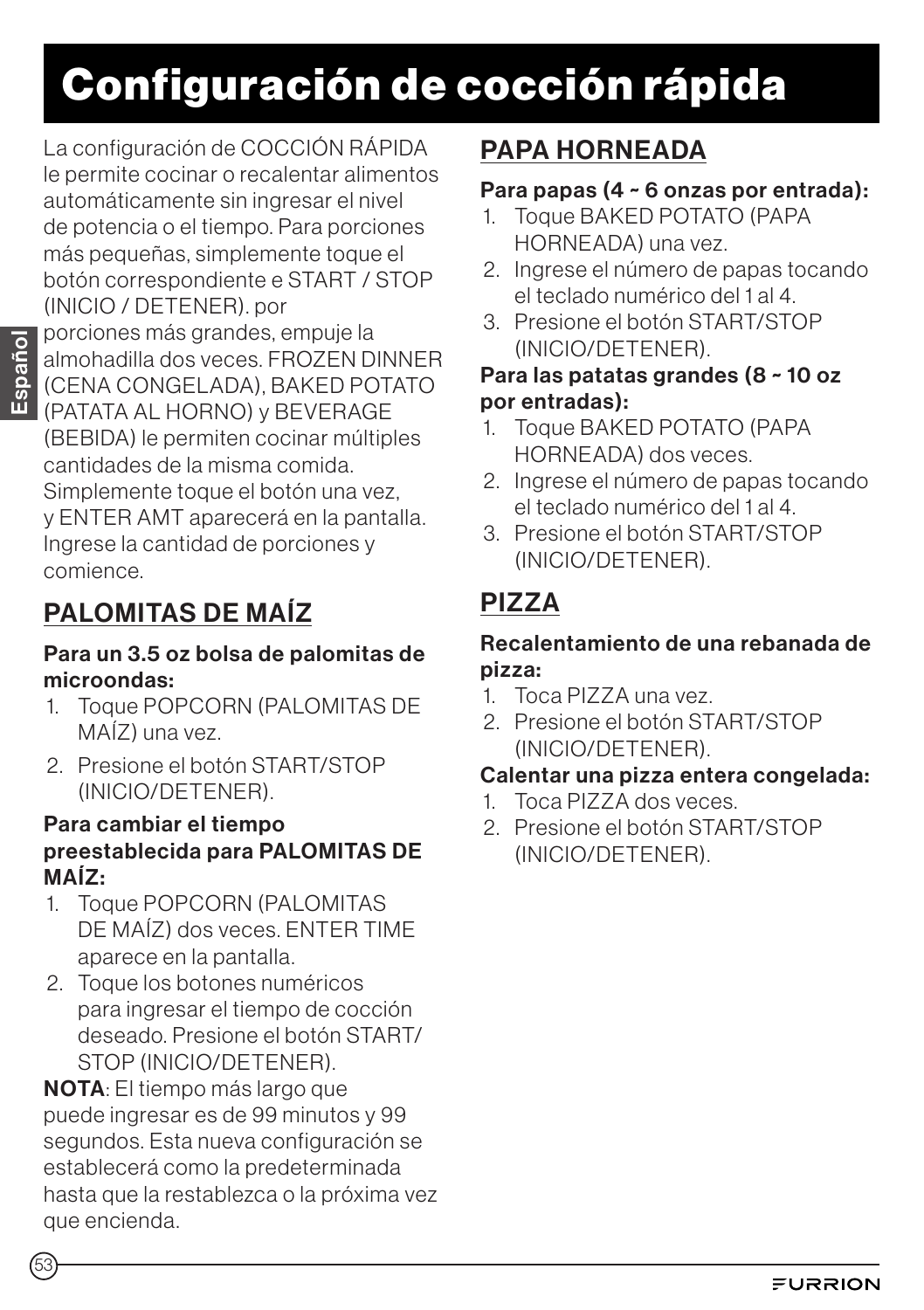# Configuración de cocción rápida

La configuración de COCCIÓN RÁPIDA le permite cocinar o recalentar alimentos automáticamente sin ingresar el nivel de potencia o el tiempo. Para porciones más pequeñas, simplemente toque el botón correspondiente e START / STOP (INICIO / DETENER). por porciones más grandes, empuje la almohadilla dos veces. FROZEN DINNER (CENA CONGELADA), BAKED POTATO (PATATA AL HORNO) y BEVERAGE (BEBIDA) le permiten cocinar múltiples cantidades de la misma comida. Simplemente toque el botón una vez, y ENTER AMT aparecerá en la pantalla. Ingrese la cantidad de porciones y comience.

## PALOMITAS DE MAÍZ

**Para un 3.5 oz bolsa de palomitas de microondas:**

1. Toque POPCORN (PALOMITAS DE MAÍZ) una vez.
2. Presione el botón START/STOP (INICIO/DETENER).

**Para cambiar el tiempo preestablecida para PALOMITAS DE MAÍZ:**

1. Toque POPCORN (PALOMITAS DE MAÍZ) dos veces. ENTER TIME aparece en la pantalla.
2. Toque los botones numéricos para ingresar el tiempo de cocción deseado. Presione el botón START/ STOP (INICIO/DETENER).

**NOTA**: El tiempo más largo que puede ingresar es de 99 minutos y 99 segundos. Esta nueva configuración se establecerá como la predeterminada hasta que la restablezca o la próxima vez que encienda.

## PAPA HORNEADA

**Para papas (4 ~ 6 onzas por entrada):**

1. Toque BAKED POTATO (PAPA HORNEADA) una vez.
2. Ingrese el número de papas tocando el teclado numérico del 1 al 4.
3. Presione el botón START/STOP (INICIO/DETENER).

**Para las patatas grandes (8 ~ 10 oz por entradas):**

1. Toque BAKED POTATO (PAPA HORNEADA) dos veces.
2. Ingrese el número de papas tocando el teclado numérico del 1 al 4.
3. Presione el botón START/STOP (INICIO/DETENER).

## PIZZA

**Recalentamiento de una rebanada de pizza:**

1. Toca PIZZA una vez.
2. Presione el botón START/STOP (INICIO/DETENER).

**Calentar una pizza entera congelada:**

1. Toca PIZZA dos veces.
2. Presione el botón START/STOP (INICIO/DETENER).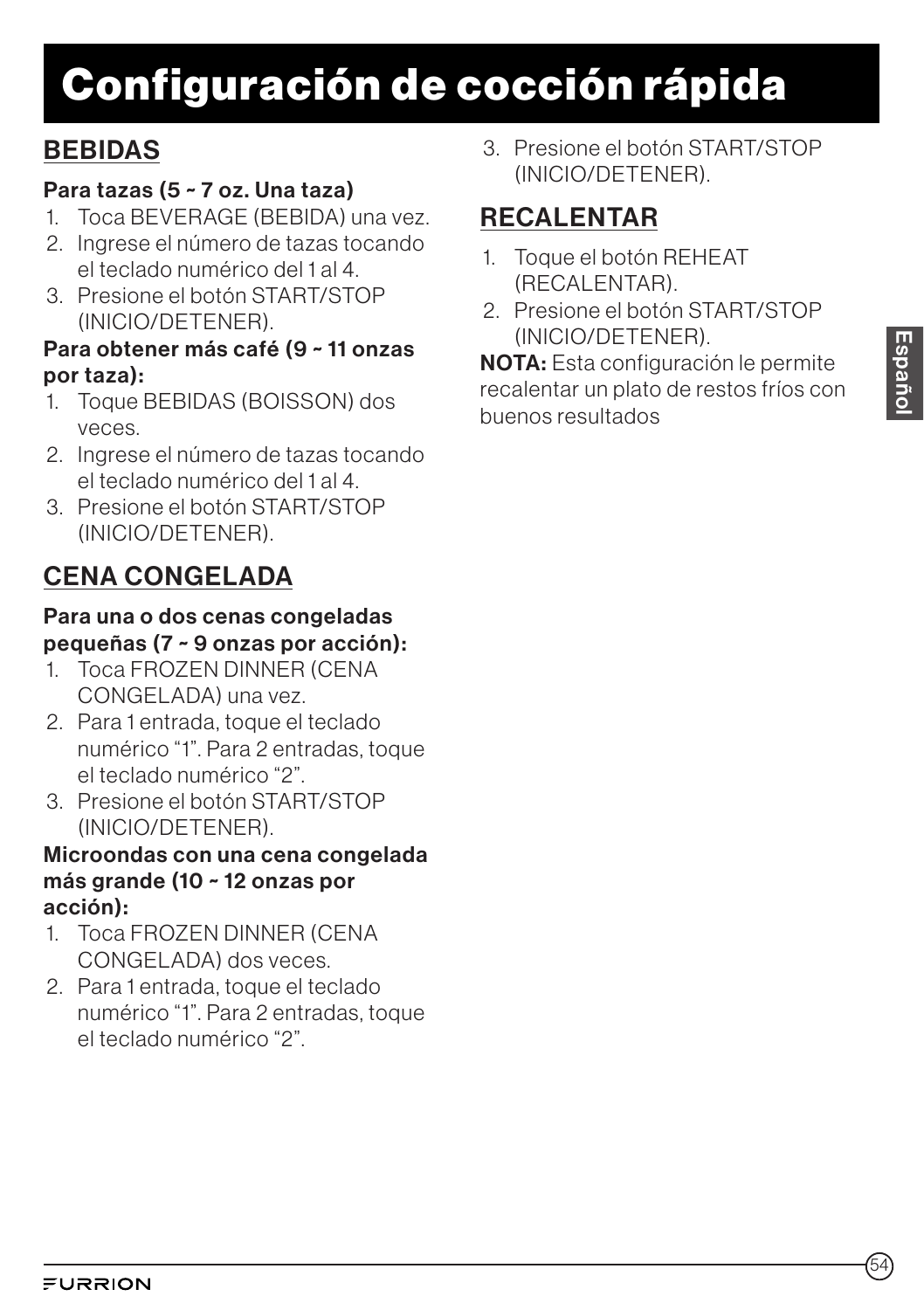# Configuración de cocción rápida

## BEBIDAS

**Para tazas (5 ~ 7 oz. Una taza)**

1. Toca BEVERAGE (BEBIDA) una vez.
2. Ingrese el número de tazas tocando el teclado numérico del 1 al 4.
3. Presione el botón START/STOP (INICIO/DETENER).

**Para obtener más café (9 ~ 11 onzas por taza):**

1. Toque BEBIDAS (BOISSON) dos veces.
2. Ingrese el número de tazas tocando el teclado numérico del 1 al 4.
3. Presione el botón START/STOP (INICIO/DETENER).

## CENA CONGELADA

**Para una o dos cenas congeladas pequeñas (7 ~ 9 onzas por acción):**

1. Toca FROZEN DINNER (CENA CONGELADA) una vez.
2. Para 1 entrada, toque el teclado numérico “1”. Para 2 entradas, toque el teclado numérico “2”.
3. Presione el botón START/STOP (INICIO/DETENER).

**Microondas con una cena congelada más grande (10 ~ 12 onzas por acción):**

1. Toca FROZEN DINNER (CENA CONGELADA) dos veces.
2. Para 1 entrada, toque el teclado numérico “1”. Para 2 entradas, toque el teclado numérico “2”.
3. Presione el botón START/STOP (INICIO/DETENER).

## RECALENTAR

1. Toque el botón REHEAT (RECALENTAR).
2. Presione el botón START/STOP (INICIO/DETENER).

**NOTA:** Esta configuración le permite recalentar un plato de restos fríos con buenos resultados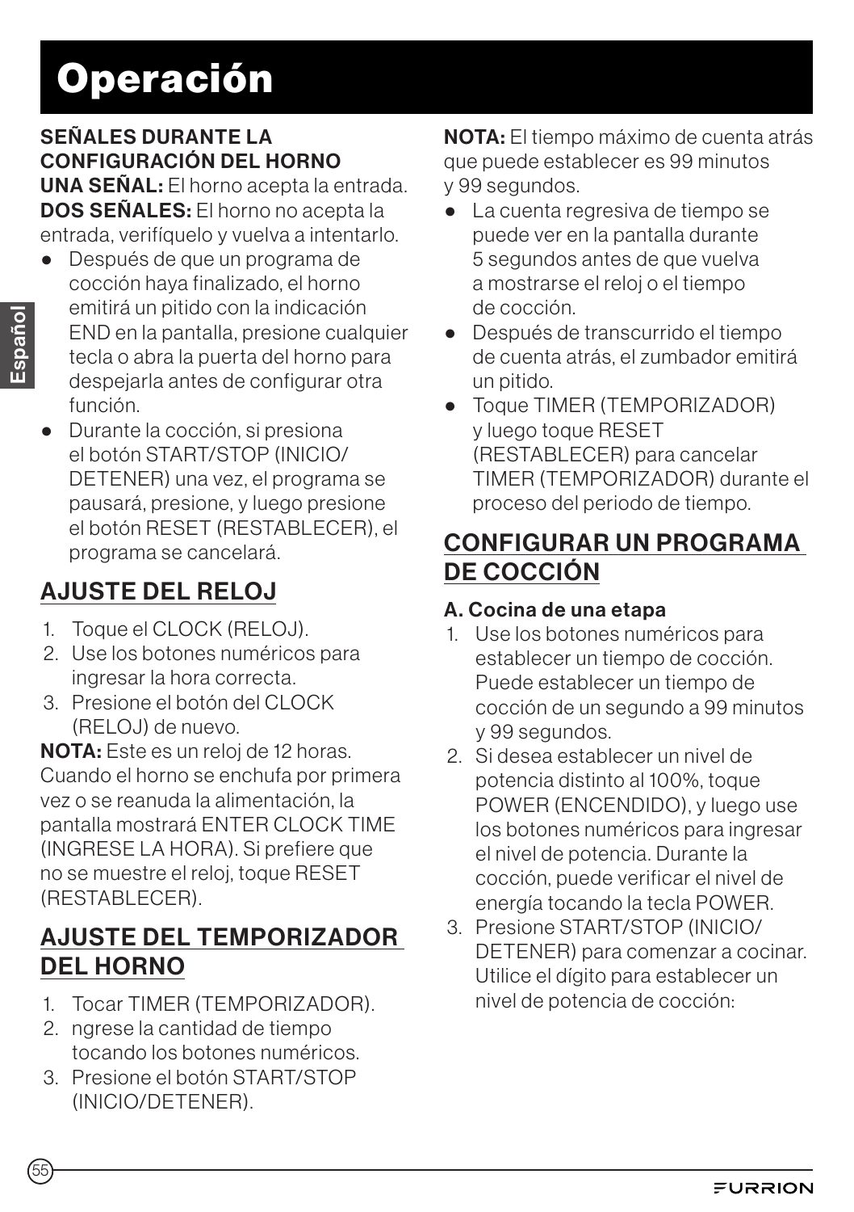# Operación

**SEÑALES DURANTE LA CONFIGURACIÓN DEL HORNO**

**UNA SEÑAL:** El horno acepta la entrada.
**DOS SEÑALES:** El horno no acepta la entrada, verifíquelo y vuelva a intentarlo.

- Después de que un programa de cocción haya finalizado, el horno emitirá un pitido con la indicación END en la pantalla, presione cualquier tecla o abra la puerta del horno para despejarla antes de configurar otra función.
- Durante la cocción, si presiona el botón START/STOP (INICIO/DETENER) una vez, el programa se pausará, presione, y luego presione el botón RESET (RESTABLECER), el programa se cancelará.

## AJUSTE DEL RELOJ

1. Toque el CLOCK (RELOJ).
2. Use los botones numéricos para ingresar la hora correcta.
3. Presione el botón del CLOCK (RELOJ) de nuevo.

**NOTA:** Este es un reloj de 12 horas. Cuando el horno se enchufa por primera vez o se reanuda la alimentación, la pantalla mostrará ENTER CLOCK TIME (INGRESE LA HORA). Si prefiere que no se muestre el reloj, toque RESET (RESTABLECER).

## AJUSTE DEL TEMPORIZADOR DEL HORNO

1. Tocar TIMER (TEMPORIZADOR).
2. ngrese la cantidad de tiempo tocando los botones numéricos.
3. Presione el botón START/STOP (INICIO/DETENER).

**NOTA:** El tiempo máximo de cuenta atrás que puede establecer es 99 minutos y 99 segundos.

- La cuenta regresiva de tiempo se puede ver en la pantalla durante 5 segundos antes de que vuelva a mostrarse el reloj o el tiempo de cocción.
- Después de transcurrido el tiempo de cuenta atrás, el zumbador emitirá un pitido.
- Toque TIMER (TEMPORIZADOR) y luego toque RESET (RESTABLECER) para cancelar TIMER (TEMPORIZADOR) durante el proceso del periodo de tiempo.

## CONFIGURAR UN PROGRAMA DE COCCIÓN

**A. Cocina de una etapa**

1. Use los botones numéricos para establecer un tiempo de cocción. Puede establecer un tiempo de cocción de un segundo a 99 minutos y 99 segundos.
2. Si desea establecer un nivel de potencia distinto al 100%, toque POWER (ENCENDIDO), y luego use los botones numéricos para ingresar el nivel de potencia. Durante la cocción, puede verificar el nivel de energía tocando la tecla POWER.
3. Presione START/STOP (INICIO/DETENER) para comenzar a cocinar. Utilice el dígito para establecer un nivel de potencia de cocción: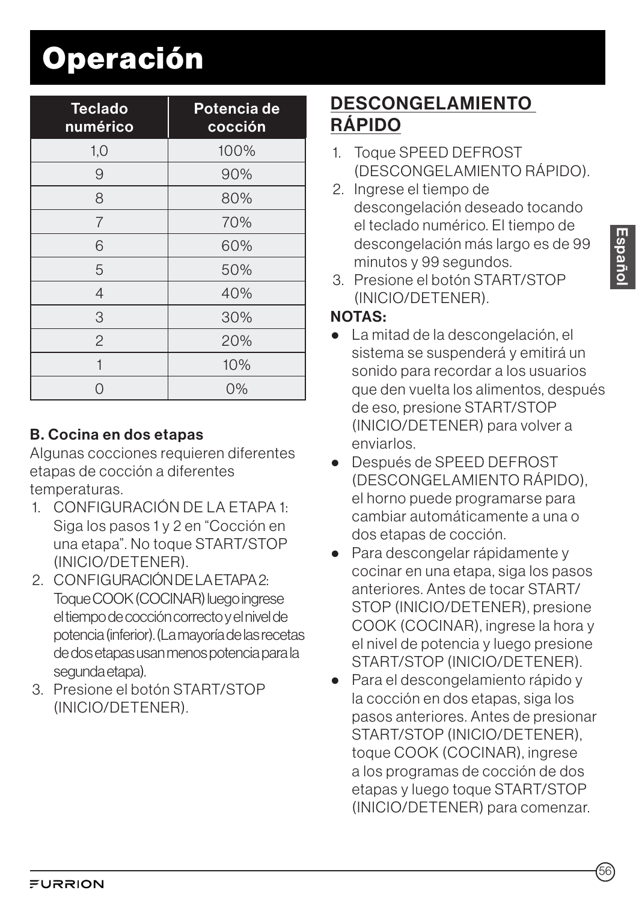# Operación

| Teclado numérico | Potencia de cocción |
|---|---|
| 1,0 | 100% |
| 9 | 90% |
| 8 | 80% |
| 7 | 70% |
| 6 | 60% |
| 5 | 50% |
| 4 | 40% |
| 3 | 30% |
| 2 | 20% |
| 1 | 10% |
| 0 | 0% |

**B. Cocina en dos etapas**

Algunas cocciones requieren diferentes etapas de cocción a diferentes temperaturas.

1. CONFIGURACIÓN DE LA ETAPA 1: Siga los pasos 1 y 2 en "Cocción en una etapa". No toque START/STOP (INICIO/DETENER).
2. CONFIGURACIÓN DE LA ETAPA 2: Toque COOK (COCINAR) luego ingrese el tiempo de cocción correcto y el nivel de potencia (inferior). (La mayoría de las recetas de dos etapas usan menos potencia para la segunda etapa).
3. Presione el botón START/STOP (INICIO/DETENER).

## DESCONGELAMIENTO RÁPIDO

1. Toque SPEED DEFROST (DESCONGELAMIENTO RÁPIDO).
2. Ingrese el tiempo de descongelación deseado tocando el teclado numérico. El tiempo de descongelación más largo es de 99 minutos y 99 segundos.
3. Presione el botón START/STOP (INICIO/DETENER).

**NOTAS:**

- La mitad de la descongelación, el sistema se suspenderá y emitirá un sonido para recordar a los usuarios que den vuelta los alimentos, después de eso, presione START/STOP (INICIO/DETENER) para volver a enviarlos.
- Después de SPEED DEFROST (DESCONGELAMIENTO RÁPIDO), el horno puede programarse para cambiar automáticamente a una o dos etapas de cocción.
- Para descongelar rápidamente y cocinar en una etapa, siga los pasos anteriores. Antes de tocar START/STOP (INICIO/DETENER), presione COOK (COCINAR), ingrese la hora y el nivel de potencia y luego presione START/STOP (INICIO/DETENER).
- Para el descongelamiento rápido y la cocción en dos etapas, siga los pasos anteriores. Antes de presionar START/STOP (INICIO/DETENER), toque COOK (COCINAR), ingrese a los programas de cocción de dos etapas y luego toque START/STOP (INICIO/DETENER) para comenzar.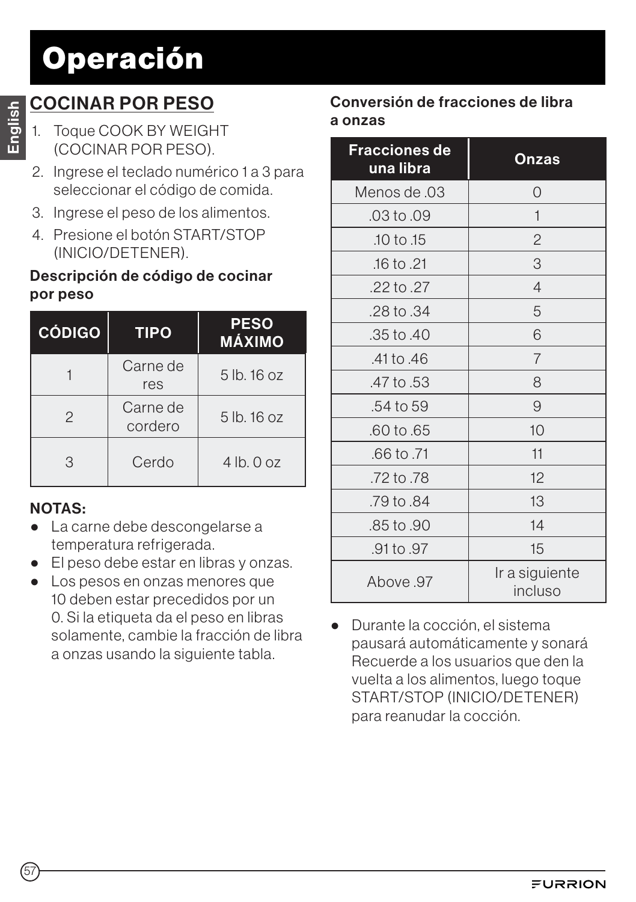# Operación

## COCINAR POR PESO

1. Toque COOK BY WEIGHT (COCINAR POR PESO).
2. Ingrese el teclado numérico 1 a 3 para seleccionar el código de comida.
3. Ingrese el peso de los alimentos.
4. Presione el botón START/STOP (INICIO/DETENER).

**Descripción de código de cocinar por peso**

| CÓDIGO | TIPO | PESO MÁXIMO |
|---|---|---|
| 1 | Carne de res | 5 lb. 16 oz |
| 2 | Carne de cordero | 5 lb. 16 oz |
| 3 | Cerdo | 4 lb. 0 oz |

**NOTAS:**

- La carne debe descongelarse a temperatura refrigerada.
- El peso debe estar en libras y onzas.
- Los pesos en onzas menores que 10 deben estar precedidos por un 0. Si la etiqueta da el peso en libras solamente, cambie la fracción de libra a onzas usando la siguiente tabla.

**Conversión de fracciones de libra a onzas**

| Fracciones de una libra | Onzas |
|---|---|
| Menos de .03 | 0 |
| .03 to .09 | 1 |
| .10 to .15 | 2 |
| .16 to .21 | 3 |
| .22 to .27 | 4 |
| .28 to .34 | 5 |
| .35 to .40 | 6 |
| .41 to .46 | 7 |
| .47 to .53 | 8 |
| .54 to 59 | 9 |
| .60 to .65 | 10 |
| .66 to .71 | 11 |
| .72 to .78 | 12 |
| .79 to .84 | 13 |
| .85 to .90 | 14 |
| .91 to .97 | 15 |
| Above .97 | Ir a siguiente incluso |

- Durante la cocción, el sistema pausará automáticamente y sonará Recuerde a los usuarios que den la vuelta a los alimentos, luego toque START/STOP (INICIO/DETENER) para reanudar la cocción.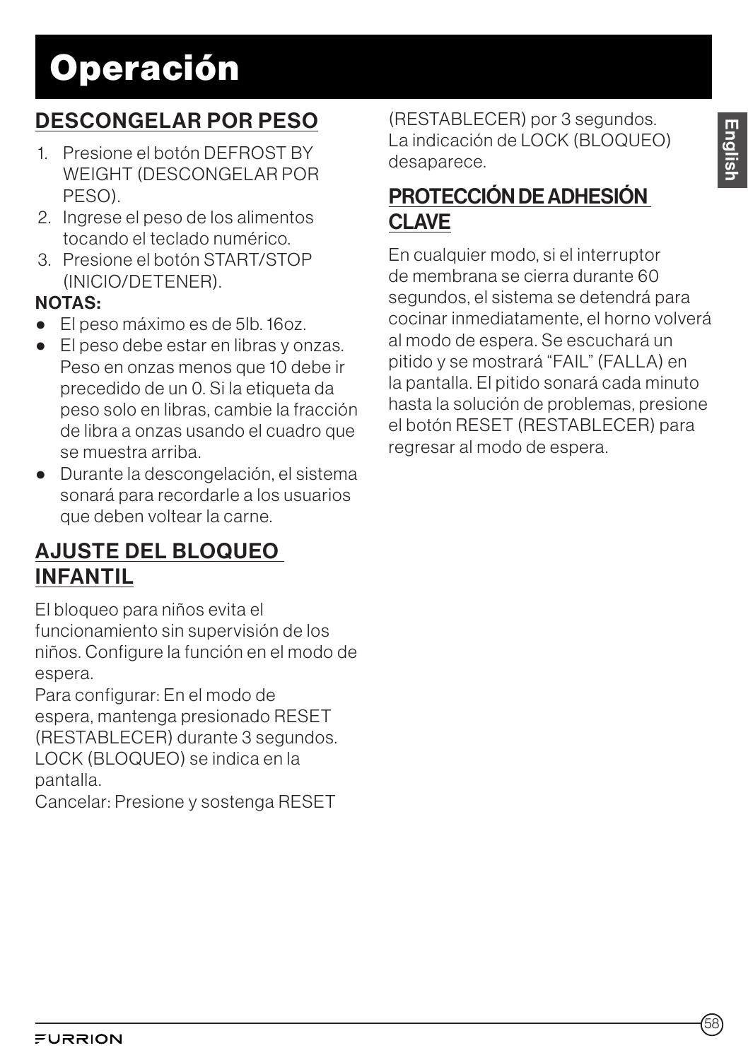# Operación

## DESCONGELAR POR PESO

1. Presione el botón DEFROST BY WEIGHT (DESCONGELAR POR PESO).
2. Ingrese el peso de los alimentos tocando el teclado numérico.
3. Presione el botón START/STOP (INICIO/DETENER).

**NOTAS:**

- El peso máximo es de 5lb. 16oz.
- El peso debe estar en libras y onzas. Peso en onzas menos que 10 debe ir precedido de un 0. Si la etiqueta da peso solo en libras, cambie la fracción de libra a onzas usando el cuadro que se muestra arriba.
- Durante la descongelación, el sistema sonará para recordarle a los usuarios que deben voltear la carne.

## AJUSTE DEL BLOQUEO INFANTIL

El bloqueo para niños evita el funcionamiento sin supervisión de los niños. Configure la función en el modo de espera.

Para configurar: En el modo de espera, mantenga presionado RESET (RESTABLECER) durante 3 segundos. LOCK (BLOQUEO) se indica en la pantalla.

Cancelar: Presione y sostenga RESET (RESTABLECER) por 3 segundos. La indicación de LOCK (BLOQUEO) desaparece.

## PROTECCIÓN DE ADHESIÓN CLAVE

En cualquier modo, si el interruptor de membrana se cierra durante 60 segundos, el sistema se detendrá para cocinar inmediatamente, el horno volverá al modo de espera. Se escuchará un pitido y se mostrará "FAIL" (FALLA) en la pantalla. El pitido sonará cada minuto hasta la solución de problemas, presione el botón RESET (RESTABLECER) para regresar al modo de espera.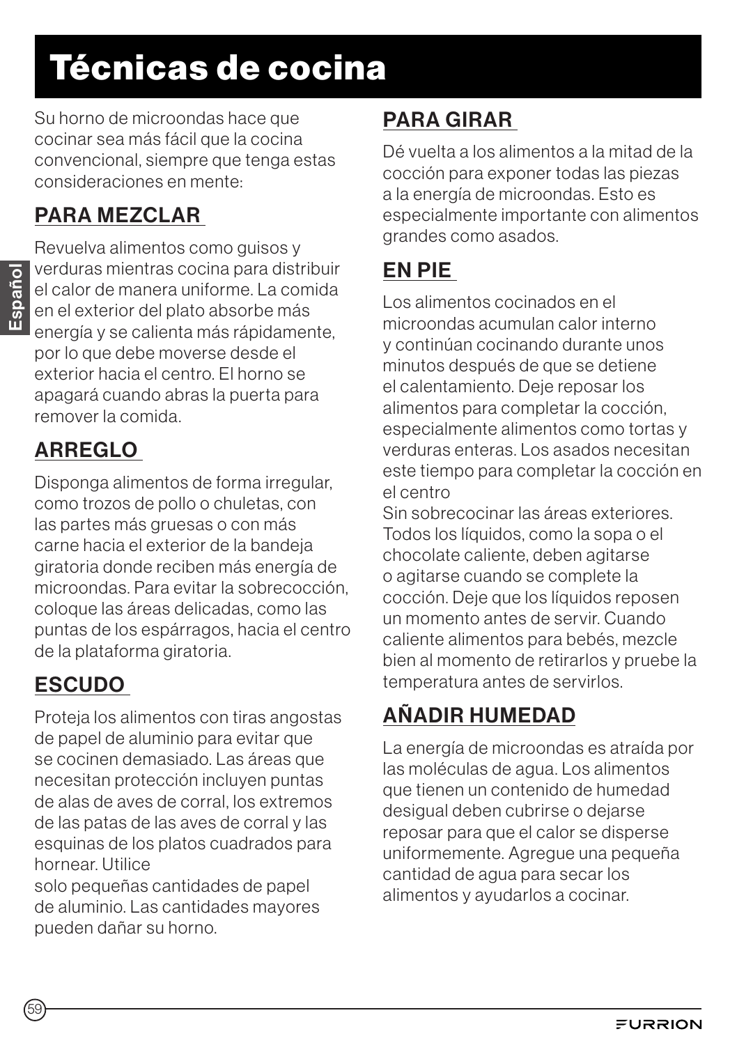# Técnicas de cocina

Su horno de microondas hace que cocinar sea más fácil que la cocina convencional, siempre que tenga estas consideraciones en mente:

## PARA MEZCLAR

Revuelva alimentos como guisos y verduras mientras cocina para distribuir el calor de manera uniforme. La comida en el exterior del plato absorbe más energía y se calienta más rápidamente, por lo que debe moverse desde el exterior hacia el centro. El horno se apagará cuando abras la puerta para remover la comida.

## ARREGLO

Disponga alimentos de forma irregular, como trozos de pollo o chuletas, con las partes más gruesas o con más carne hacia el exterior de la bandeja giratoria donde reciben más energía de microondas. Para evitar la sobrecocción, coloque las áreas delicadas, como las puntas de los espárragos, hacia el centro de la plataforma giratoria.

## ESCUDO

Proteja los alimentos con tiras angostas de papel de aluminio para evitar que se cocinen demasiado. Las áreas que necesitan protección incluyen puntas de alas de aves de corral, los extremos de las patas de las aves de corral y las esquinas de los platos cuadrados para hornear. Utilice solo pequeñas cantidades de papel de aluminio. Las cantidades mayores pueden dañar su horno.

## PARA GIRAR

Dé vuelta a los alimentos a la mitad de la cocción para exponer todas las piezas a la energía de microondas. Esto es especialmente importante con alimentos grandes como asados.

## EN PIE

Los alimentos cocinados en el microondas acumulan calor interno y continúan cocinando durante unos minutos después de que se detiene el calentamiento. Deje reposar los alimentos para completar la cocción, especialmente alimentos como tortas y verduras enteras. Los asados necesitan este tiempo para completar la cocción en el centro

Sin sobrecocinar las áreas exteriores. Todos los líquidos, como la sopa o el chocolate caliente, deben agitarse o agitarse cuando se complete la cocción. Deje que los líquidos reposen un momento antes de servir. Cuando caliente alimentos para bebés, mezcle bien al momento de retirarlos y pruebe la temperatura antes de servirlos.

## AÑADIR HUMEDAD

La energía de microondas es atraída por las moléculas de agua. Los alimentos que tienen un contenido de humedad desigual deben cubrirse o dejarse reposar para que el calor se disperse uniformemente. Agregue una pequeña cantidad de agua para secar los alimentos y ayudarlos a cocinar.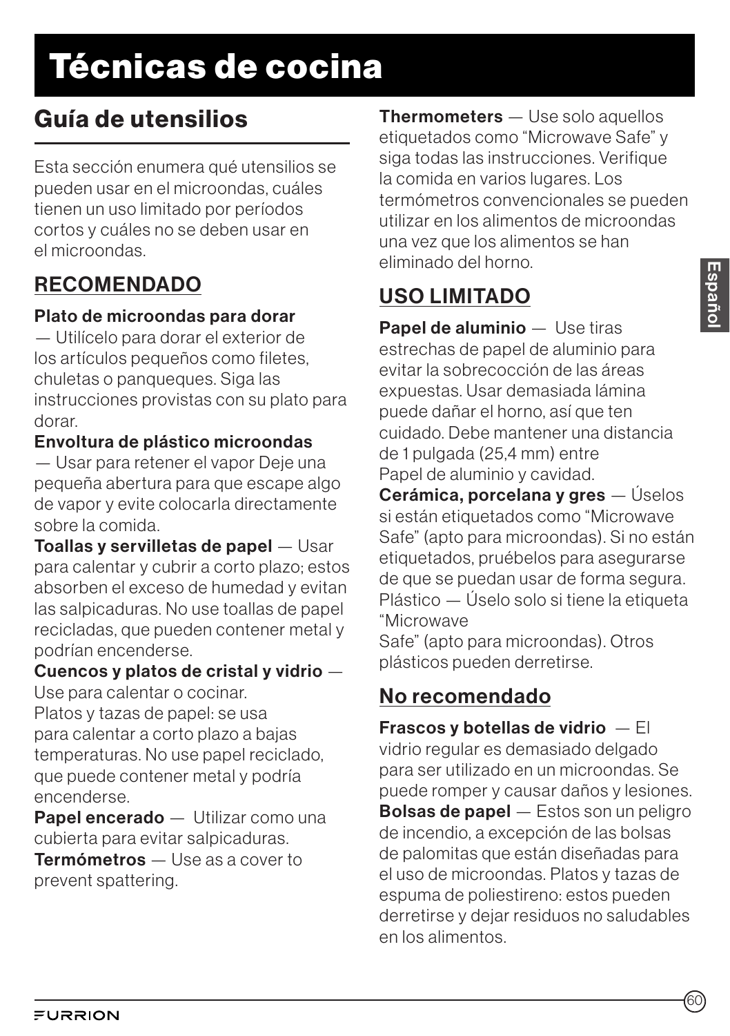# Técnicas de cocina

## Guía de utensilios

Esta sección enumera qué utensilios se pueden usar en el microondas, cuáles tienen un uso limitado por períodos cortos y cuáles no se deben usar en el microondas.

### RECOMENDADO

**Plato de microondas para dorar** — Utilícelo para dorar el exterior de los artículos pequeños como filetes, chuletas o panqueques. Siga las instrucciones provistas con su plato para dorar.

**Envoltura de plástico microondas** — Usar para retener el vapor Deje una pequeña abertura para que escape algo de vapor y evite colocarla directamente sobre la comida.

**Toallas y servilletas de papel** — Usar para calentar y cubrir a corto plazo; estos absorben el exceso de humedad y evitan las salpicaduras. No use toallas de papel recicladas, que pueden contener metal y podrían encenderse.

**Cuencos y platos de cristal y vidrio** — Use para calentar o cocinar.

Platos y tazas de papel: se usa para calentar a corto plazo a bajas temperaturas. No use papel reciclado, que puede contener metal y podría encenderse.

**Papel encerado** — Utilizar como una cubierta para evitar salpicaduras.

**Termómetros** — Use as a cover to prevent spattering.

**Thermometers** — Use solo aquellos etiquetados como "Microwave Safe" y siga todas las instrucciones. Verifique la comida en varios lugares. Los termómetros convencionales se pueden utilizar en los alimentos de microondas una vez que los alimentos se han eliminado del horno.

### USO LIMITADO

**Papel de aluminio** — Use tiras estrechas de papel de aluminio para evitar la sobrecocción de las áreas expuestas. Usar demasiada lámina puede dañar el horno, así que ten cuidado. Debe mantener una distancia de 1 pulgada (25,4 mm) entre Papel de aluminio y cavidad.

**Cerámica, porcelana y gres** — Úselos si están etiquetados como "Microwave Safe" (apto para microondas). Si no están etiquetados, pruébelos para asegurarse de que se puedan usar de forma segura.

Plástico — Úselo solo si tiene la etiqueta "Microwave Safe" (apto para microondas). Otros plásticos pueden derretirse.

### No recomendado

**Frascos y botellas de vidrio** — El vidrio regular es demasiado delgado para ser utilizado en un microondas. Se puede romper y causar daños y lesiones.

**Bolsas de papel** — Estos son un peligro de incendio, a excepción de las bolsas de palomitas que están diseñadas para el uso de microondas. Platos y tazas de espuma de poliestireno: estos pueden derretirse y dejar residuos no saludables en los alimentos.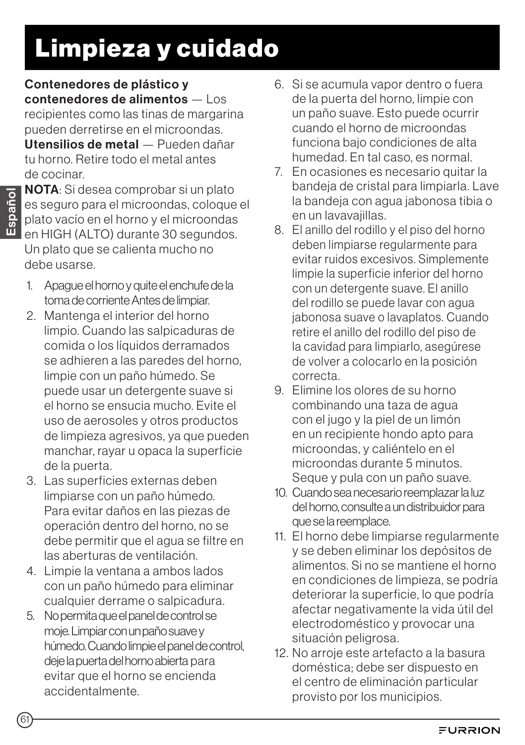# Limpieza y cuidado

**Contenedores de plástico y contenedores de alimentos** — Los recipientes como las tinas de margarina pueden derretirse en el microondas.

**Utensilios de metal** — Pueden dañar tu horno. Retire todo el metal antes de cocinar.

**NOTA**: Si desea comprobar si un plato es seguro para el microondas, coloque el plato vacío en el horno y el microondas en HIGH (ALTO) durante 30 segundos. Un plato que se calienta mucho no debe usarse.

1. Apague el horno y quite el enchufe de la toma de corriente Antes de limpiar.
2. Mantenga el interior del horno limpio. Cuando las salpicaduras de comida o los líquidos derramados se adhieren a las paredes del horno, limpie con un paño húmedo. Se puede usar un detergente suave si el horno se ensucia mucho. Evite el uso de aerosoles y otros productos de limpieza agresivos, ya que pueden manchar, rayar u opaca la superficie de la puerta.
3. Las superficies externas deben limpiarse con un paño húmedo. Para evitar daños en las piezas de operación dentro del horno, no se debe permitir que el agua se filtre en las aberturas de ventilación.
4. Limpie la ventana a ambos lados con un paño húmedo para eliminar cualquier derrame o salpicadura.
5. No permita que el panel de control se moje. Limpiar con un paño suave y húmedo. Cuando limpie el panel de control, deje la puerta del horno abierta para evitar que el horno se encienda accidentalmente.
6. Si se acumula vapor dentro o fuera de la puerta del horno, limpie con un paño suave. Esto puede ocurrir cuando el horno de microondas funciona bajo condiciones de alta humedad. En tal caso, es normal.
7. En ocasiones es necesario quitar la bandeja de cristal para limpiarla. Lave la bandeja con agua jabonosa tibia o en un lavavajillas.
8. El anillo del rodillo y el piso del horno deben limpiarse regularmente para evitar ruidos excesivos. Simplemente limpie la superficie inferior del horno con un detergente suave. El anillo del rodillo se puede lavar con agua jabonosa suave o lavaplatos. Cuando retire el anillo del rodillo del piso de la cavidad para limpiarlo, asegúrese de volver a colocarlo en la posición correcta.
9. Elimine los olores de su horno combinando una taza de agua con el jugo y la piel de un limón en un recipiente hondo apto para microondas, y caliéntelo en el microondas durante 5 minutos. Seque y pula con un paño suave.
10. Cuando sea necesario reemplazar la luz del horno, consulte a un distribuidor para que se la reemplace.
11. El horno debe limpiarse regularmente y se deben eliminar los depósitos de alimentos. Si no se mantiene el horno en condiciones de limpieza, se podría deteriorar la superficie, lo que podría afectar negativamente la vida útil del electrodoméstico y provocar una situación peligrosa.
12. No arroje este artefacto a la basura doméstica; debe ser dispuesto en el centro de eliminación particular provisto por los municipios.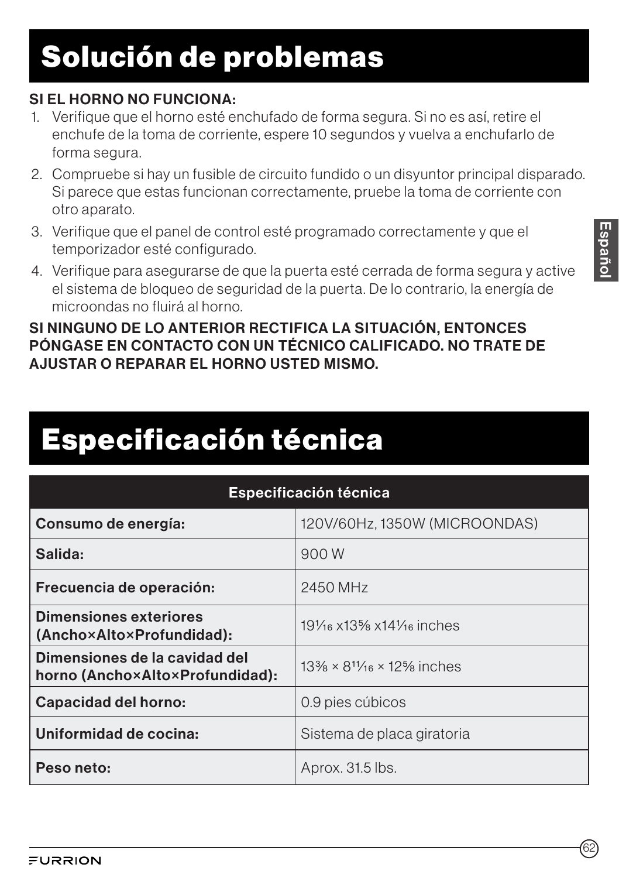# Solución de problemas

**SI EL HORNO NO FUNCIONA:**

1. Verifique que el horno esté enchufado de forma segura. Si no es así, retire el enchufe de la toma de corriente, espere 10 segundos y vuelva a enchufarlo de forma segura.
2. Compruebe si hay un fusible de circuito fundido o un disyuntor principal disparado. Si parece que estas funcionan correctamente, pruebe la toma de corriente con otro aparato.
3. Verifique que el panel de control esté programado correctamente y que el temporizador esté configurado.
4. Verifique para asegurarse de que la puerta esté cerrada de forma segura y active el sistema de bloqueo de seguridad de la puerta. De lo contrario, la energía de microondas no fluirá al horno.

**SI NINGUNO DE LO ANTERIOR RECTIFICA LA SITUACIÓN, ENTONCES PÓNGASE EN CONTACTO CON UN TÉCNICO CALIFICADO. NO TRATE DE AJUSTAR O REPARAR EL HORNO USTED MISMO.**

# Especificación técnica

| Especificación técnica | |
|---|---|
| **Consumo de energía:** | 120V/60Hz, 1350W (MICROONDAS) |
| **Salida:** | 900 W |
| **Frecuencia de operación:** | 2450 MHz |
| **Dimensiones exteriores (Ancho×Alto×Profundidad):** | 19¹⁄₁₆ x13⅝ x14¹⁄₁₆ inches |
| **Dimensiones de la cavidad del horno (Ancho×Alto×Profundidad):** | 13⅜ × 8¹¹⁄₁₆ × 12⅝ inches |
| **Capacidad del horno:** | 0.9 pies cúbicos |
| **Uniformidad de cocina:** | Sistema de placa giratoria |
| **Peso neto:** | Aprox. 31.5 lbs. |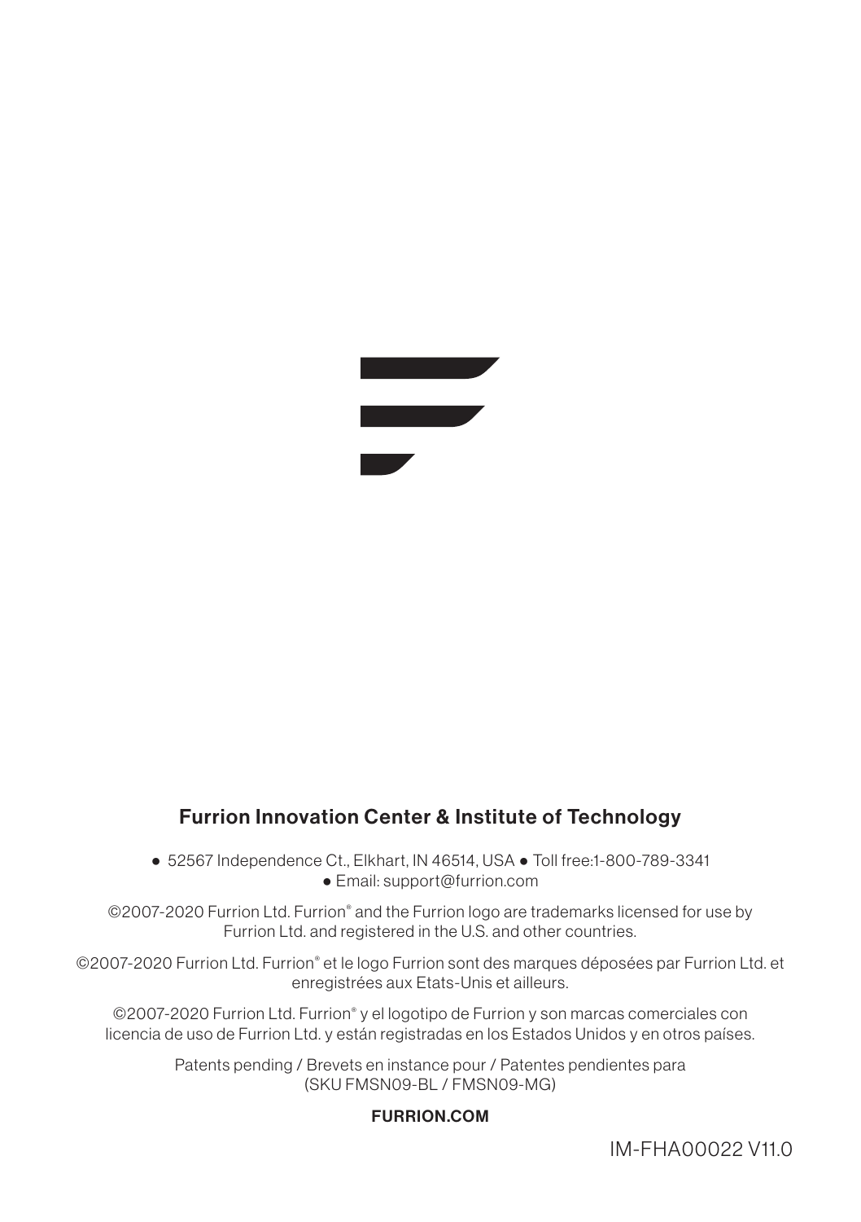## Furrion Innovation Center & Institute of Technology

● 52567 Independence Ct., Elkhart, IN 46514, USA ● Toll free:1-800-789-3341
● Email: support@furrion.com

©2007-2020 Furrion Ltd. Furrion® and the Furrion logo are trademarks licensed for use by Furrion Ltd. and registered in the U.S. and other countries.

©2007-2020 Furrion Ltd. Furrion® et le logo Furrion sont des marques déposées par Furrion Ltd. et enregistrées aux Etats-Unis et ailleurs.

©2007-2020 Furrion Ltd. Furrion® y el logotipo de Furrion y son marcas comerciales con licencia de uso de Furrion Ltd. y están registradas en los Estados Unidos y en otros países.

Patents pending / Brevets en instance pour / Patentes pendientes para
(SKU FMSN09-BL / FMSN09-MG)

**FURRION.COM**

IM-FHA00022 V11.0